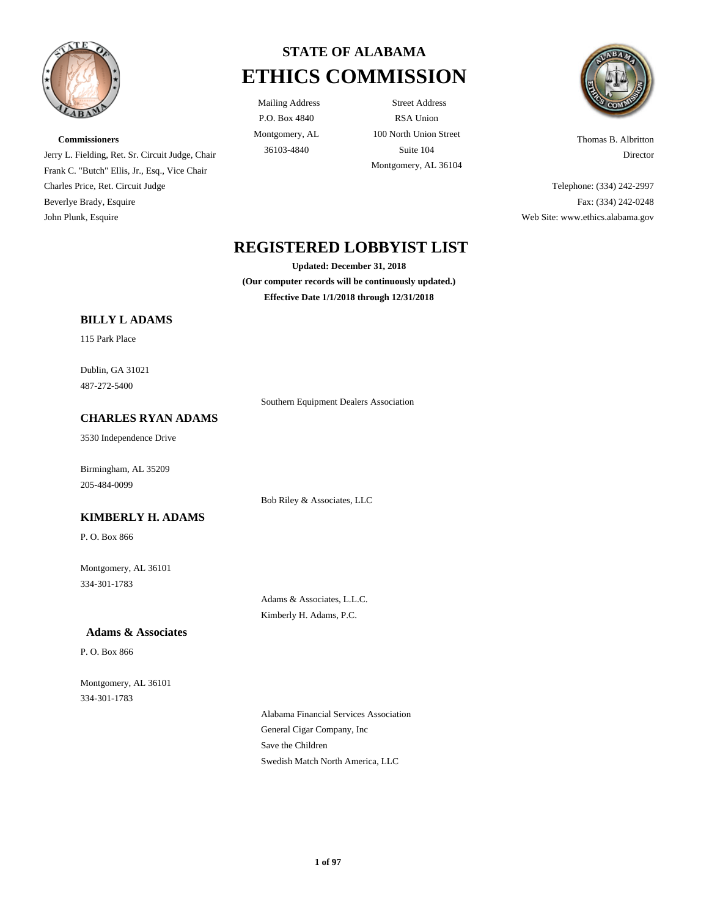# STATE OF ALABAMA
# ETHICS COMMISSION

Mailing Address
P.O. Box 4840
Montgomery, AL
36103-4840

Street Address
RSA Union
100 North Union Street
Suite 104
Montgomery, AL 36104

**Commissioners**
Jerry L. Fielding, Ret. Sr. Circuit Judge, Chair
Frank C. "Butch" Ellis, Jr., Esq., Vice Chair
Charles Price, Ret. Circuit Judge
Beverlye Brady, Esquire
John Plunk, Esquire

Thomas B. Albritton
Director

Telephone: (334) 242-2997
Fax: (334) 242-0248
Web Site: www.ethics.alabama.gov

## REGISTERED LOBBYIST LIST

**Updated: December 31, 2018**
**(Our computer records will be continuously updated.)**
**Effective Date 1/1/2018 through 12/31/2018**

### BILLY L ADAMS

115 Park Place

Dublin, GA 31021
487-272-5400

Southern Equipment Dealers Association

### CHARLES RYAN ADAMS

3530 Independence Drive

Birmingham, AL 35209
205-484-0099

Bob Riley & Associates, LLC

### KIMBERLY H. ADAMS

P. O. Box 866

Montgomery, AL 36101
334-301-1783

Adams & Associates, L.L.C.
Kimberly H. Adams, P.C.

### Adams & Associates

P. O. Box 866

Montgomery, AL 36101
334-301-1783

Alabama Financial Services Association
General Cigar Company, Inc
Save the Children
Swedish Match North America, LLC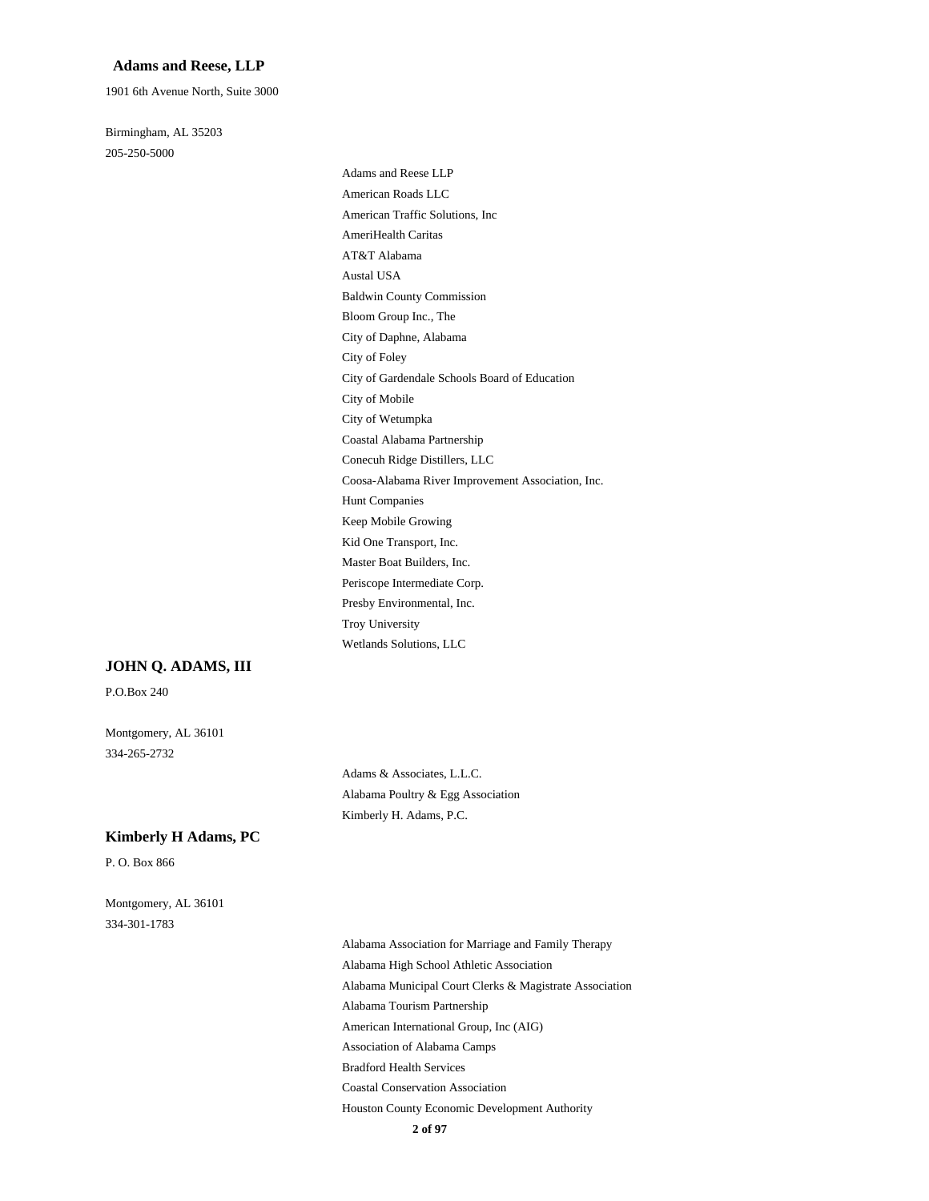### Adams and Reese, LLP

1901 6th Avenue North, Suite 3000

Birmingham, AL 35203
205-250-5000

- Adams and Reese LLP
- American Roads LLC
- American Traffic Solutions, Inc
- AmeriHealth Caritas
- AT&T Alabama
- Austal USA
- Baldwin County Commission
- Bloom Group Inc., The
- City of Daphne, Alabama
- City of Foley
- City of Gardendale Schools Board of Education
- City of Mobile
- City of Wetumpka
- Coastal Alabama Partnership
- Conecuh Ridge Distillers, LLC
- Coosa-Alabama River Improvement Association, Inc.
- Hunt Companies
- Keep Mobile Growing
- Kid One Transport, Inc.
- Master Boat Builders, Inc.
- Periscope Intermediate Corp.
- Presby Environmental, Inc.
- Troy University
- Wetlands Solutions, LLC

### JOHN Q. ADAMS, III

P.O.Box 240

Montgomery, AL 36101
334-265-2732

- Adams & Associates, L.L.C.
- Alabama Poultry & Egg Association
- Kimberly H. Adams, P.C.

### Kimberly H Adams, PC

P. O. Box 866

Montgomery, AL 36101
334-301-1783

- Alabama Association for Marriage and Family Therapy
- Alabama High School Athletic Association
- Alabama Municipal Court Clerks & Magistrate Association
- Alabama Tourism Partnership
- American International Group, Inc (AIG)
- Association of Alabama Camps
- Bradford Health Services
- Coastal Conservation Association
- Houston County Economic Development Authority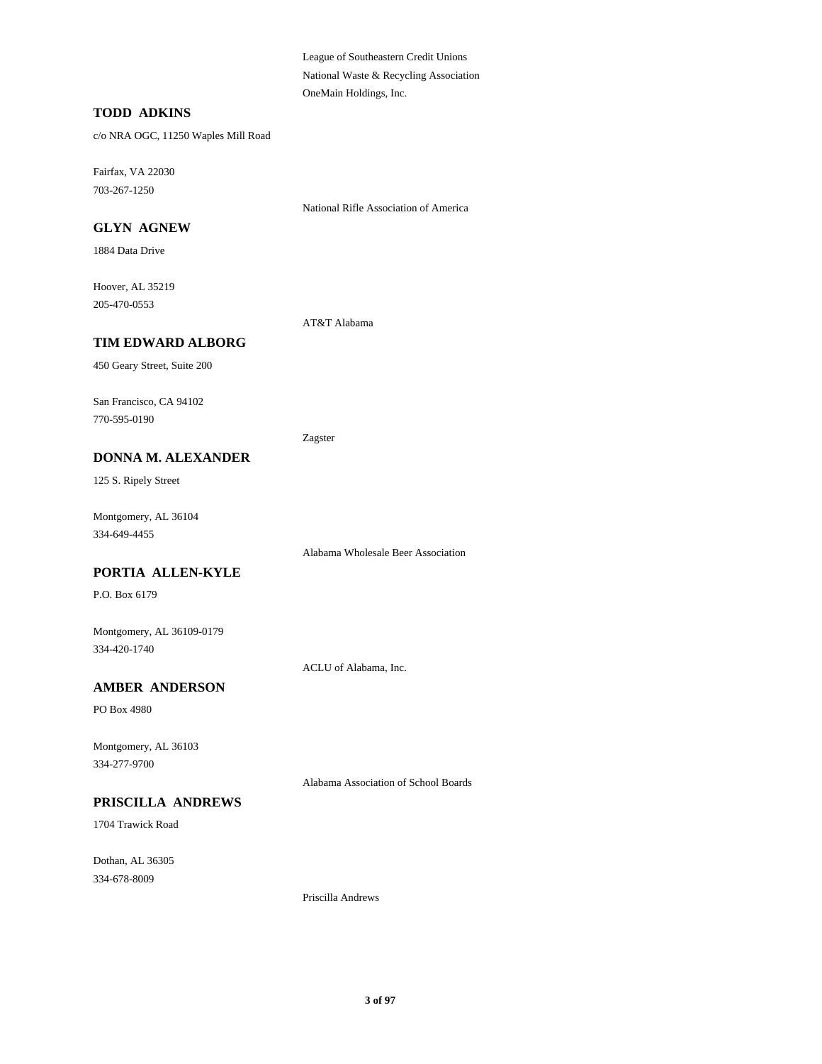League of Southeastern Credit Unions
National Waste & Recycling Association
OneMain Holdings, Inc.

**TODD ADKINS**

c/o NRA OGC, 11250 Waples Mill Road

Fairfax, VA 22030
703-267-1250

National Rifle Association of America

**GLYN AGNEW**

1884 Data Drive

Hoover, AL 35219
205-470-0553

AT&T Alabama

**TIM EDWARD ALBORG**

450 Geary Street, Suite 200

San Francisco, CA 94102
770-595-0190

Zagster

**DONNA M. ALEXANDER**

125 S. Ripely Street

Montgomery, AL 36104
334-649-4455

Alabama Wholesale Beer Association

**PORTIA ALLEN-KYLE**

P.O. Box 6179

Montgomery, AL 36109-0179
334-420-1740

ACLU of Alabama, Inc.

**AMBER ANDERSON**

PO Box 4980

Montgomery, AL 36103
334-277-9700

Alabama Association of School Boards

**PRISCILLA ANDREWS**

1704 Trawick Road

Dothan, AL 36305
334-678-8009

Priscilla Andrews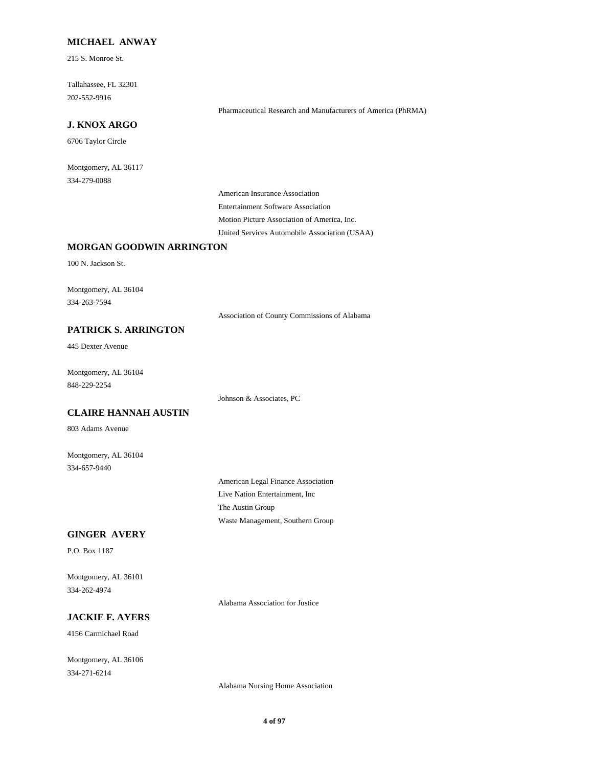### MICHAEL ANWAY

215 S. Monroe St.

Tallahassee, FL 32301
202-552-9916

Pharmaceutical Research and Manufacturers of America (PhRMA)

### J. KNOX ARGO

6706 Taylor Circle

Montgomery, AL 36117
334-279-0088

American Insurance Association
Entertainment Software Association
Motion Picture Association of America, Inc.
United Services Automobile Association (USAA)

### MORGAN GOODWIN ARRINGTON

100 N. Jackson St.

Montgomery, AL 36104
334-263-7594

Association of County Commissions of Alabama

### PATRICK S. ARRINGTON

445 Dexter Avenue

Montgomery, AL 36104
848-229-2254

Johnson & Associates, PC

### CLAIRE HANNAH AUSTIN

803 Adams Avenue

Montgomery, AL 36104
334-657-9440

American Legal Finance Association
Live Nation Entertainment, Inc
The Austin Group
Waste Management, Southern Group

### GINGER AVERY

P.O. Box 1187

Montgomery, AL 36101
334-262-4974

Alabama Association for Justice

### JACKIE F. AYERS

4156 Carmichael Road

Montgomery, AL 36106
334-271-6214

Alabama Nursing Home Association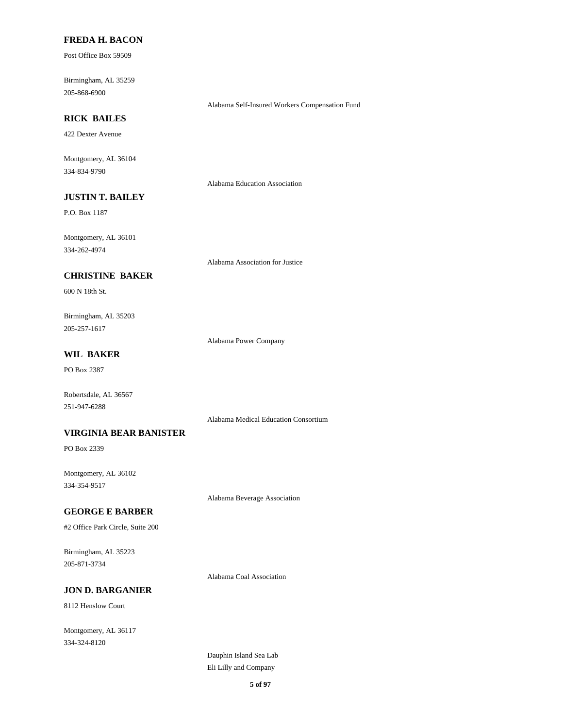**FREDA H. BACON**

Post Office Box 59509

Birmingham, AL 35259
205-868-6900

Alabama Self-Insured Workers Compensation Fund

**RICK BAILES**

422 Dexter Avenue

Montgomery, AL 36104
334-834-9790

Alabama Education Association

**JUSTIN T. BAILEY**

P.O. Box 1187

Montgomery, AL 36101
334-262-4974

Alabama Association for Justice

**CHRISTINE BAKER**

600 N 18th St.

Birmingham, AL 35203
205-257-1617

Alabama Power Company

**WIL BAKER**

PO Box 2387

Robertsdale, AL 36567
251-947-6288

Alabama Medical Education Consortium

**VIRGINIA BEAR BANISTER**

PO Box 2339

Montgomery, AL 36102
334-354-9517

Alabama Beverage Association

**GEORGE E BARBER**

#2 Office Park Circle, Suite 200

Birmingham, AL 35223
205-871-3734

Alabama Coal Association

**JON D. BARGANIER**

8112 Henslow Court

Montgomery, AL 36117
334-324-8120

Dauphin Island Sea Lab
Eli Lilly and Company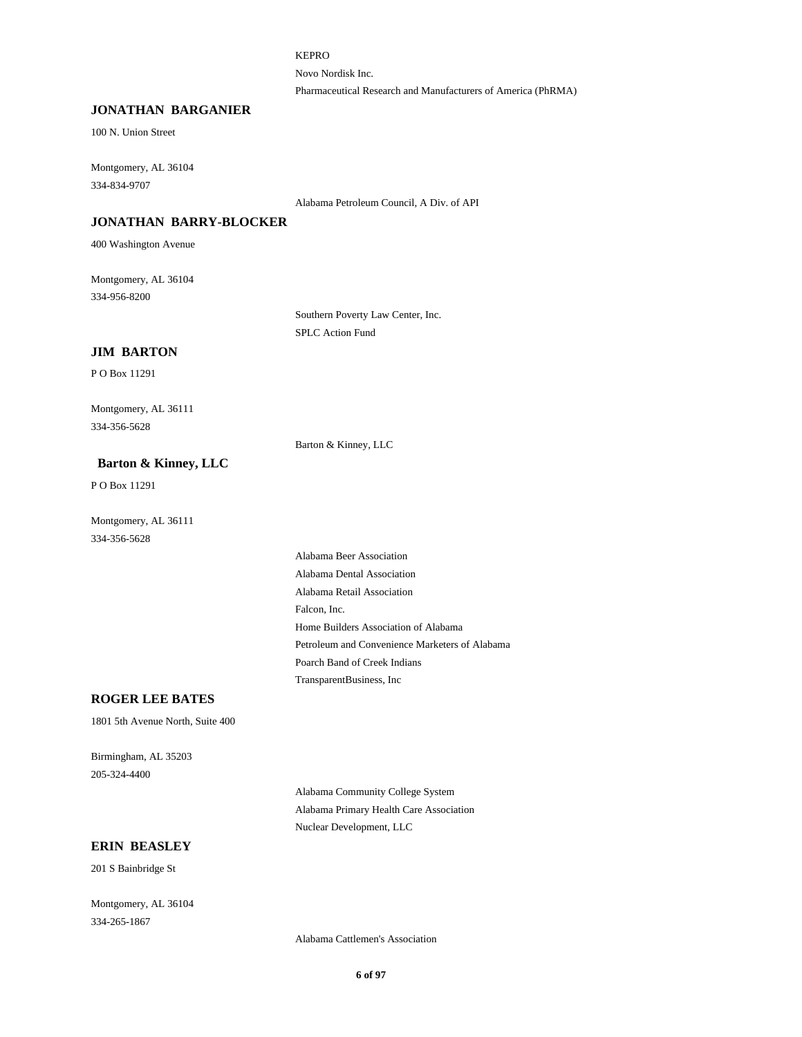KEPRO

Novo Nordisk Inc.

Pharmaceutical Research and Manufacturers of America (PhRMA)

**JONATHAN BARGANIER**

100 N. Union Street

Montgomery, AL 36104

334-834-9707

Alabama Petroleum Council, A Div. of API

**JONATHAN BARRY-BLOCKER**

400 Washington Avenue

Montgomery, AL 36104

334-956-8200

Southern Poverty Law Center, Inc.

SPLC Action Fund

**JIM BARTON**

P O Box 11291

Montgomery, AL 36111

334-356-5628

Barton & Kinney, LLC

**Barton & Kinney, LLC**

P O Box 11291

Montgomery, AL 36111

334-356-5628

Alabama Beer Association

Alabama Dental Association

Alabama Retail Association

Falcon, Inc.

Home Builders Association of Alabama

Petroleum and Convenience Marketers of Alabama

Poarch Band of Creek Indians

TransparentBusiness, Inc

**ROGER LEE BATES**

1801 5th Avenue North, Suite 400

Birmingham, AL 35203

205-324-4400

Alabama Community College System

Alabama Primary Health Care Association

Nuclear Development, LLC

**ERIN BEASLEY**

201 S Bainbridge St

Montgomery, AL 36104

334-265-1867

Alabama Cattlemen's Association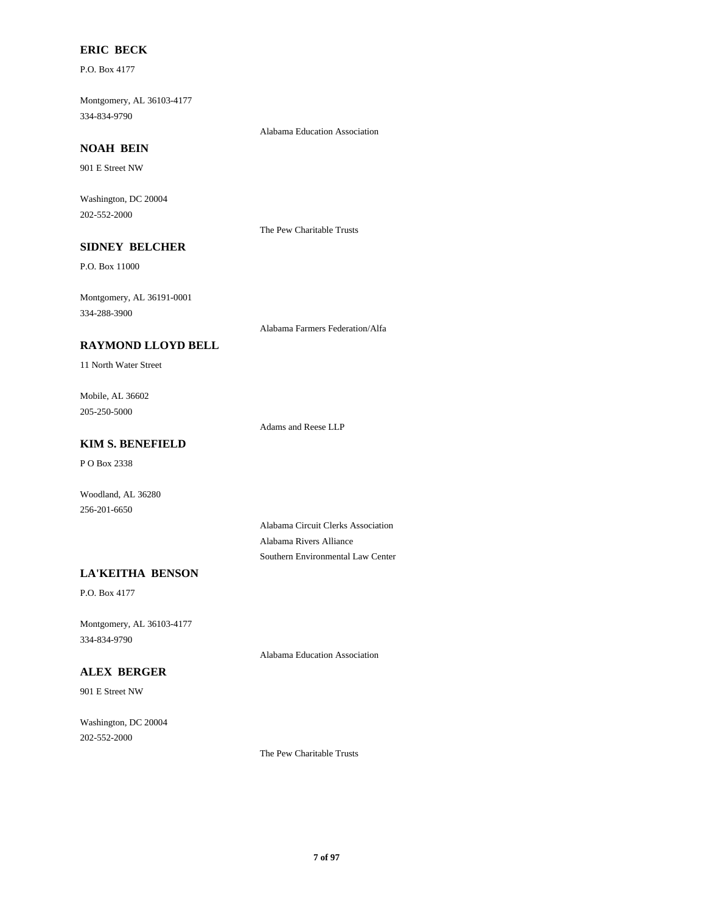**ERIC BECK**

P.O. Box 4177

Montgomery, AL 36103-4177
334-834-9790

Alabama Education Association

**NOAH BEIN**

901 E Street NW

Washington, DC 20004
202-552-2000

The Pew Charitable Trusts

**SIDNEY BELCHER**

P.O. Box 11000

Montgomery, AL 36191-0001
334-288-3900

Alabama Farmers Federation/Alfa

**RAYMOND LLOYD BELL**

11 North Water Street

Mobile, AL 36602
205-250-5000

Adams and Reese LLP

**KIM S. BENEFIELD**

P O Box 2338

Woodland, AL 36280
256-201-6650

Alabama Circuit Clerks Association
Alabama Rivers Alliance
Southern Environmental Law Center

**LA'KEITHA BENSON**

P.O. Box 4177

Montgomery, AL 36103-4177
334-834-9790

Alabama Education Association

**ALEX BERGER**

901 E Street NW

Washington, DC 20004
202-552-2000

The Pew Charitable Trusts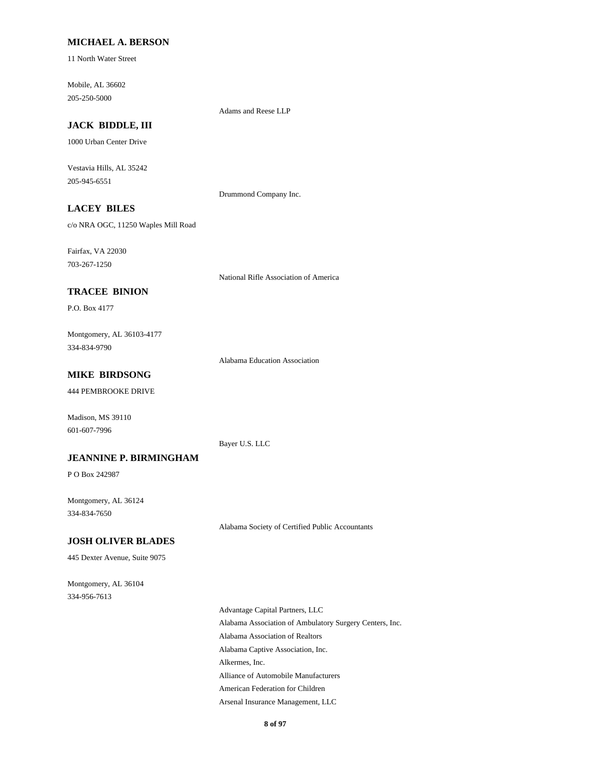**MICHAEL A. BERSON**

11 North Water Street

Mobile, AL 36602
205-250-5000

Adams and Reese LLP

**JACK BIDDLE, III**

1000 Urban Center Drive

Vestavia Hills, AL 35242
205-945-6551

Drummond Company Inc.

**LACEY BILES**

c/o NRA OGC, 11250 Waples Mill Road

Fairfax, VA 22030
703-267-1250

National Rifle Association of America

**TRACEE BINION**

P.O. Box 4177

Montgomery, AL 36103-4177
334-834-9790

Alabama Education Association

**MIKE BIRDSONG**

444 PEMBROOKE DRIVE

Madison, MS 39110
601-607-7996

Bayer U.S. LLC

**JEANNINE P. BIRMINGHAM**

P O Box 242987

Montgomery, AL 36124
334-834-7650

Alabama Society of Certified Public Accountants

**JOSH OLIVER BLADES**

445 Dexter Avenue, Suite 9075

Montgomery, AL 36104
334-956-7613

Advantage Capital Partners, LLC
Alabama Association of Ambulatory Surgery Centers, Inc.
Alabama Association of Realtors
Alabama Captive Association, Inc.
Alkermes, Inc.
Alliance of Automobile Manufacturers
American Federation for Children
Arsenal Insurance Management, LLC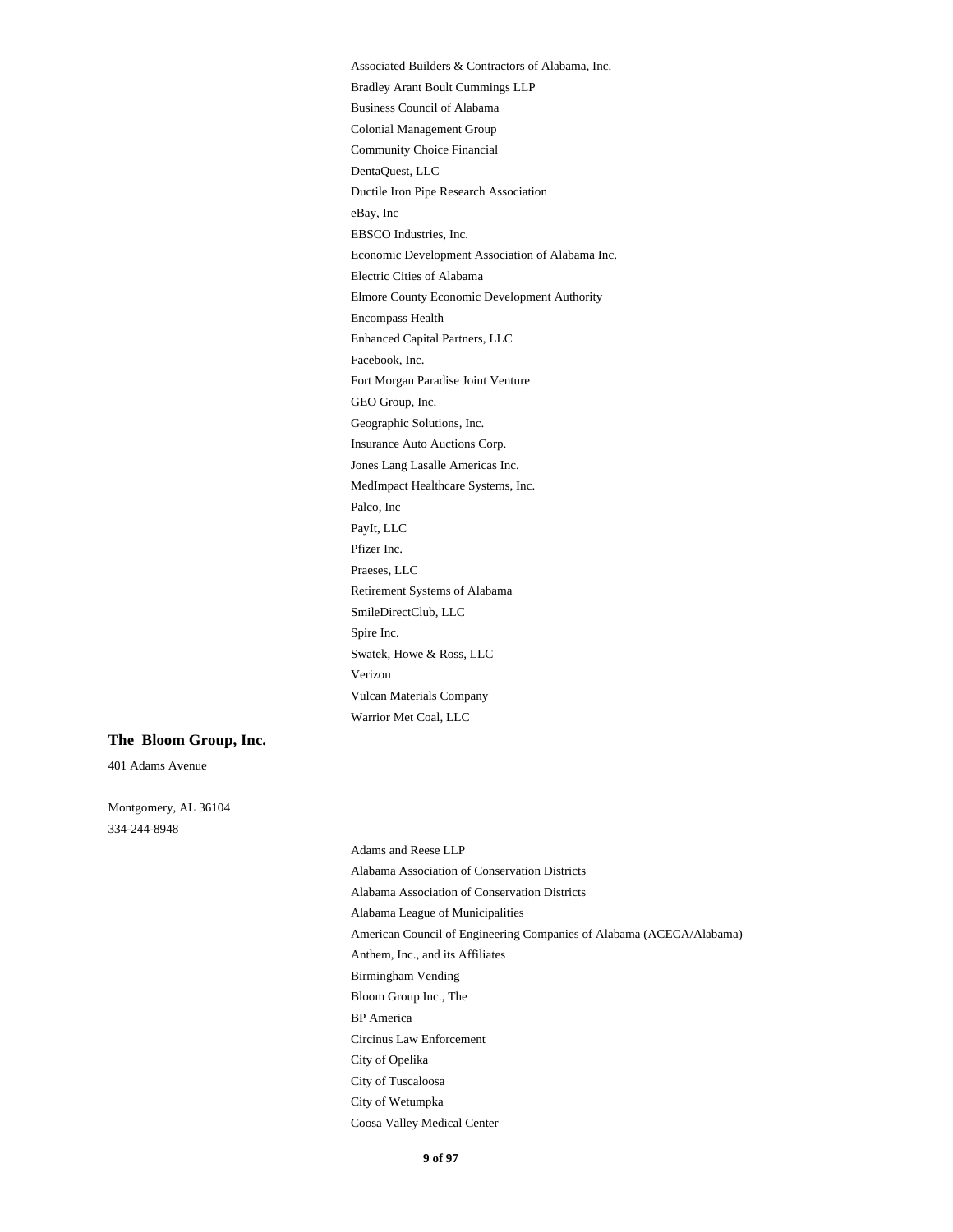Associated Builders & Contractors of Alabama, Inc.
Bradley Arant Boult Cummings LLP
Business Council of Alabama
Colonial Management Group
Community Choice Financial
DentaQuest, LLC
Ductile Iron Pipe Research Association
eBay, Inc
EBSCO Industries, Inc.
Economic Development Association of Alabama Inc.
Electric Cities of Alabama
Elmore County Economic Development Authority
Encompass Health
Enhanced Capital Partners, LLC
Facebook, Inc.
Fort Morgan Paradise Joint Venture
GEO Group, Inc.
Geographic Solutions, Inc.
Insurance Auto Auctions Corp.
Jones Lang Lasalle Americas Inc.
MedImpact Healthcare Systems, Inc.
Palco, Inc
PayIt, LLC
Pfizer Inc.
Praeses, LLC
Retirement Systems of Alabama
SmileDirectClub, LLC
Spire Inc.
Swatek, Howe & Ross, LLC
Verizon
Vulcan Materials Company
Warrior Met Coal, LLC

**The Bloom Group, Inc.**

401 Adams Avenue

Montgomery, AL 36104
334-244-8948

Adams and Reese LLP
Alabama Association of Conservation Districts
Alabama Association of Conservation Districts
Alabama League of Municipalities
American Council of Engineering Companies of Alabama (ACECA/Alabama)
Anthem, Inc., and its Affiliates
Birmingham Vending
Bloom Group Inc., The
BP America
Circinus Law Enforcement
City of Opelika
City of Tuscaloosa
City of Wetumpka
Coosa Valley Medical Center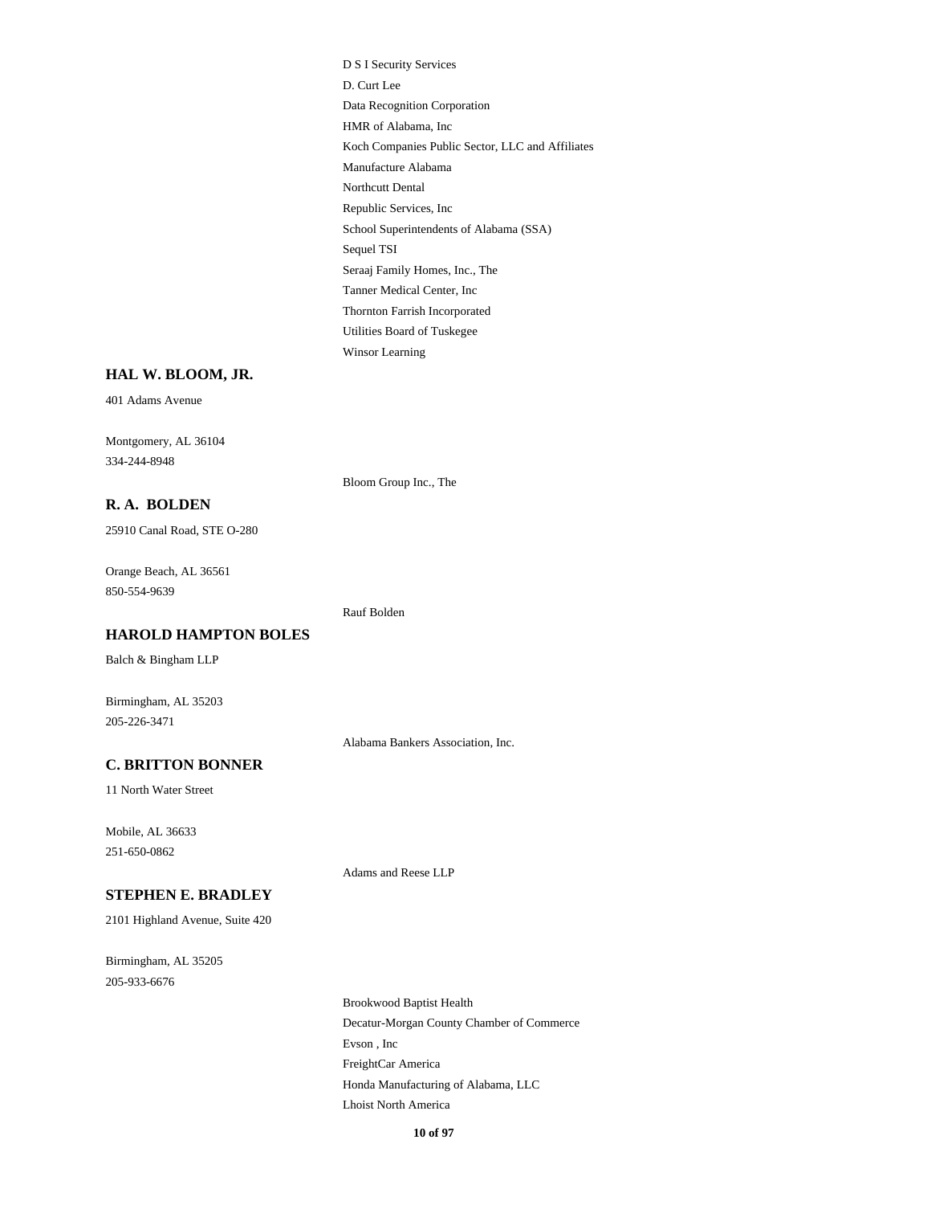D S I Security Services
D. Curt Lee
Data Recognition Corporation
HMR of Alabama, Inc
Koch Companies Public Sector, LLC and Affiliates
Manufacture Alabama
Northcutt Dental
Republic Services, Inc
School Superintendents of Alabama (SSA)
Sequel TSI
Seraaj Family Homes, Inc., The
Tanner Medical Center, Inc
Thornton Farrish Incorporated
Utilities Board of Tuskegee
Winsor Learning

**HAL W. BLOOM, JR.**

401 Adams Avenue

Montgomery, AL 36104
334-244-8948

Bloom Group Inc., The

**R. A. BOLDEN**

25910 Canal Road, STE O-280

Orange Beach, AL 36561
850-554-9639

Rauf Bolden

**HAROLD HAMPTON BOLES**

Balch & Bingham LLP

Birmingham, AL 35203
205-226-3471

Alabama Bankers Association, Inc.

**C. BRITTON BONNER**

11 North Water Street

Mobile, AL 36633
251-650-0862

Adams and Reese LLP

**STEPHEN E. BRADLEY**

2101 Highland Avenue, Suite 420

Birmingham, AL 35205
205-933-6676

Brookwood Baptist Health
Decatur-Morgan County Chamber of Commerce
Evson , Inc
FreightCar America
Honda Manufacturing of Alabama, LLC
Lhoist North America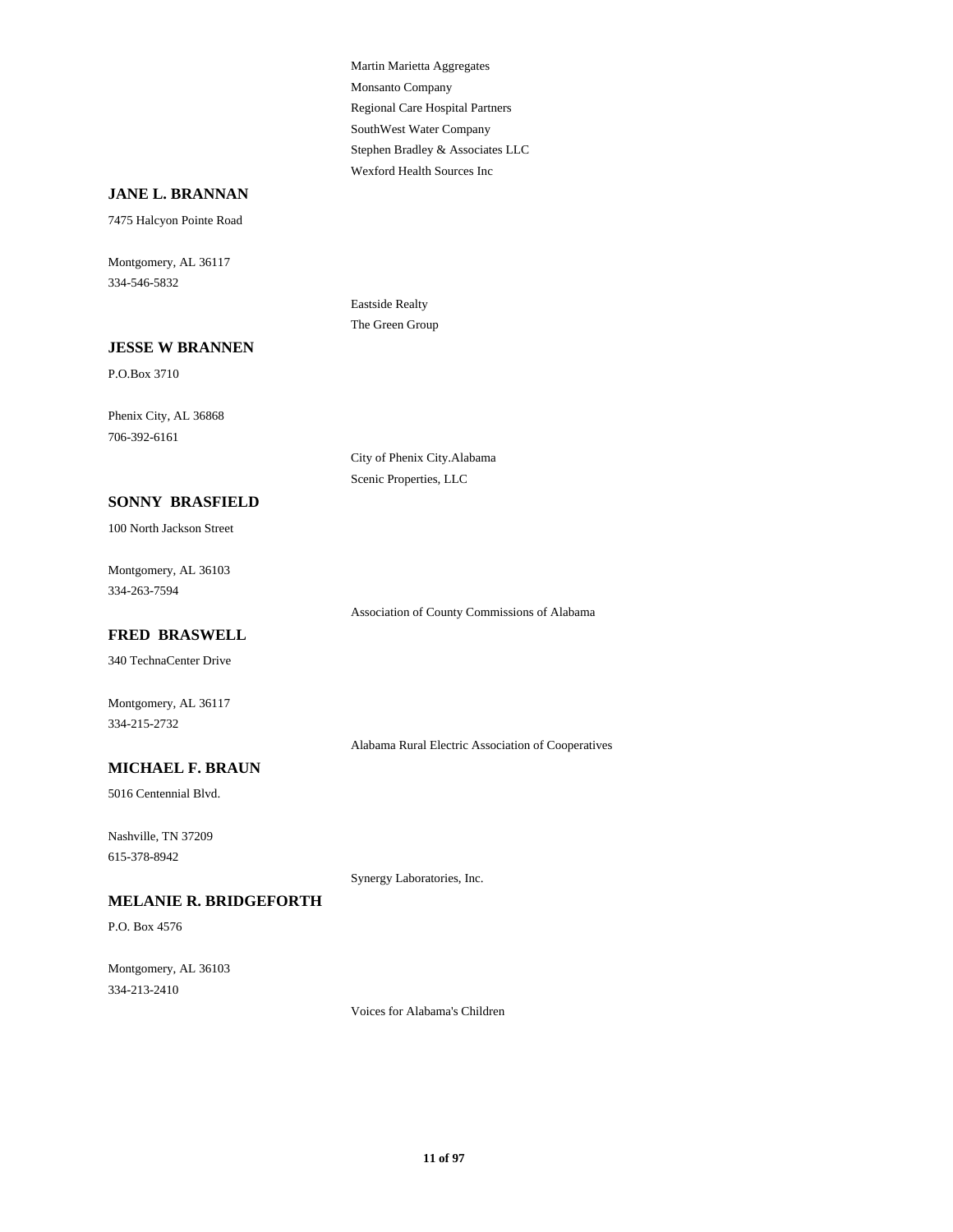Martin Marietta Aggregates
Monsanto Company
Regional Care Hospital Partners
SouthWest Water Company
Stephen Bradley & Associates LLC
Wexford Health Sources Inc

**JANE L. BRANNAN**

7475 Halcyon Pointe Road

Montgomery, AL 36117
334-546-5832

Eastside Realty
The Green Group

**JESSE W BRANNEN**

P.O.Box 3710

Phenix City, AL 36868
706-392-6161

City of Phenix City.Alabama
Scenic Properties, LLC

**SONNY BRASFIELD**

100 North Jackson Street

Montgomery, AL 36103
334-263-7594

Association of County Commissions of Alabama

**FRED BRASWELL**

340 TechnaCenter Drive

Montgomery, AL 36117
334-215-2732

Alabama Rural Electric Association of Cooperatives

**MICHAEL F. BRAUN**

5016 Centennial Blvd.

Nashville, TN 37209
615-378-8942

Synergy Laboratories, Inc.

**MELANIE R. BRIDGEFORTH**

P.O. Box 4576

Montgomery, AL 36103
334-213-2410

Voices for Alabama's Children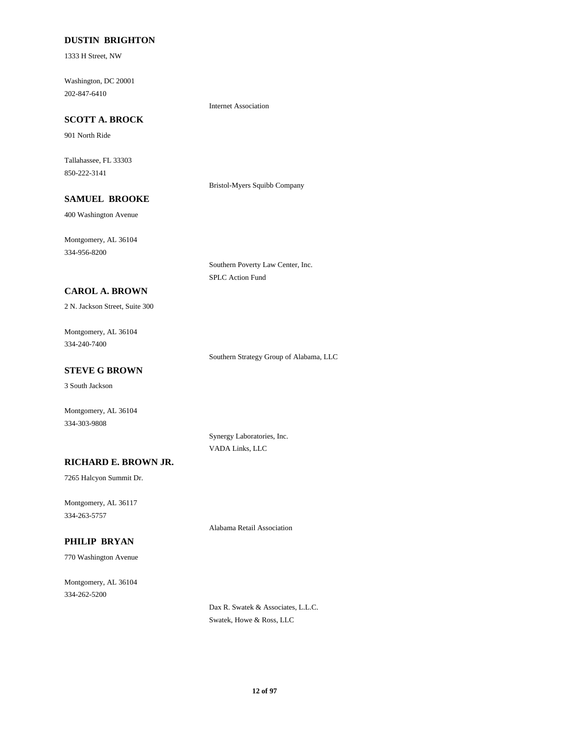**DUSTIN BRIGHTON**

1333 H Street, NW

Washington, DC 20001
202-847-6410

Internet Association

**SCOTT A. BROCK**

901 North Ride

Tallahassee, FL 33303
850-222-3141

Bristol-Myers Squibb Company

**SAMUEL BROOKE**

400 Washington Avenue

Montgomery, AL 36104
334-956-8200

Southern Poverty Law Center, Inc.
SPLC Action Fund

**CAROL A. BROWN**

2 N. Jackson Street, Suite 300

Montgomery, AL 36104
334-240-7400

Southern Strategy Group of Alabama, LLC

**STEVE G BROWN**

3 South Jackson

Montgomery, AL 36104
334-303-9808

Synergy Laboratories, Inc.
VADA Links, LLC

**RICHARD E. BROWN JR.**

7265 Halcyon Summit Dr.

Montgomery, AL 36117
334-263-5757

Alabama Retail Association

**PHILIP BRYAN**

770 Washington Avenue

Montgomery, AL 36104
334-262-5200

Dax R. Swatek & Associates, L.L.C.
Swatek, Howe & Ross, LLC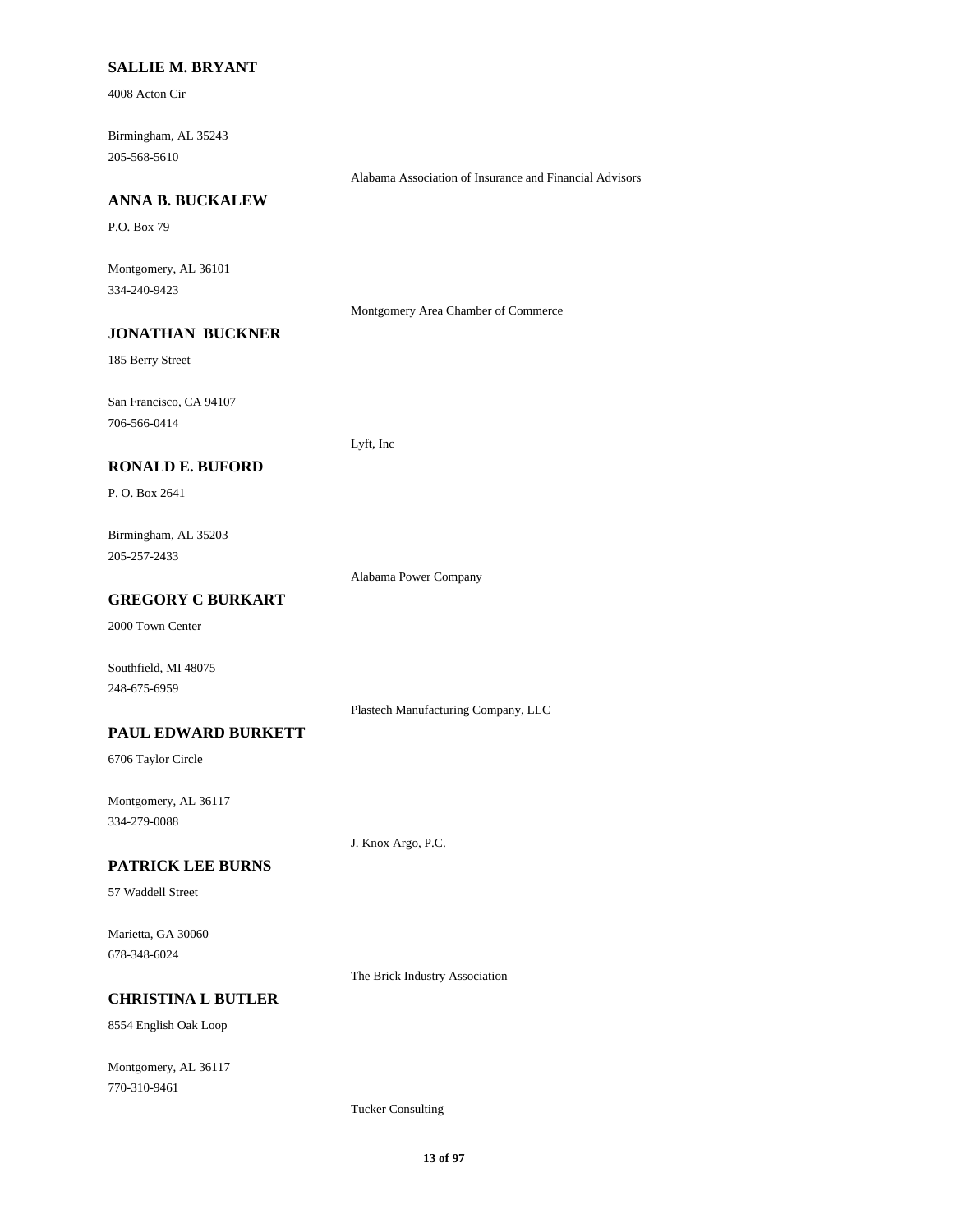**SALLIE M. BRYANT**

4008 Acton Cir

Birmingham, AL 35243
205-568-5610

Alabama Association of Insurance and Financial Advisors

**ANNA B. BUCKALEW**

P.O. Box 79

Montgomery, AL 36101
334-240-9423

Montgomery Area Chamber of Commerce

**JONATHAN BUCKNER**

185 Berry Street

San Francisco, CA 94107
706-566-0414

Lyft, Inc

**RONALD E. BUFORD**

P. O. Box 2641

Birmingham, AL 35203
205-257-2433

Alabama Power Company

**GREGORY C BURKART**

2000 Town Center

Southfield, MI 48075
248-675-6959

Plastech Manufacturing Company, LLC

**PAUL EDWARD BURKETT**

6706 Taylor Circle

Montgomery, AL 36117
334-279-0088

J. Knox Argo, P.C.

**PATRICK LEE BURNS**

57 Waddell Street

Marietta, GA 30060
678-348-6024

The Brick Industry Association

**CHRISTINA L BUTLER**

8554 English Oak Loop

Montgomery, AL 36117
770-310-9461

Tucker Consulting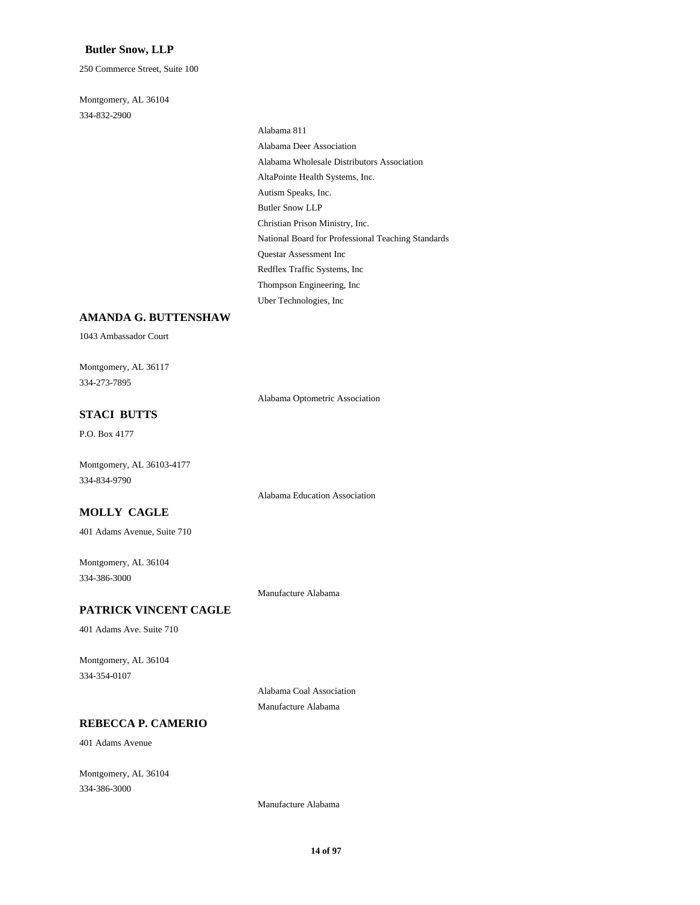**Butler Snow, LLP**

250 Commerce Street, Suite 100

Montgomery, AL 36104

334-832-2900

- Alabama 811
- Alabama Deer Association
- Alabama Wholesale Distributors Association
- AltaPointe Health Systems, Inc.
- Autism Speaks, Inc.
- Butler Snow LLP
- Christian Prison Ministry, Inc.
- National Board for Professional Teaching Standards
- Questar Assessment Inc
- Redflex Traffic Systems, Inc
- Thompson Engineering, Inc
- Uber Technologies, Inc

## AMANDA G. BUTTENSHAW

1043 Ambassador Court

Montgomery, AL 36117

334-273-7895

- Alabama Optometric Association

## STACI BUTTS

P.O. Box 4177

Montgomery, AL 36103-4177

334-834-9790

- Alabama Education Association

## MOLLY CAGLE

401 Adams Avenue, Suite 710

Montgomery, AL 36104

334-386-3000

- Manufacture Alabama

## PATRICK VINCENT CAGLE

401 Adams Ave. Suite 710

Montgomery, AL 36104

334-354-0107

- Alabama Coal Association
- Manufacture Alabama

## REBECCA P. CAMERIO

401 Adams Avenue

Montgomery, AL 36104

334-386-3000

- Manufacture Alabama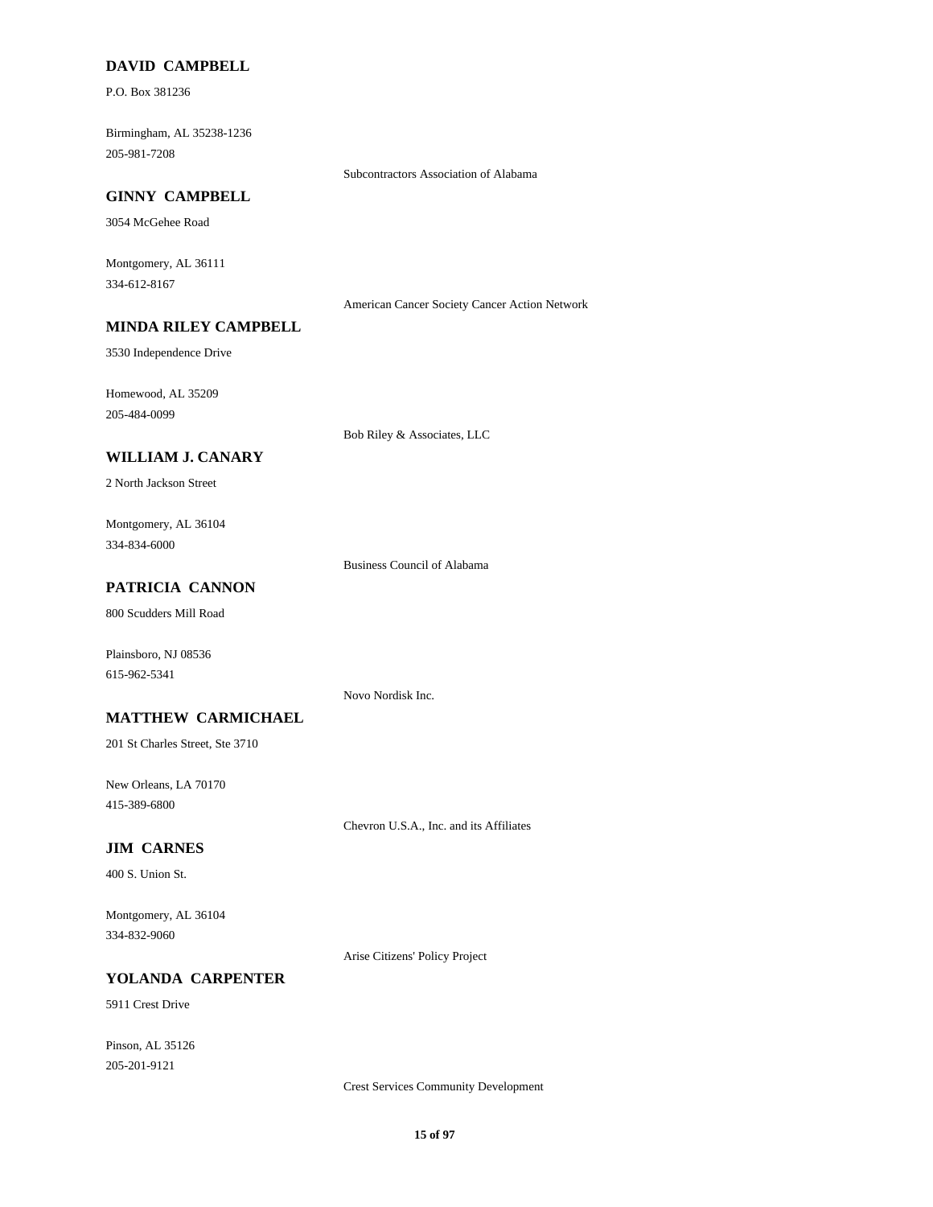**DAVID CAMPBELL**

P.O. Box 381236

Birmingham, AL 35238-1236
205-981-7208

Subcontractors Association of Alabama

**GINNY CAMPBELL**

3054 McGehee Road

Montgomery, AL 36111
334-612-8167

American Cancer Society Cancer Action Network

**MINDA RILEY CAMPBELL**

3530 Independence Drive

Homewood, AL 35209
205-484-0099

Bob Riley & Associates, LLC

**WILLIAM J. CANARY**

2 North Jackson Street

Montgomery, AL 36104
334-834-6000

Business Council of Alabama

**PATRICIA CANNON**

800 Scudders Mill Road

Plainsboro, NJ 08536
615-962-5341

Novo Nordisk Inc.

**MATTHEW CARMICHAEL**

201 St Charles Street, Ste 3710

New Orleans, LA 70170
415-389-6800

Chevron U.S.A., Inc. and its Affiliates

**JIM CARNES**

400 S. Union St.

Montgomery, AL 36104
334-832-9060

Arise Citizens' Policy Project

**YOLANDA CARPENTER**

5911 Crest Drive

Pinson, AL 35126
205-201-9121

Crest Services Community Development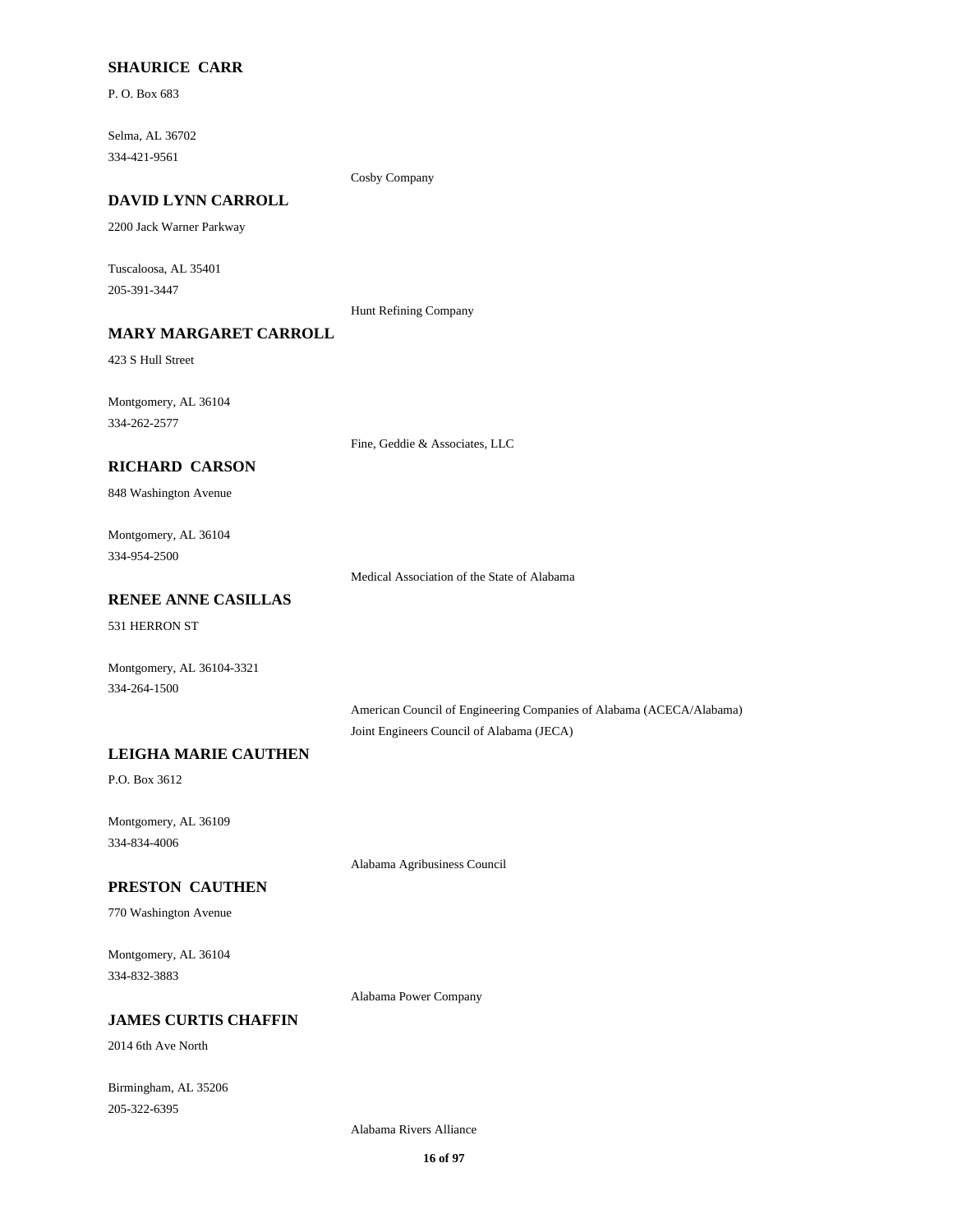**SHAURICE CARR**

P. O. Box 683

Selma, AL 36702
334-421-9561

Cosby Company

**DAVID LYNN CARROLL**

2200 Jack Warner Parkway

Tuscaloosa, AL 35401
205-391-3447

Hunt Refining Company

**MARY MARGARET CARROLL**

423 S Hull Street

Montgomery, AL 36104
334-262-2577

Fine, Geddie & Associates, LLC

**RICHARD CARSON**

848 Washington Avenue

Montgomery, AL 36104
334-954-2500

Medical Association of the State of Alabama

**RENEE ANNE CASILLAS**

531 HERRON ST

Montgomery, AL 36104-3321
334-264-1500

American Council of Engineering Companies of Alabama (ACECA/Alabama)
Joint Engineers Council of Alabama (JECA)

**LEIGHA MARIE CAUTHEN**

P.O. Box 3612

Montgomery, AL 36109
334-834-4006

Alabama Agribusiness Council

**PRESTON CAUTHEN**

770 Washington Avenue

Montgomery, AL 36104
334-832-3883

Alabama Power Company

**JAMES CURTIS CHAFFIN**

2014 6th Ave North

Birmingham, AL 35206
205-322-6395

Alabama Rivers Alliance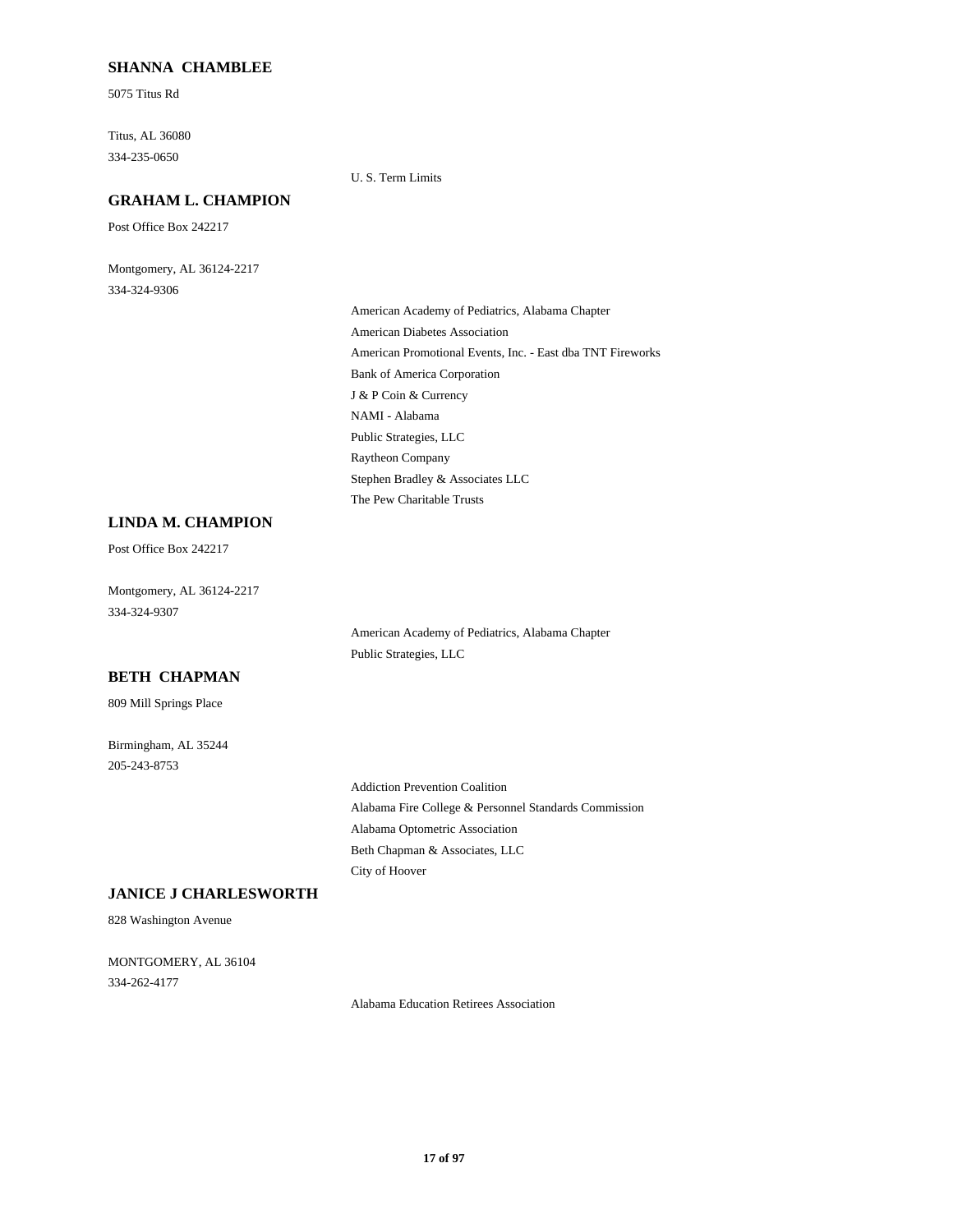**SHANNA CHAMBLEE**

5075 Titus Rd

Titus, AL 36080
334-235-0650

U. S. Term Limits

**GRAHAM L. CHAMPION**

Post Office Box 242217

Montgomery, AL 36124-2217
334-324-9306

American Academy of Pediatrics, Alabama Chapter
American Diabetes Association
American Promotional Events, Inc. - East dba TNT Fireworks
Bank of America Corporation
J & P Coin & Currency
NAMI - Alabama
Public Strategies, LLC
Raytheon Company
Stephen Bradley & Associates LLC
The Pew Charitable Trusts

**LINDA M. CHAMPION**

Post Office Box 242217

Montgomery, AL 36124-2217
334-324-9307

American Academy of Pediatrics, Alabama Chapter
Public Strategies, LLC

**BETH CHAPMAN**

809 Mill Springs Place

Birmingham, AL 35244
205-243-8753

Addiction Prevention Coalition
Alabama Fire College & Personnel Standards Commission
Alabama Optometric Association
Beth Chapman & Associates, LLC
City of Hoover

**JANICE J CHARLESWORTH**

828 Washington Avenue

MONTGOMERY, AL 36104
334-262-4177

Alabama Education Retirees Association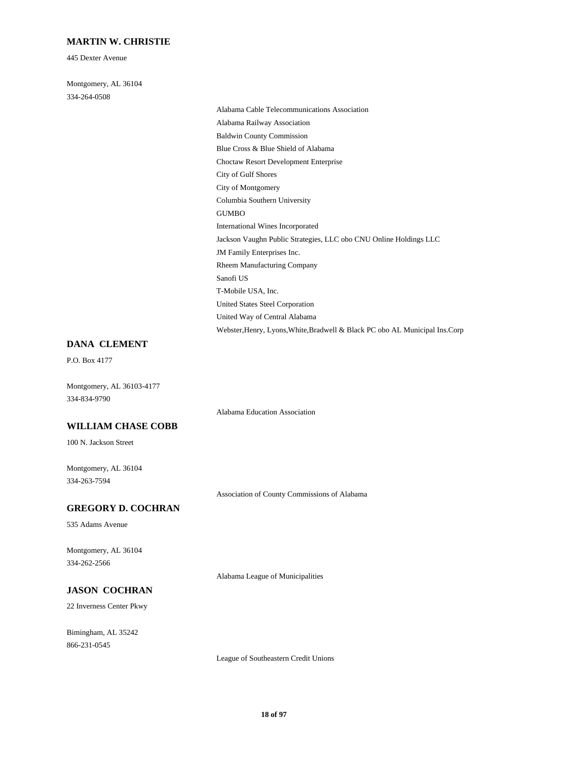**MARTIN W. CHRISTIE**

445 Dexter Avenue

Montgomery, AL 36104
334-264-0508

- Alabama Cable Telecommunications Association
- Alabama Railway Association
- Baldwin County Commission
- Blue Cross & Blue Shield of Alabama
- Choctaw Resort Development Enterprise
- City of Gulf Shores
- City of Montgomery
- Columbia Southern University
- GUMBO
- International Wines Incorporated
- Jackson Vaughn Public Strategies, LLC obo CNU Online Holdings LLC
- JM Family Enterprises Inc.
- Rheem Manufacturing Company
- Sanofi US
- T-Mobile USA, Inc.
- United States Steel Corporation
- United Way of Central Alabama
- Webster,Henry, Lyons,White,Bradwell & Black PC obo AL Municipal Ins.Corp

**DANA CLEMENT**

P.O. Box 4177

Montgomery, AL 36103-4177
334-834-9790

- Alabama Education Association

**WILLIAM CHASE COBB**

100 N. Jackson Street

Montgomery, AL 36104
334-263-7594

- Association of County Commissions of Alabama

**GREGORY D. COCHRAN**

535 Adams Avenue

Montgomery, AL 36104
334-262-2566

- Alabama League of Municipalities

**JASON COCHRAN**

22 Inverness Center Pkwy

Bimingham, AL 35242
866-231-0545

- League of Southeastern Credit Unions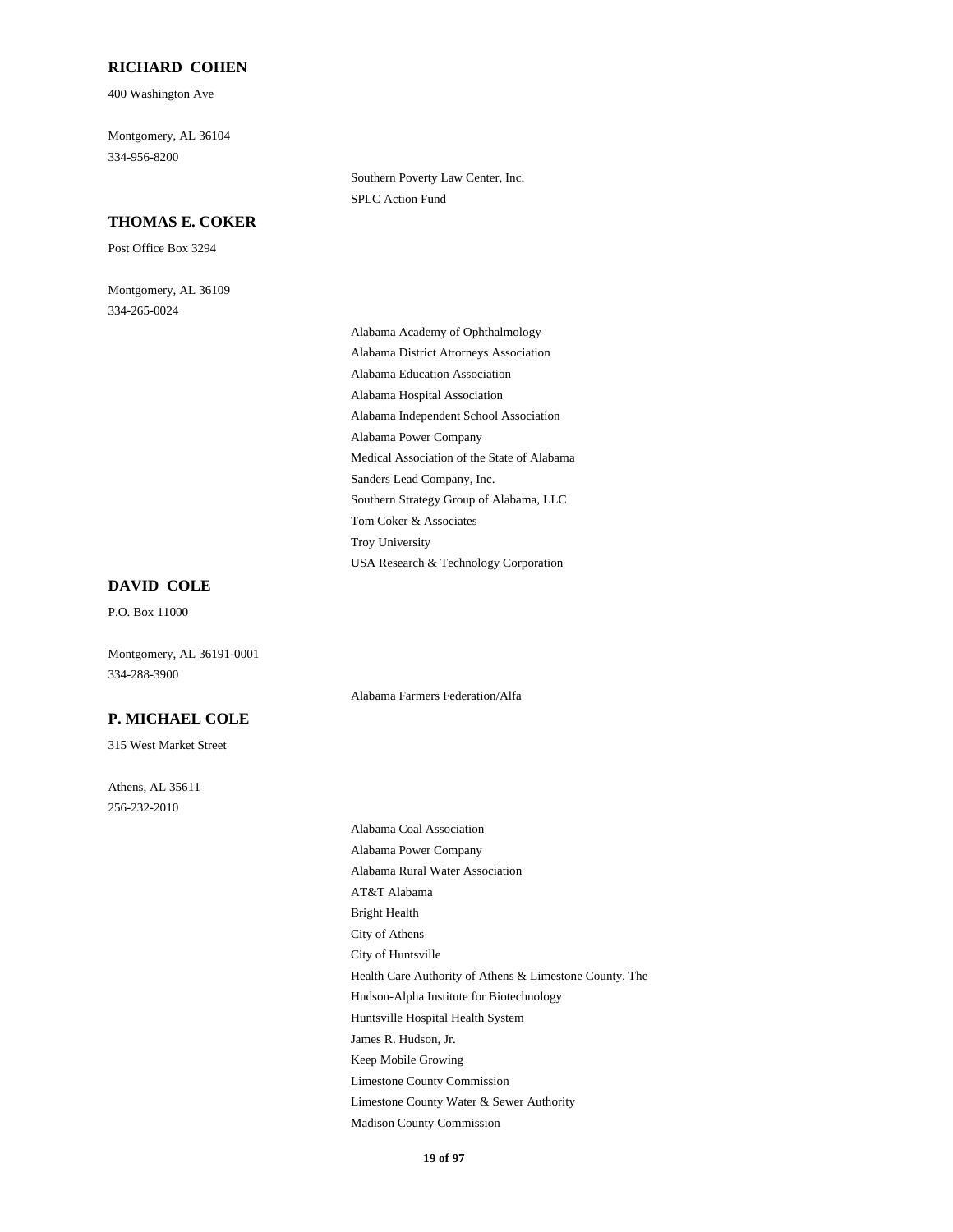**RICHARD COHEN**

400 Washington Ave

Montgomery, AL 36104
334-956-8200

- Southern Poverty Law Center, Inc.
- SPLC Action Fund

**THOMAS E. COKER**

Post Office Box 3294

Montgomery, AL 36109
334-265-0024

- Alabama Academy of Ophthalmology
- Alabama District Attorneys Association
- Alabama Education Association
- Alabama Hospital Association
- Alabama Independent School Association
- Alabama Power Company
- Medical Association of the State of Alabama
- Sanders Lead Company, Inc.
- Southern Strategy Group of Alabama, LLC
- Tom Coker & Associates
- Troy University
- USA Research & Technology Corporation

**DAVID COLE**

P.O. Box 11000

Montgomery, AL 36191-0001
334-288-3900

- Alabama Farmers Federation/Alfa

**P. MICHAEL COLE**

315 West Market Street

Athens, AL 35611
256-232-2010

- Alabama Coal Association
- Alabama Power Company
- Alabama Rural Water Association
- AT&T Alabama
- Bright Health
- City of Athens
- City of Huntsville
- Health Care Authority of Athens & Limestone County, The
- Hudson-Alpha Institute for Biotechnology
- Huntsville Hospital Health System
- James R. Hudson, Jr.
- Keep Mobile Growing
- Limestone County Commission
- Limestone County Water & Sewer Authority
- Madison County Commission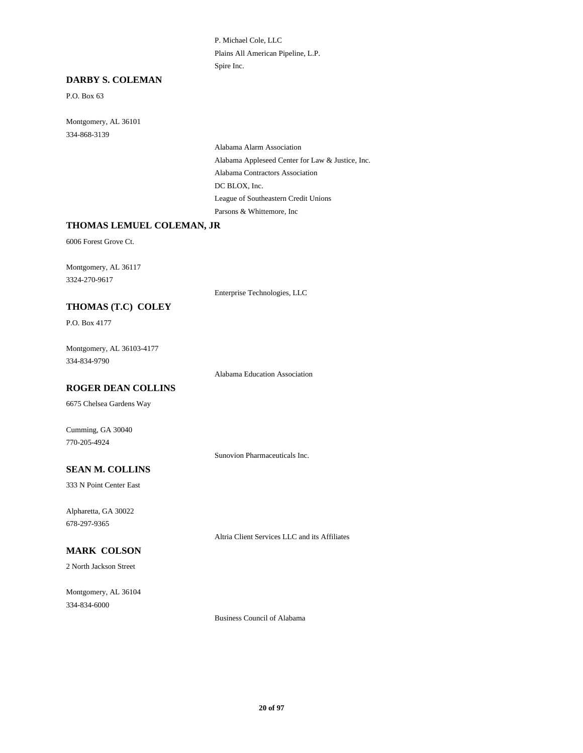P. Michael Cole, LLC
Plains All American Pipeline, L.P.
Spire Inc.

### DARBY S. COLEMAN

P.O. Box 63

Montgomery, AL 36101
334-868-3139

Alabama Alarm Association
Alabama Appleseed Center for Law & Justice, Inc.
Alabama Contractors Association
DC BLOX, Inc.
League of Southeastern Credit Unions
Parsons & Whittemore, Inc

### THOMAS LEMUEL COLEMAN, JR

6006 Forest Grove Ct.

Montgomery, AL 36117
3324-270-9617

Enterprise Technologies, LLC

### THOMAS (T.C) COLEY

P.O. Box 4177

Montgomery, AL 36103-4177
334-834-9790

Alabama Education Association

### ROGER DEAN COLLINS

6675 Chelsea Gardens Way

Cumming, GA 30040
770-205-4924

Sunovion Pharmaceuticals Inc.

### SEAN M. COLLINS

333 N Point Center East

Alpharetta, GA 30022
678-297-9365

Altria Client Services LLC and its Affiliates

### MARK COLSON

2 North Jackson Street

Montgomery, AL 36104
334-834-6000

Business Council of Alabama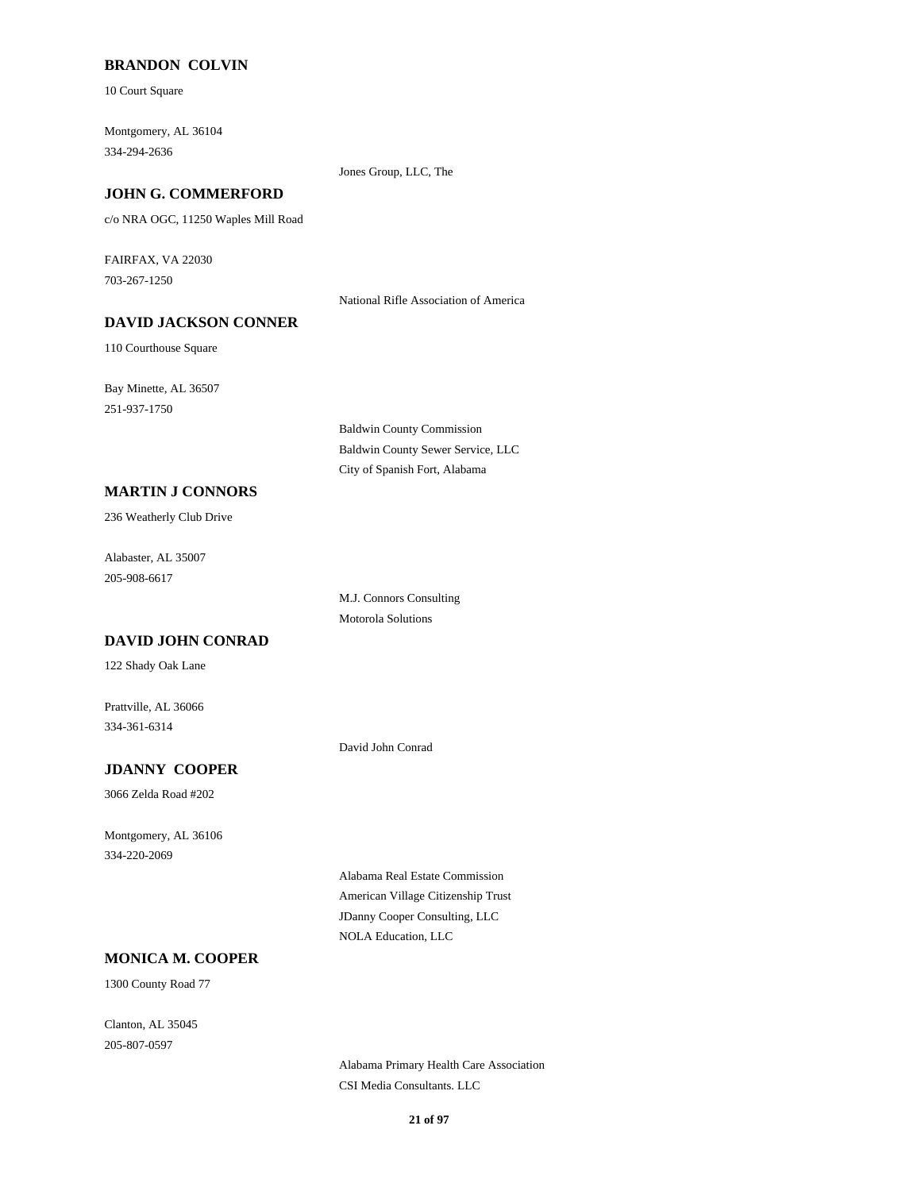**BRANDON COLVIN**

10 Court Square

Montgomery, AL 36104

334-294-2636

Jones Group, LLC, The

**JOHN G. COMMERFORD**

c/o NRA OGC, 11250 Waples Mill Road

FAIRFAX, VA 22030

703-267-1250

National Rifle Association of America

**DAVID JACKSON CONNER**

110 Courthouse Square

Bay Minette, AL 36507

251-937-1750

Baldwin County Commission

Baldwin County Sewer Service, LLC

City of Spanish Fort, Alabama

**MARTIN J CONNORS**

236 Weatherly Club Drive

Alabaster, AL 35007

205-908-6617

M.J. Connors Consulting

Motorola Solutions

**DAVID JOHN CONRAD**

122 Shady Oak Lane

Prattville, AL 36066

334-361-6314

David John Conrad

**JDANNY COOPER**

3066 Zelda Road #202

Montgomery, AL 36106

334-220-2069

Alabama Real Estate Commission

American Village Citizenship Trust

JDanny Cooper Consulting, LLC

NOLA Education, LLC

**MONICA M. COOPER**

1300 County Road 77

Clanton, AL 35045

205-807-0597

Alabama Primary Health Care Association

CSI Media Consultants. LLC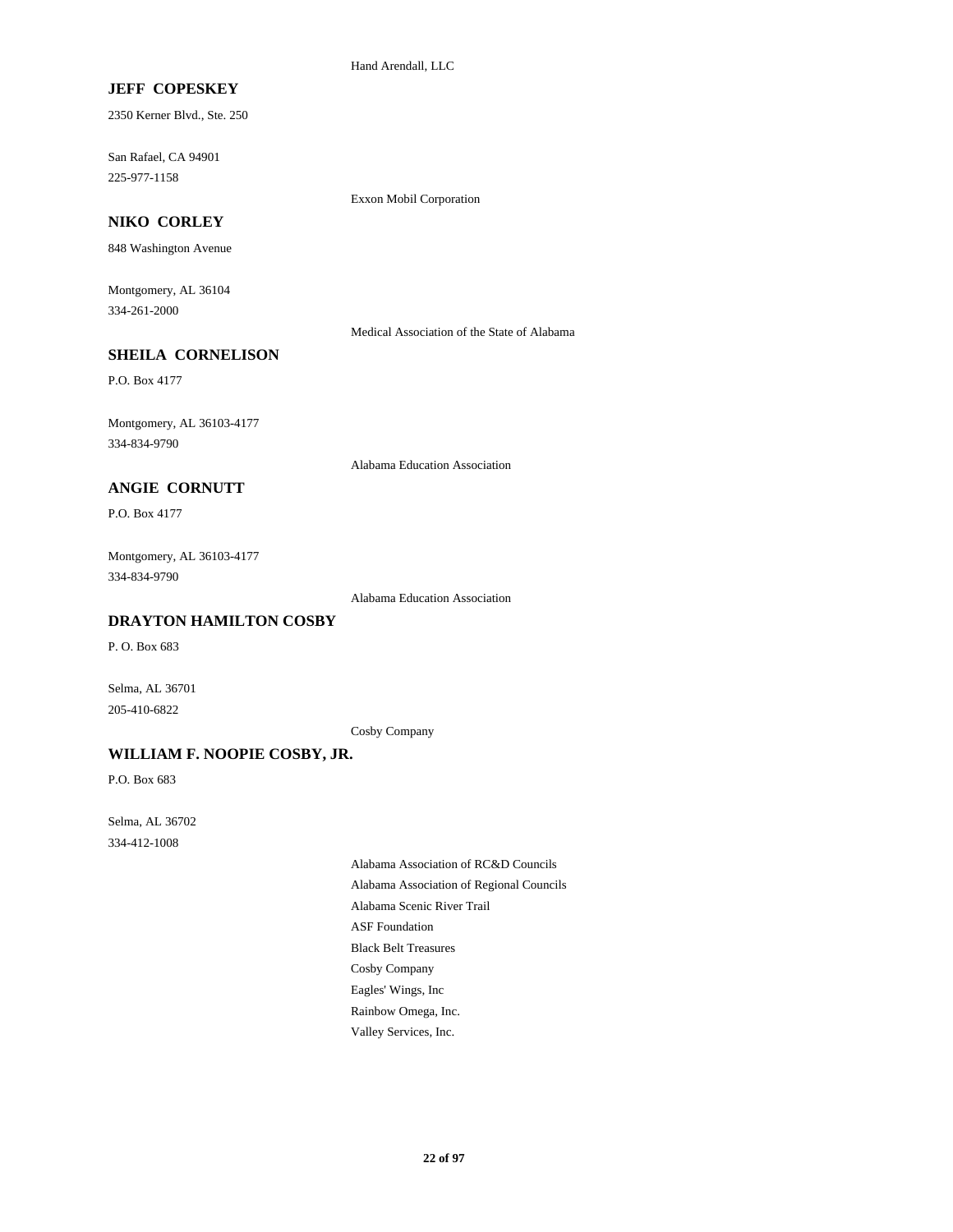Hand Arendall, LLC

**JEFF COPESKEY**

2350 Kerner Blvd., Ste. 250

San Rafael, CA 94901
225-977-1158

Exxon Mobil Corporation

**NIKO CORLEY**

848 Washington Avenue

Montgomery, AL 36104
334-261-2000

Medical Association of the State of Alabama

**SHEILA CORNELISON**

P.O. Box 4177

Montgomery, AL 36103-4177
334-834-9790

Alabama Education Association

**ANGIE CORNUTT**

P.O. Box 4177

Montgomery, AL 36103-4177
334-834-9790

Alabama Education Association

**DRAYTON HAMILTON COSBY**

P. O. Box 683

Selma, AL 36701
205-410-6822

Cosby Company

**WILLIAM F. NOOPIE COSBY, JR.**

P.O. Box 683

Selma, AL 36702
334-412-1008

Alabama Association of RC&D Councils
Alabama Association of Regional Councils
Alabama Scenic River Trail
ASF Foundation
Black Belt Treasures
Cosby Company
Eagles' Wings, Inc
Rainbow Omega, Inc.
Valley Services, Inc.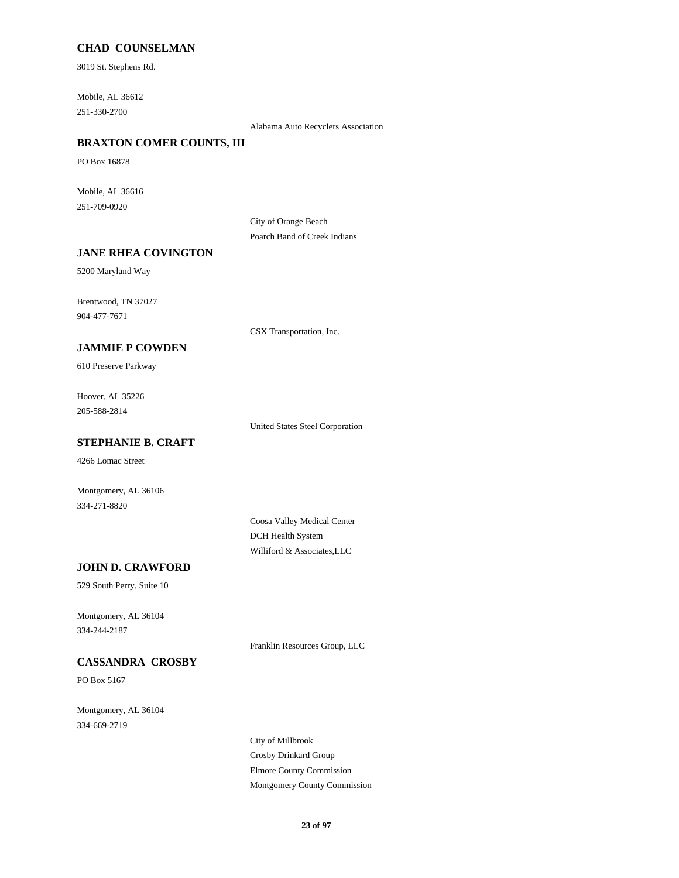**CHAD COUNSELMAN**

3019 St. Stephens Rd.

Mobile, AL 36612

251-330-2700

Alabama Auto Recyclers Association

**BRAXTON COMER COUNTS, III**

PO Box 16878

Mobile, AL 36616

251-709-0920

City of Orange Beach

Poarch Band of Creek Indians

**JANE RHEA COVINGTON**

5200 Maryland Way

Brentwood, TN 37027

904-477-7671

CSX Transportation, Inc.

**JAMMIE P COWDEN**

610 Preserve Parkway

Hoover, AL 35226

205-588-2814

United States Steel Corporation

**STEPHANIE B. CRAFT**

4266 Lomac Street

Montgomery, AL 36106

334-271-8820

Coosa Valley Medical Center

DCH Health System

Williford & Associates,LLC

**JOHN D. CRAWFORD**

529 South Perry, Suite 10

Montgomery, AL 36104

334-244-2187

Franklin Resources Group, LLC

**CASSANDRA CROSBY**

PO Box 5167

Montgomery, AL 36104

334-669-2719

City of Millbrook

Crosby Drinkard Group

Elmore County Commission

Montgomery County Commission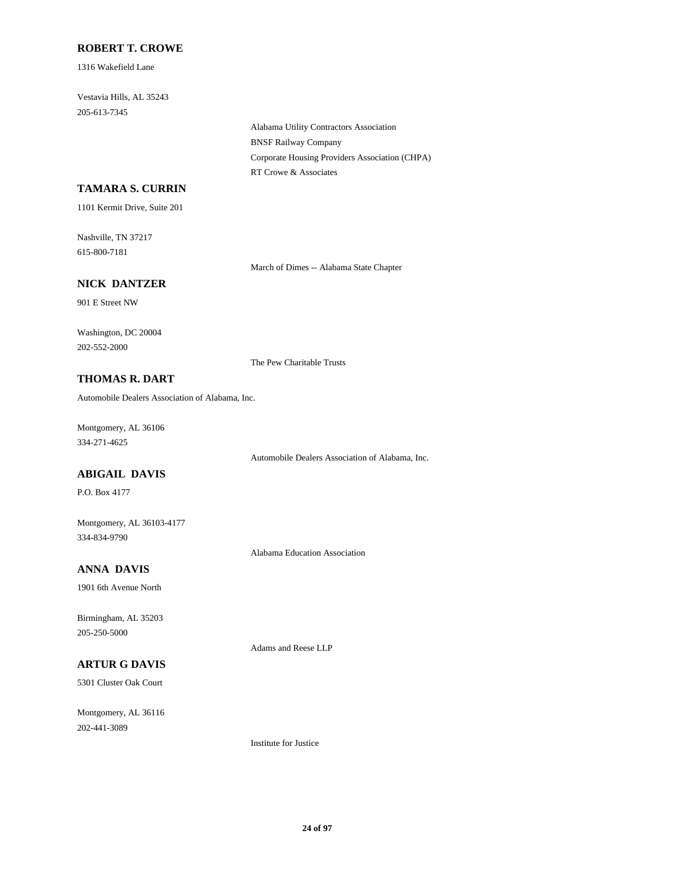**ROBERT T. CROWE**

1316 Wakefield Lane

Vestavia Hills, AL 35243
205-613-7345

Alabama Utility Contractors Association
BNSF Railway Company
Corporate Housing Providers Association (CHPA)
RT Crowe & Associates

**TAMARA S. CURRIN**

1101 Kermit Drive, Suite 201

Nashville, TN 37217
615-800-7181

March of Dimes -- Alabama State Chapter

**NICK DANTZER**

901 E Street NW

Washington, DC 20004
202-552-2000

The Pew Charitable Trusts

**THOMAS R. DART**

Automobile Dealers Association of Alabama, Inc.

Montgomery, AL 36106
334-271-4625

Automobile Dealers Association of Alabama, Inc.

**ABIGAIL DAVIS**

P.O. Box 4177

Montgomery, AL 36103-4177
334-834-9790

Alabama Education Association

**ANNA DAVIS**

1901 6th Avenue North

Birmingham, AL 35203
205-250-5000

Adams and Reese LLP

**ARTUR G DAVIS**

5301 Cluster Oak Court

Montgomery, AL 36116
202-441-3089

Institute for Justice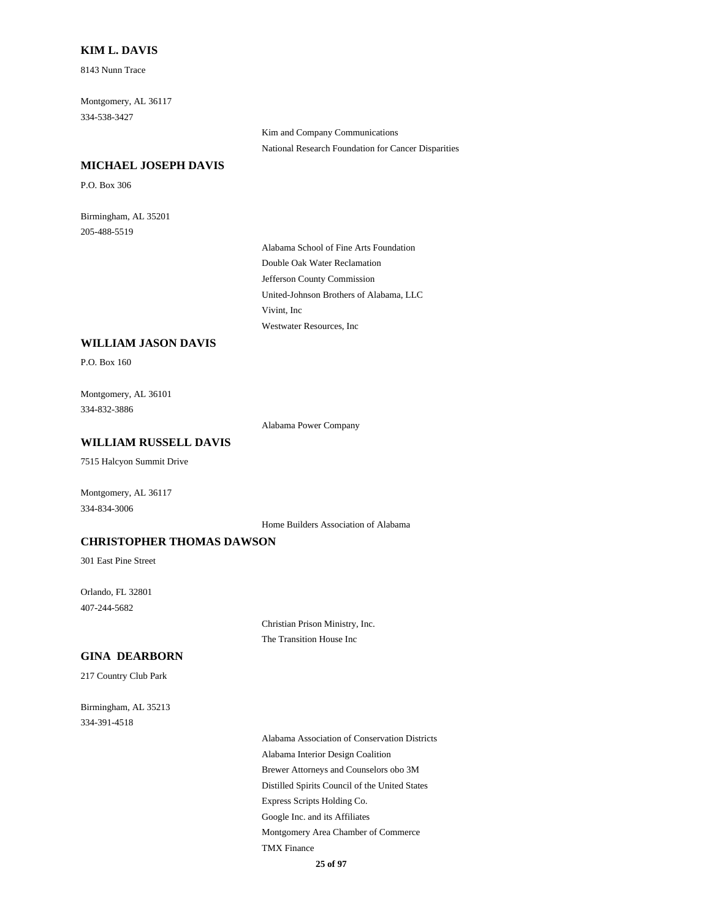### KIM L. DAVIS

8143 Nunn Trace

Montgomery, AL 36117
334-538-3427

Kim and Company Communications
National Research Foundation for Cancer Disparities

### MICHAEL JOSEPH DAVIS

P.O. Box 306

Birmingham, AL 35201
205-488-5519

Alabama School of Fine Arts Foundation
Double Oak Water Reclamation
Jefferson County Commission
United-Johnson Brothers of Alabama, LLC
Vivint, Inc
Westwater Resources, Inc

### WILLIAM JASON DAVIS

P.O. Box 160

Montgomery, AL 36101
334-832-3886

Alabama Power Company

### WILLIAM RUSSELL DAVIS

7515 Halcyon Summit Drive

Montgomery, AL 36117
334-834-3006

Home Builders Association of Alabama

### CHRISTOPHER THOMAS DAWSON

301 East Pine Street

Orlando, FL 32801
407-244-5682

Christian Prison Ministry, Inc.
The Transition House Inc

### GINA DEARBORN

217 Country Club Park

Birmingham, AL 35213
334-391-4518

Alabama Association of Conservation Districts
Alabama Interior Design Coalition
Brewer Attorneys and Counselors obo 3M
Distilled Spirits Council of the United States
Express Scripts Holding Co.
Google Inc. and its Affiliates
Montgomery Area Chamber of Commerce
TMX Finance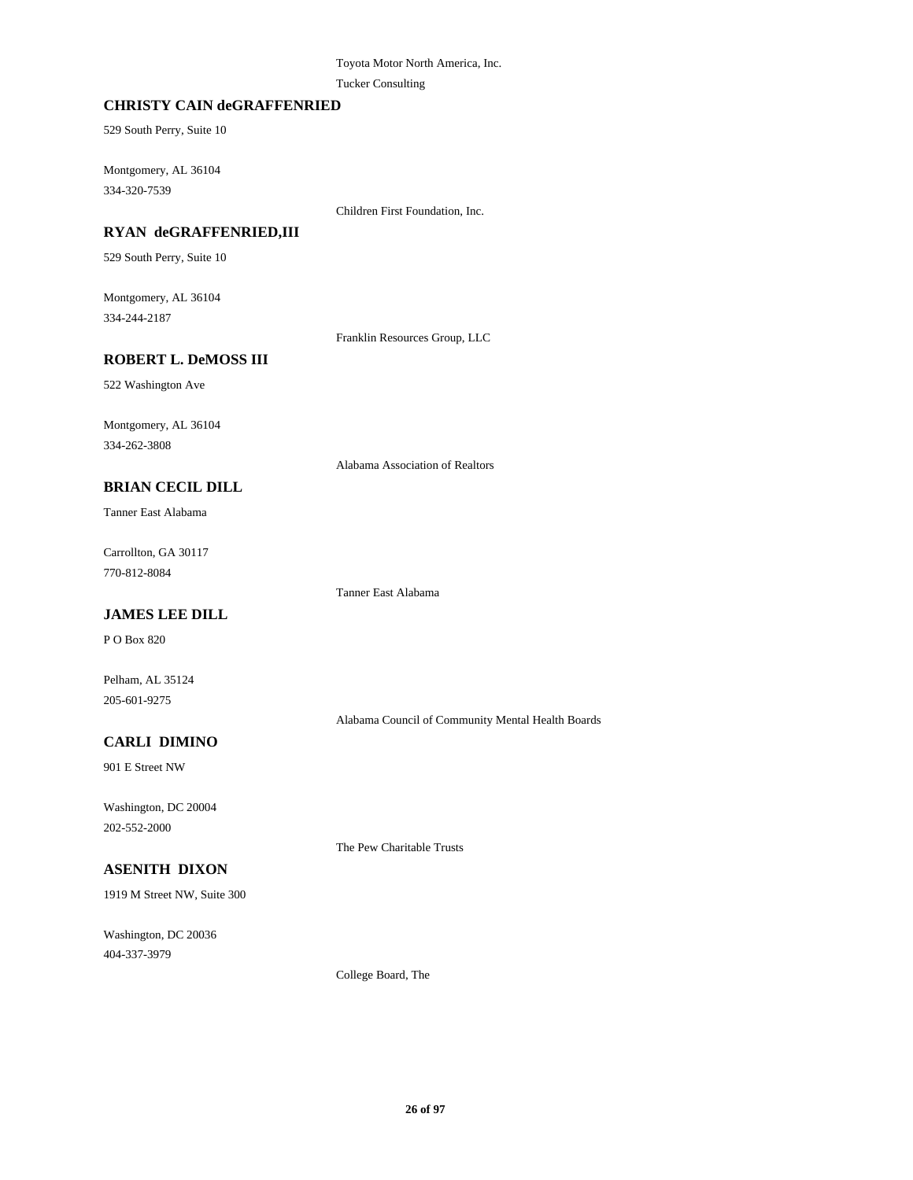Toyota Motor North America, Inc.

Tucker Consulting

**CHRISTY CAIN deGRAFFENRIED**

529 South Perry, Suite 10

Montgomery, AL 36104

334-320-7539

Children First Foundation, Inc.

**RYAN deGRAFFENRIED,III**

529 South Perry, Suite 10

Montgomery, AL 36104

334-244-2187

Franklin Resources Group, LLC

**ROBERT L. DeMOSS III**

522 Washington Ave

Montgomery, AL 36104

334-262-3808

Alabama Association of Realtors

**BRIAN CECIL DILL**

Tanner East Alabama

Carrollton, GA 30117

770-812-8084

Tanner East Alabama

**JAMES LEE DILL**

P O Box 820

Pelham, AL 35124

205-601-9275

Alabama Council of Community Mental Health Boards

**CARLI DIMINO**

901 E Street NW

Washington, DC 20004

202-552-2000

The Pew Charitable Trusts

**ASENITH DIXON**

1919 M Street NW, Suite 300

Washington, DC 20036

404-337-3979

College Board, The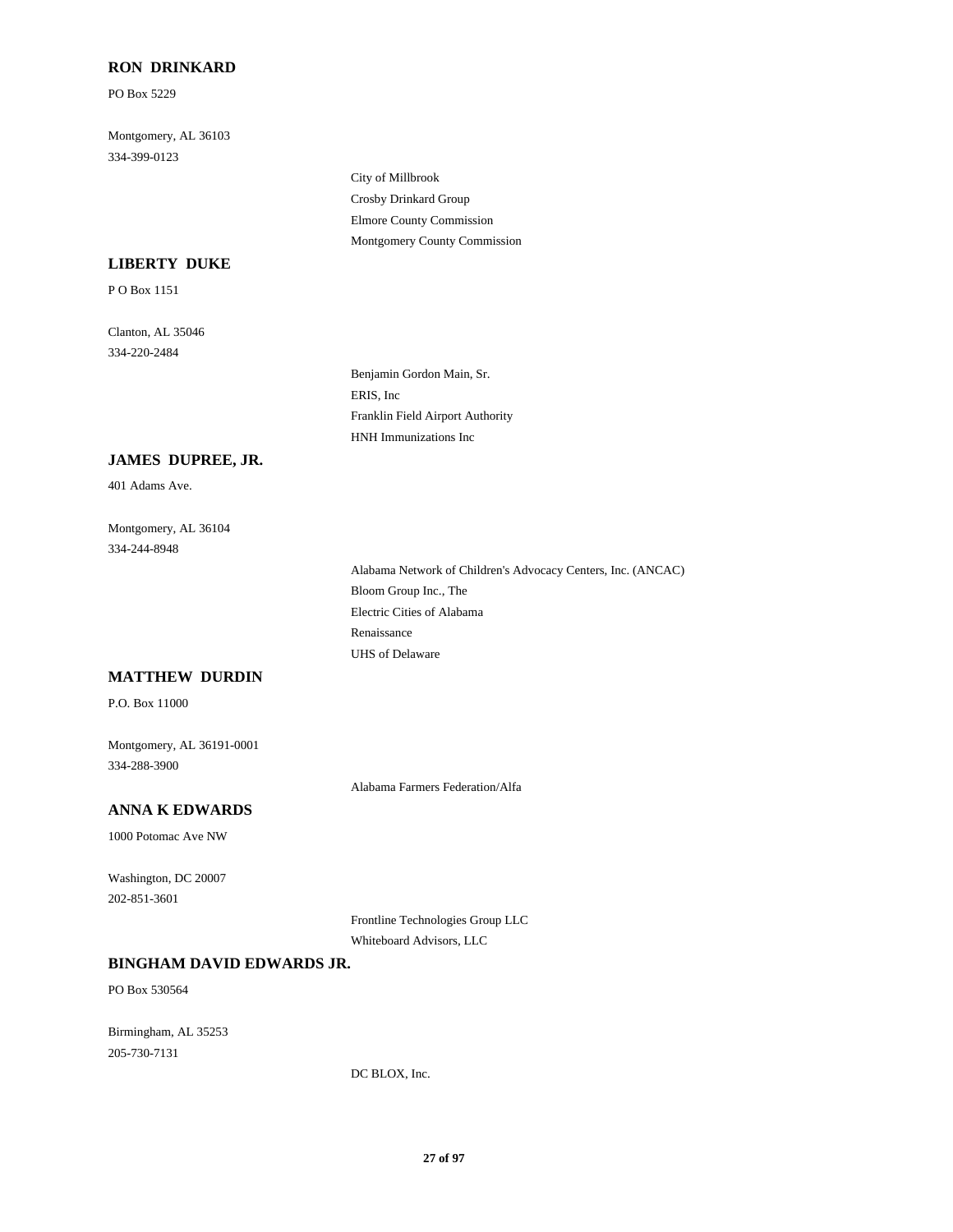**RON DRINKARD**

PO Box 5229

Montgomery, AL 36103
334-399-0123

- City of Millbrook
- Crosby Drinkard Group
- Elmore County Commission
- Montgomery County Commission

**LIBERTY DUKE**

P O Box 1151

Clanton, AL 35046
334-220-2484

- Benjamin Gordon Main, Sr.
- ERIS, Inc
- Franklin Field Airport Authority
- HNH Immunizations Inc

**JAMES DUPREE, JR.**

401 Adams Ave.

Montgomery, AL 36104
334-244-8948

- Alabama Network of Children's Advocacy Centers, Inc. (ANCAC)
- Bloom Group Inc., The
- Electric Cities of Alabama
- Renaissance
- UHS of Delaware

**MATTHEW DURDIN**

P.O. Box 11000

Montgomery, AL 36191-0001
334-288-3900

- Alabama Farmers Federation/Alfa

**ANNA K EDWARDS**

1000 Potomac Ave NW

Washington, DC 20007
202-851-3601

- Frontline Technologies Group LLC
- Whiteboard Advisors, LLC

**BINGHAM DAVID EDWARDS JR.**

PO Box 530564

Birmingham, AL 35253
205-730-7131

- DC BLOX, Inc.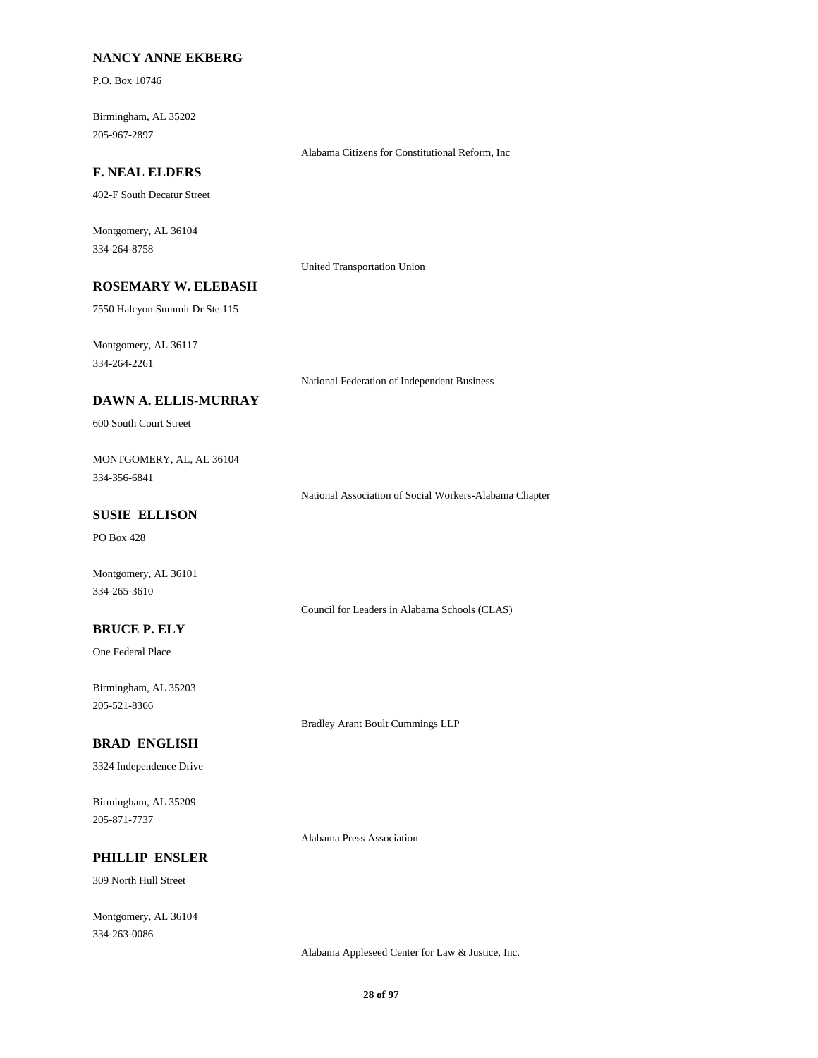**NANCY ANNE EKBERG**

P.O. Box 10746

Birmingham, AL 35202
205-967-2897

Alabama Citizens for Constitutional Reform, Inc

**F. NEAL ELDERS**

402-F South Decatur Street

Montgomery, AL 36104
334-264-8758

United Transportation Union

**ROSEMARY W. ELEBASH**

7550 Halcyon Summit Dr Ste 115

Montgomery, AL 36117
334-264-2261

National Federation of Independent Business

**DAWN A. ELLIS-MURRAY**

600 South Court Street

MONTGOMERY, AL, AL 36104
334-356-6841

National Association of Social Workers-Alabama Chapter

**SUSIE ELLISON**

PO Box 428

Montgomery, AL 36101
334-265-3610

Council for Leaders in Alabama Schools (CLAS)

**BRUCE P. ELY**

One Federal Place

Birmingham, AL 35203
205-521-8366

Bradley Arant Boult Cummings LLP

**BRAD ENGLISH**

3324 Independence Drive

Birmingham, AL 35209
205-871-7737

Alabama Press Association

**PHILLIP ENSLER**

309 North Hull Street

Montgomery, AL 36104
334-263-0086

Alabama Appleseed Center for Law & Justice, Inc.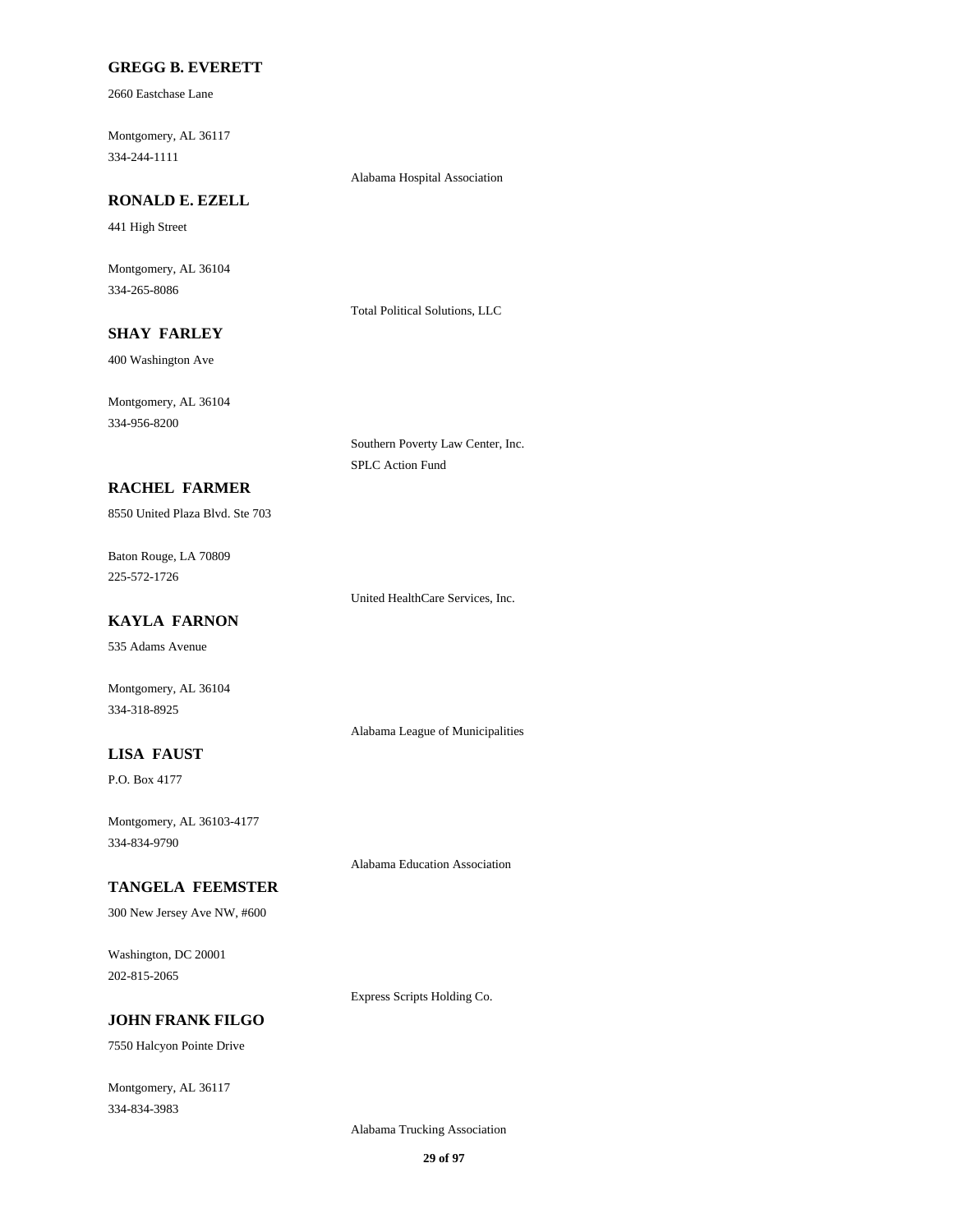**GREGG B. EVERETT**

2660 Eastchase Lane

Montgomery, AL 36117
334-244-1111

Alabama Hospital Association

**RONALD E. EZELL**

441 High Street

Montgomery, AL 36104
334-265-8086

Total Political Solutions, LLC

**SHAY FARLEY**

400 Washington Ave

Montgomery, AL 36104
334-956-8200

Southern Poverty Law Center, Inc.
SPLC Action Fund

**RACHEL FARMER**

8550 United Plaza Blvd. Ste 703

Baton Rouge, LA 70809
225-572-1726

United HealthCare Services, Inc.

**KAYLA FARNON**

535 Adams Avenue

Montgomery, AL 36104
334-318-8925

Alabama League of Municipalities

**LISA FAUST**

P.O. Box 4177

Montgomery, AL 36103-4177
334-834-9790

Alabama Education Association

**TANGELA FEEMSTER**

300 New Jersey Ave NW, #600

Washington, DC 20001
202-815-2065

Express Scripts Holding Co.

**JOHN FRANK FILGO**

7550 Halcyon Pointe Drive

Montgomery, AL 36117
334-834-3983

Alabama Trucking Association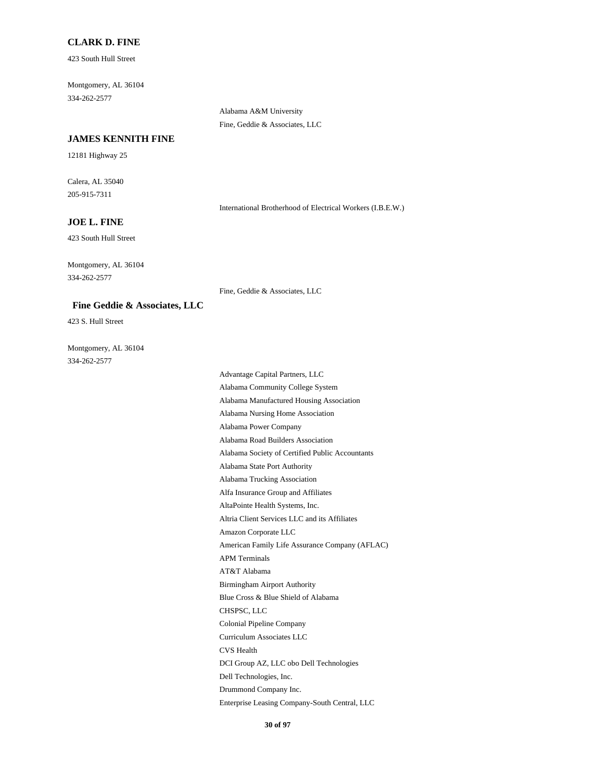**CLARK D. FINE**

423 South Hull Street

Montgomery, AL 36104

334-262-2577

- Alabama A&M University
- Fine, Geddie & Associates, LLC

**JAMES KENNITH FINE**

12181 Highway 25

Calera, AL 35040

205-915-7311

- International Brotherhood of Electrical Workers (I.B.E.W.)

**JOE L. FINE**

423 South Hull Street

Montgomery, AL 36104

334-262-2577

- Fine, Geddie & Associates, LLC

**Fine Geddie & Associates, LLC**

423 S. Hull Street

Montgomery, AL 36104

334-262-2577

- Advantage Capital Partners, LLC
- Alabama Community College System
- Alabama Manufactured Housing Association
- Alabama Nursing Home Association
- Alabama Power Company
- Alabama Road Builders Association
- Alabama Society of Certified Public Accountants
- Alabama State Port Authority
- Alabama Trucking Association
- Alfa Insurance Group and Affiliates
- AltaPointe Health Systems, Inc.
- Altria Client Services LLC and its Affiliates
- Amazon Corporate LLC
- American Family Life Assurance Company (AFLAC)
- APM Terminals
- AT&T Alabama
- Birmingham Airport Authority
- Blue Cross & Blue Shield of Alabama
- CHSPSC, LLC
- Colonial Pipeline Company
- Curriculum Associates LLC
- CVS Health
- DCI Group AZ, LLC obo Dell Technologies
- Dell Technologies, Inc.
- Drummond Company Inc.
- Enterprise Leasing Company-South Central, LLC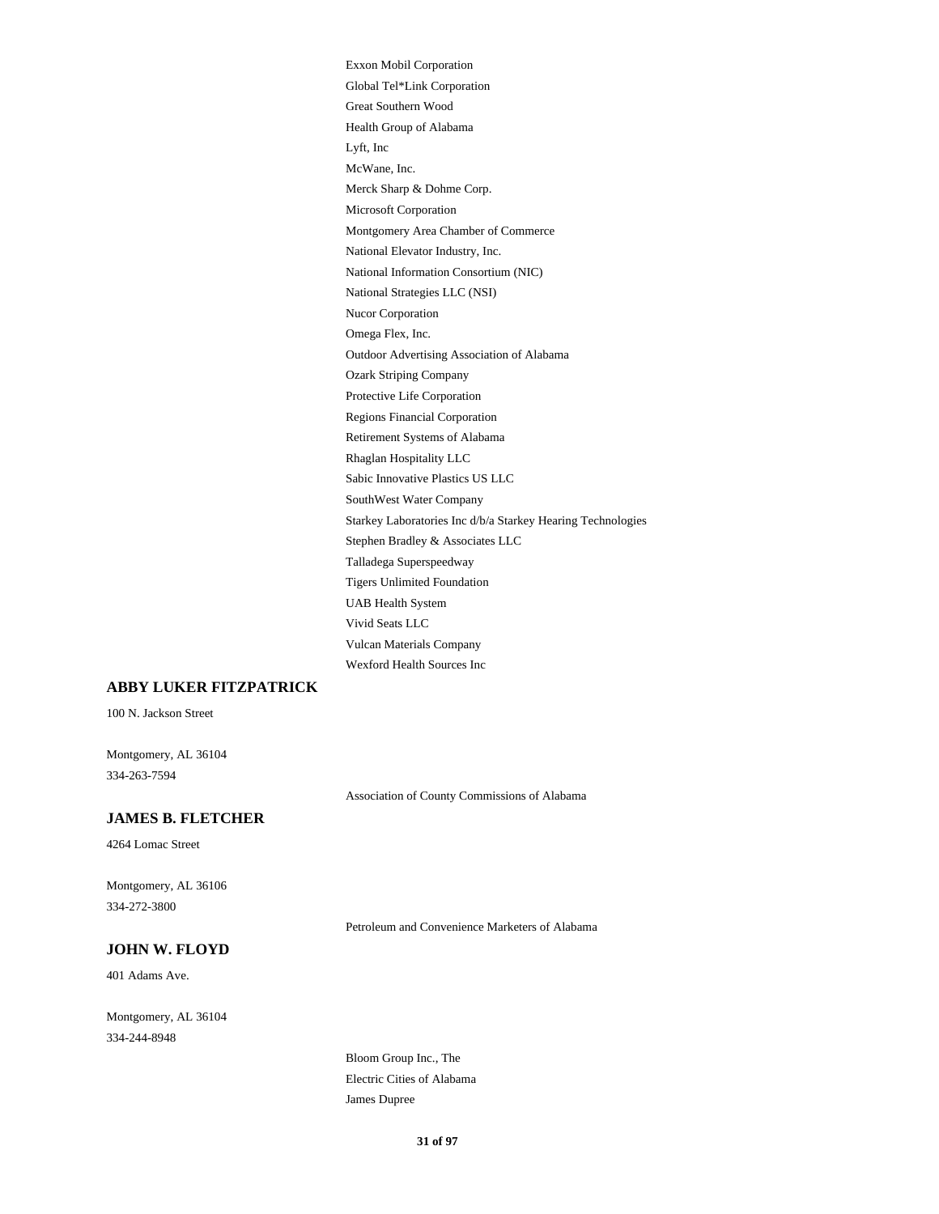Exxon Mobil Corporation
Global Tel*Link Corporation
Great Southern Wood
Health Group of Alabama
Lyft, Inc
McWane, Inc.
Merck Sharp & Dohme Corp.
Microsoft Corporation
Montgomery Area Chamber of Commerce
National Elevator Industry, Inc.
National Information Consortium (NIC)
National Strategies LLC (NSI)
Nucor Corporation
Omega Flex, Inc.
Outdoor Advertising Association of Alabama
Ozark Striping Company
Protective Life Corporation
Regions Financial Corporation
Retirement Systems of Alabama
Rhaglan Hospitality LLC
Sabic Innovative Plastics US LLC
SouthWest Water Company
Starkey Laboratories Inc d/b/a Starkey Hearing Technologies
Stephen Bradley & Associates LLC
Talladega Superspeedway
Tigers Unlimited Foundation
UAB Health System
Vivid Seats LLC
Vulcan Materials Company
Wexford Health Sources Inc

**ABBY LUKER FITZPATRICK**

100 N. Jackson Street

Montgomery, AL 36104
334-263-7594

Association of County Commissions of Alabama

**JAMES B. FLETCHER**

4264 Lomac Street

Montgomery, AL 36106
334-272-3800

Petroleum and Convenience Marketers of Alabama

**JOHN W. FLOYD**

401 Adams Ave.

Montgomery, AL 36104
334-244-8948

Bloom Group Inc., The
Electric Cities of Alabama
James Dupree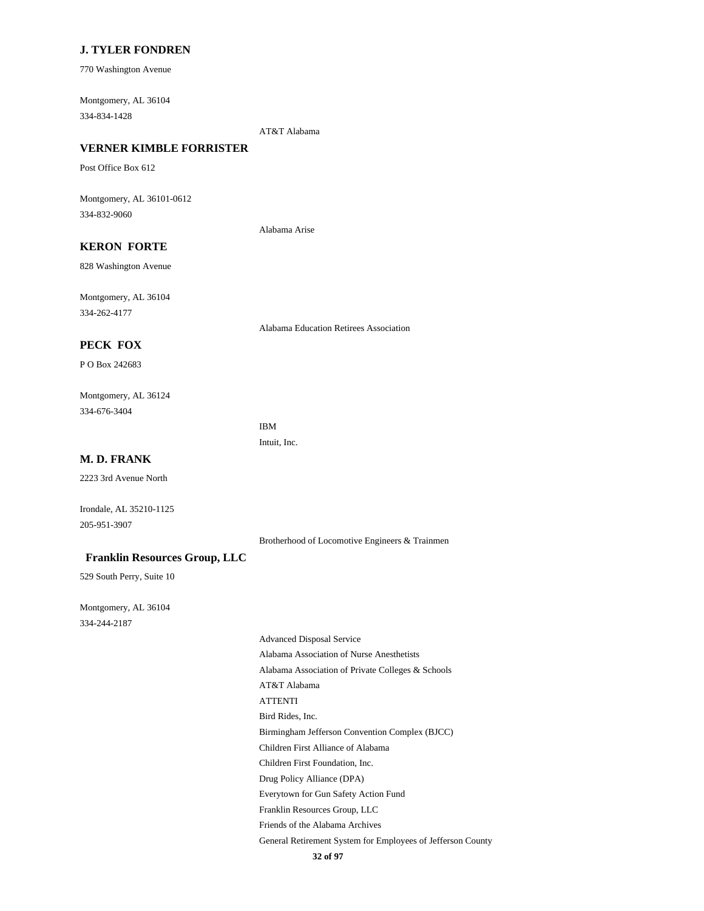**J. TYLER FONDREN**

770 Washington Avenue

Montgomery, AL 36104

334-834-1428

AT&T Alabama

**VERNER KIMBLE FORRISTER**

Post Office Box 612

Montgomery, AL 36101-0612

334-832-9060

Alabama Arise

**KERON FORTE**

828 Washington Avenue

Montgomery, AL 36104

334-262-4177

Alabama Education Retirees Association

**PECK FOX**

P O Box 242683

Montgomery, AL 36124

334-676-3404

IBM

Intuit, Inc.

**M. D. FRANK**

2223 3rd Avenue North

Irondale, AL 35210-1125

205-951-3907

Brotherhood of Locomotive Engineers & Trainmen

**Franklin Resources Group, LLC**

529 South Perry, Suite 10

Montgomery, AL 36104

334-244-2187

Advanced Disposal Service

Alabama Association of Nurse Anesthetists

Alabama Association of Private Colleges & Schools

AT&T Alabama

ATTENTI

Bird Rides, Inc.

Birmingham Jefferson Convention Complex (BJCC)

Children First Alliance of Alabama

Children First Foundation, Inc.

Drug Policy Alliance (DPA)

Everytown for Gun Safety Action Fund

Franklin Resources Group, LLC

Friends of the Alabama Archives

General Retirement System for Employees of Jefferson County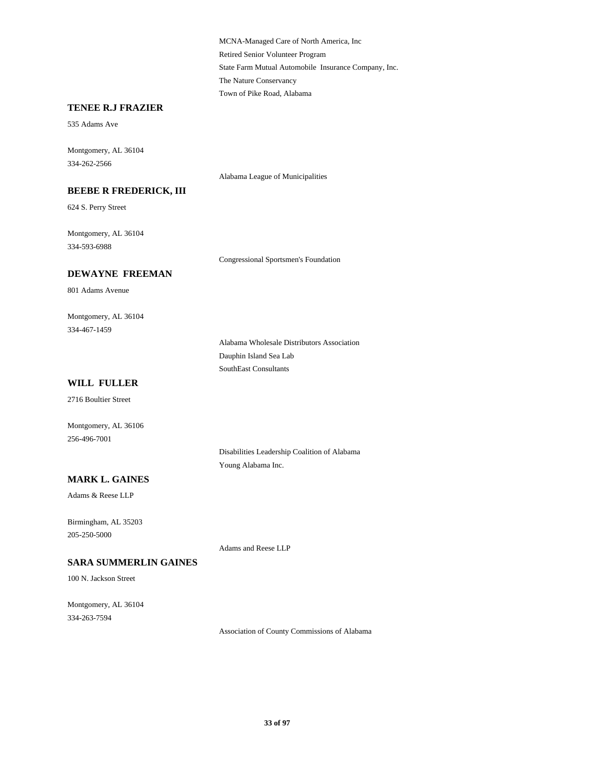MCNA-Managed Care of North America, Inc
Retired Senior Volunteer Program
State Farm Mutual Automobile Insurance Company, Inc.
The Nature Conservancy
Town of Pike Road, Alabama

**TENEE R.J FRAZIER**

535 Adams Ave

Montgomery, AL 36104
334-262-2566

Alabama League of Municipalities

**BEEBE R FREDERICK, III**

624 S. Perry Street

Montgomery, AL 36104
334-593-6988

Congressional Sportsmen's Foundation

**DEWAYNE FREEMAN**

801 Adams Avenue

Montgomery, AL 36104
334-467-1459

Alabama Wholesale Distributors Association
Dauphin Island Sea Lab
SouthEast Consultants

**WILL FULLER**

2716 Boultier Street

Montgomery, AL 36106
256-496-7001

Disabilities Leadership Coalition of Alabama
Young Alabama Inc.

**MARK L. GAINES**

Adams & Reese LLP

Birmingham, AL 35203
205-250-5000

Adams and Reese LLP

**SARA SUMMERLIN GAINES**

100 N. Jackson Street

Montgomery, AL 36104
334-263-7594

Association of County Commissions of Alabama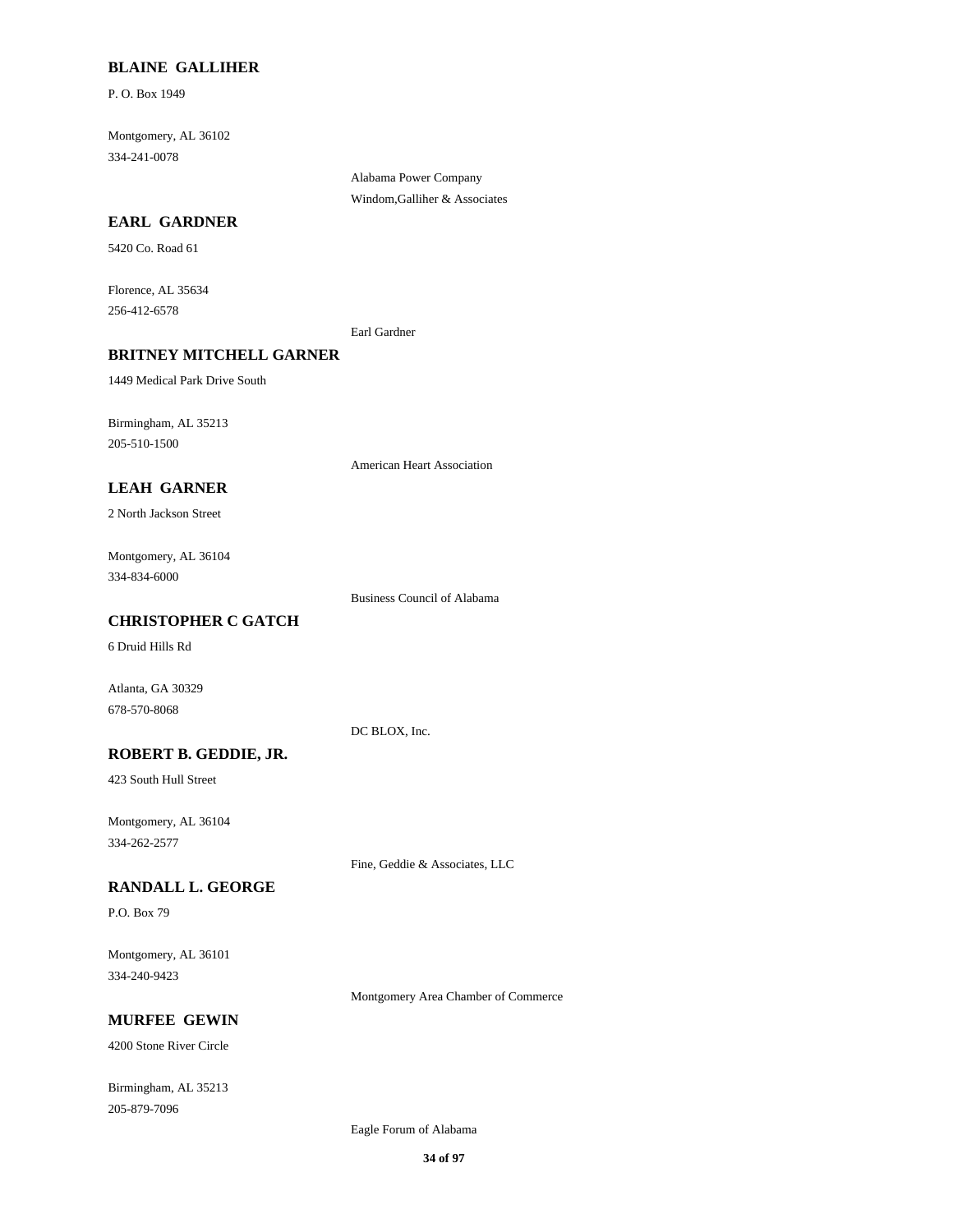**BLAINE GALLIHER**

P. O. Box 1949

Montgomery, AL 36102
334-241-0078

Alabama Power Company
Windom,Galliher & Associates

**EARL GARDNER**

5420 Co. Road 61

Florence, AL 35634
256-412-6578

Earl Gardner

**BRITNEY MITCHELL GARNER**

1449 Medical Park Drive South

Birmingham, AL 35213
205-510-1500

American Heart Association

**LEAH GARNER**

2 North Jackson Street

Montgomery, AL 36104
334-834-6000

Business Council of Alabama

**CHRISTOPHER C GATCH**

6 Druid Hills Rd

Atlanta, GA 30329
678-570-8068

DC BLOX, Inc.

**ROBERT B. GEDDIE, JR.**

423 South Hull Street

Montgomery, AL 36104
334-262-2577

Fine, Geddie & Associates, LLC

**RANDALL L. GEORGE**

P.O. Box 79

Montgomery, AL 36101
334-240-9423

Montgomery Area Chamber of Commerce

**MURFEE GEWIN**

4200 Stone River Circle

Birmingham, AL 35213
205-879-7096

Eagle Forum of Alabama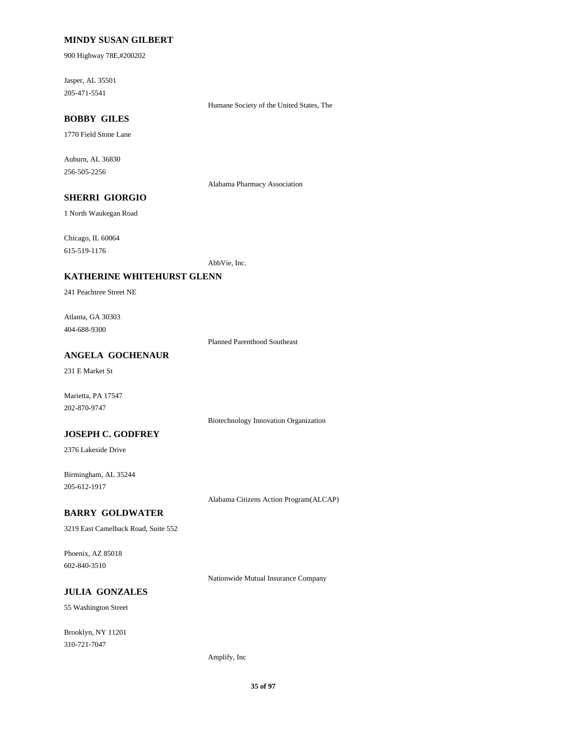**MINDY SUSAN GILBERT**

900 Highway 78E,#200202

Jasper, AL 35501
205-471-5541

Humane Society of the United States, The

**BOBBY GILES**

1770 Field Stone Lane

Auburn, AL 36830
256-505-2256

Alabama Pharmacy Association

**SHERRI GIORGIO**

1 North Waukegan Road

Chicago, IL 60064
615-519-1176

AbbVie, Inc.

**KATHERINE WHITEHURST GLENN**

241 Peachtree Street NE

Atlanta, GA 30303
404-688-9300

Planned Parenthood Southeast

**ANGELA GOCHENAUR**

231 E Market St

Marietta, PA 17547
202-870-9747

Biotechnology Innovation Organization

**JOSEPH C. GODFREY**

2376 Lakeside Drive

Birmingham, AL 35244
205-612-1917

Alabama Citizens Action Program(ALCAP)

**BARRY GOLDWATER**

3219 East Camelback Road, Suite 552

Phoenix, AZ 85018
602-840-3510

Nationwide Mutual Insurance Company

**JULIA GONZALES**

55 Washington Street

Brooklyn, NY 11201
310-721-7047

Amplify, Inc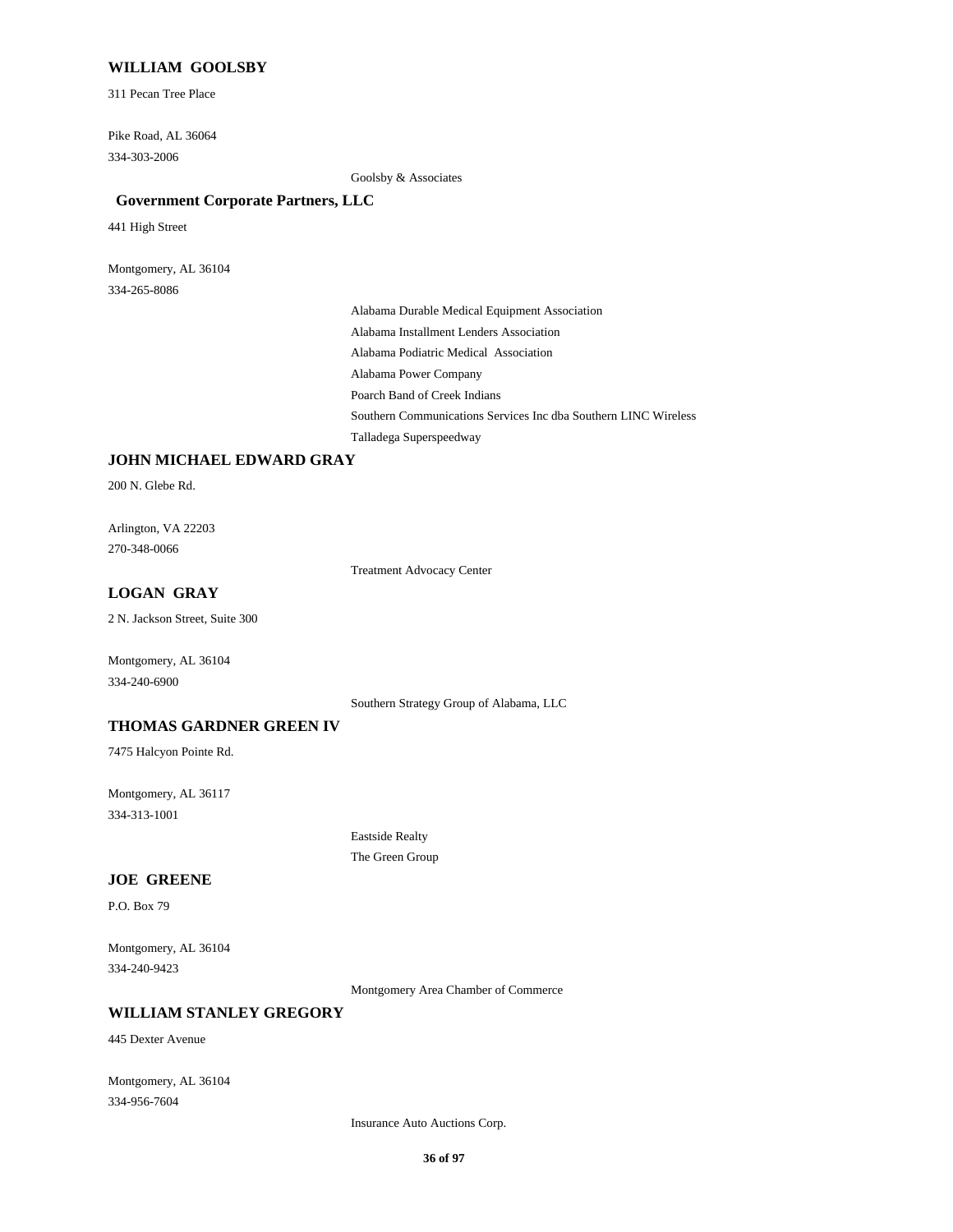**WILLIAM GOOLSBY**

311 Pecan Tree Place

Pike Road, AL 36064
334-303-2006

Goolsby & Associates

**Government Corporate Partners, LLC**

441 High Street

Montgomery, AL 36104
334-265-8086

Alabama Durable Medical Equipment Association
Alabama Installment Lenders Association
Alabama Podiatric Medical Association
Alabama Power Company
Poarch Band of Creek Indians
Southern Communications Services Inc dba Southern LINC Wireless
Talladega Superspeedway

**JOHN MICHAEL EDWARD GRAY**

200 N. Glebe Rd.

Arlington, VA 22203
270-348-0066

Treatment Advocacy Center

**LOGAN GRAY**

2 N. Jackson Street, Suite 300

Montgomery, AL 36104
334-240-6900

Southern Strategy Group of Alabama, LLC

**THOMAS GARDNER GREEN IV**

7475 Halcyon Pointe Rd.

Montgomery, AL 36117
334-313-1001

Eastside Realty
The Green Group

**JOE GREENE**

P.O. Box 79

Montgomery, AL 36104
334-240-9423

Montgomery Area Chamber of Commerce

**WILLIAM STANLEY GREGORY**

445 Dexter Avenue

Montgomery, AL 36104
334-956-7604

Insurance Auto Auctions Corp.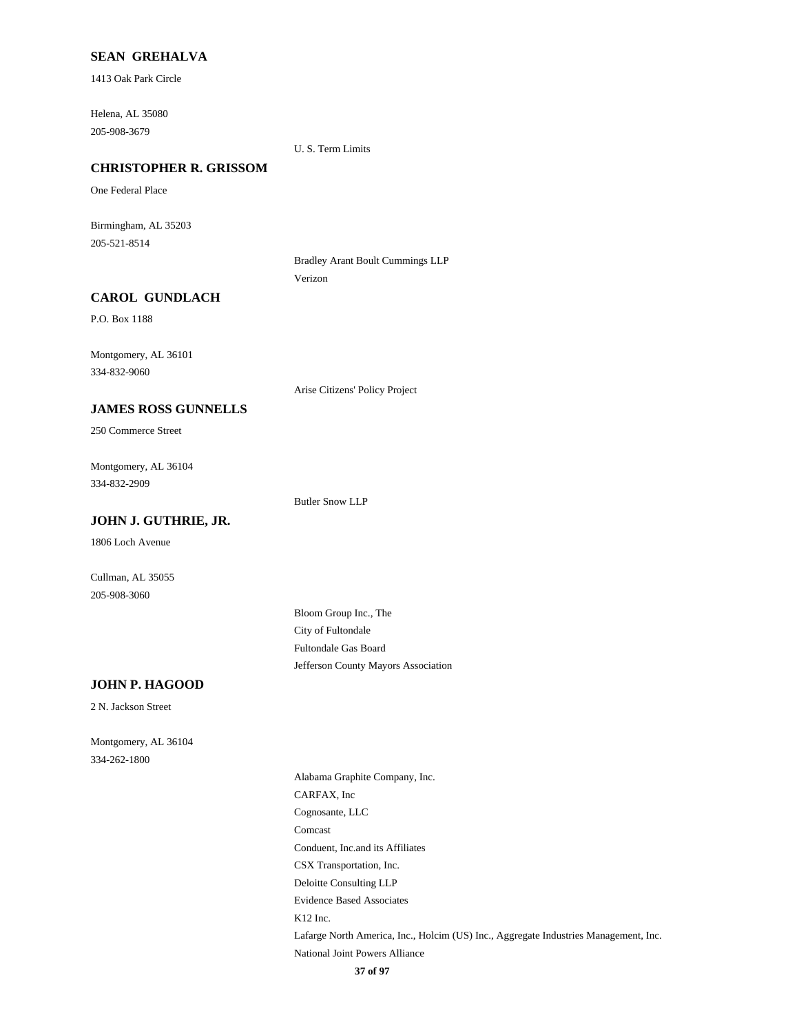**SEAN GREHALVA**

1413 Oak Park Circle

Helena, AL 35080

205-908-3679

U. S. Term Limits

**CHRISTOPHER R. GRISSOM**

One Federal Place

Birmingham, AL 35203

205-521-8514

Bradley Arant Boult Cummings LLP

Verizon

**CAROL GUNDLACH**

P.O. Box 1188

Montgomery, AL 36101

334-832-9060

Arise Citizens' Policy Project

**JAMES ROSS GUNNELLS**

250 Commerce Street

Montgomery, AL 36104

334-832-2909

Butler Snow LLP

**JOHN J. GUTHRIE, JR.**

1806 Loch Avenue

Cullman, AL 35055

205-908-3060

Bloom Group Inc., The

City of Fultondale

Fultondale Gas Board

Jefferson County Mayors Association

**JOHN P. HAGOOD**

2 N. Jackson Street

Montgomery, AL 36104

334-262-1800

Alabama Graphite Company, Inc.

CARFAX, Inc

Cognosante, LLC

Comcast

Conduent, Inc.and its Affiliates

CSX Transportation, Inc.

Deloitte Consulting LLP

Evidence Based Associates

K12 Inc.

Lafarge North America, Inc., Holcim (US) Inc., Aggregate Industries Management, Inc.

National Joint Powers Alliance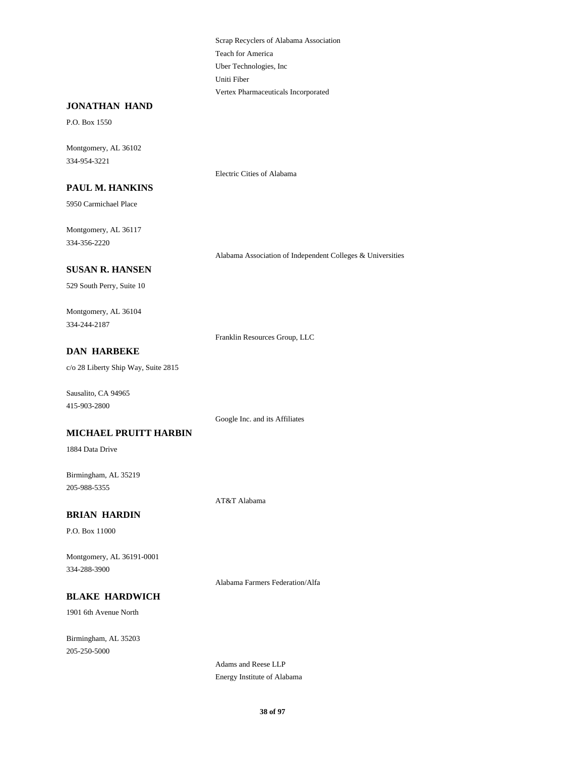Scrap Recyclers of Alabama Association
Teach for America
Uber Technologies, Inc
Uniti Fiber
Vertex Pharmaceuticals Incorporated

**JONATHAN HAND**

P.O. Box 1550

Montgomery, AL 36102
334-954-3221

Electric Cities of Alabama

**PAUL M. HANKINS**

5950 Carmichael Place

Montgomery, AL 36117
334-356-2220

Alabama Association of Independent Colleges & Universities

**SUSAN R. HANSEN**

529 South Perry, Suite 10

Montgomery, AL 36104
334-244-2187

Franklin Resources Group, LLC

**DAN HARBEKE**

c/o 28 Liberty Ship Way, Suite 2815

Sausalito, CA 94965
415-903-2800

Google Inc. and its Affiliates

**MICHAEL PRUITT HARBIN**

1884 Data Drive

Birmingham, AL 35219
205-988-5355

AT&T Alabama

**BRIAN HARDIN**

P.O. Box 11000

Montgomery, AL 36191-0001
334-288-3900

Alabama Farmers Federation/Alfa

**BLAKE HARDWICH**

1901 6th Avenue North

Birmingham, AL 35203
205-250-5000

Adams and Reese LLP
Energy Institute of Alabama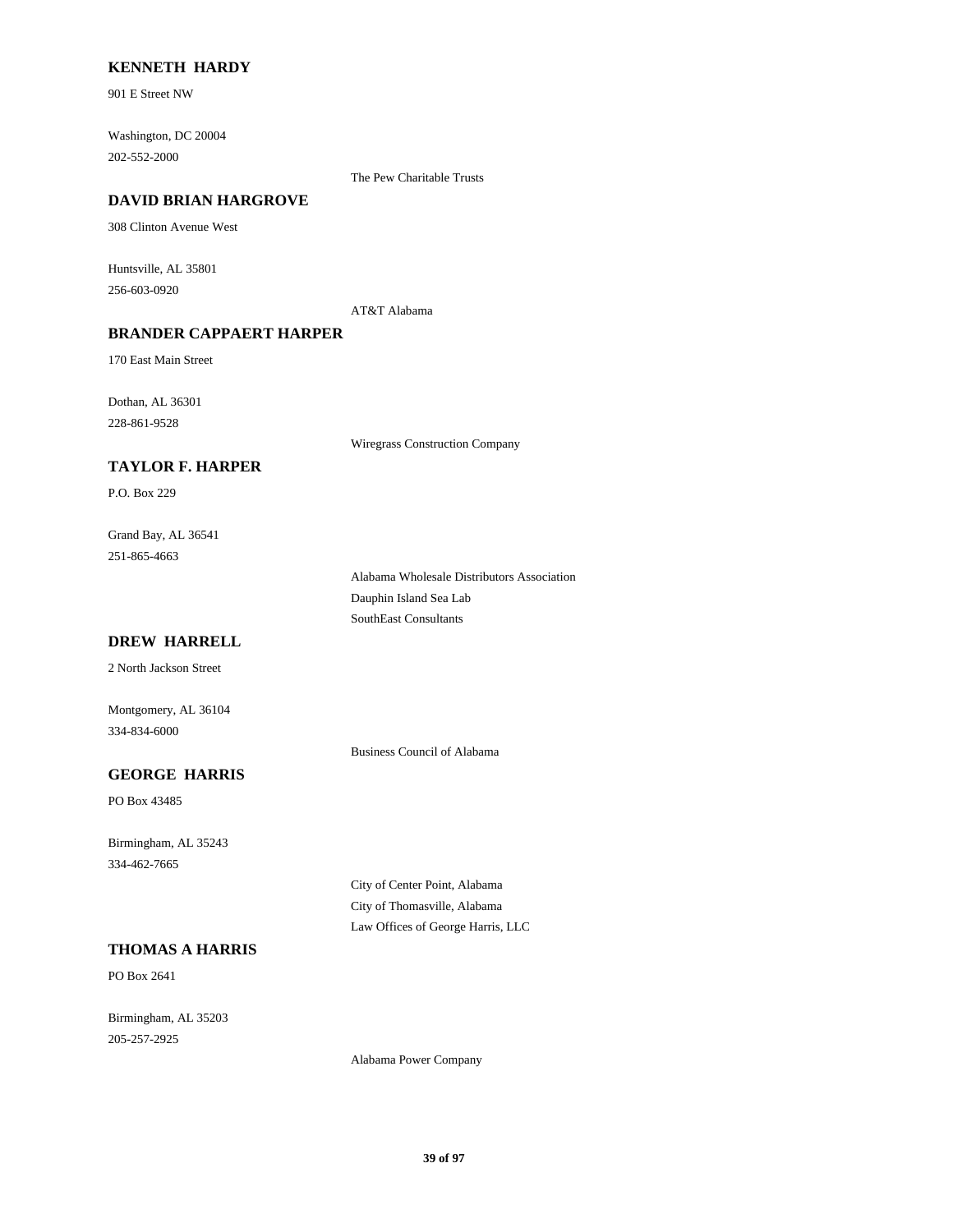**KENNETH HARDY**

901 E Street NW

Washington, DC 20004
202-552-2000

The Pew Charitable Trusts

**DAVID BRIAN HARGROVE**

308 Clinton Avenue West

Huntsville, AL 35801
256-603-0920

AT&T Alabama

**BRANDER CAPPAERT HARPER**

170 East Main Street

Dothan, AL 36301
228-861-9528

Wiregrass Construction Company

**TAYLOR F. HARPER**

P.O. Box 229

Grand Bay, AL 36541
251-865-4663

Alabama Wholesale Distributors Association
Dauphin Island Sea Lab
SouthEast Consultants

**DREW HARRELL**

2 North Jackson Street

Montgomery, AL 36104
334-834-6000

Business Council of Alabama

**GEORGE HARRIS**

PO Box 43485

Birmingham, AL 35243
334-462-7665

City of Center Point, Alabama
City of Thomasville, Alabama
Law Offices of George Harris, LLC

**THOMAS A HARRIS**

PO Box 2641

Birmingham, AL 35203
205-257-2925

Alabama Power Company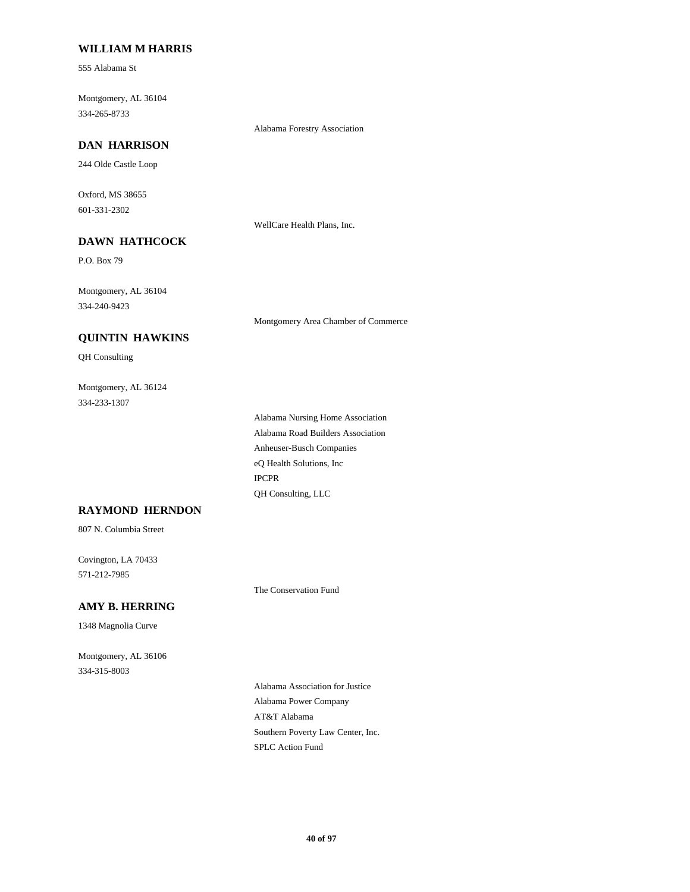**WILLIAM M HARRIS**

555 Alabama St

Montgomery, AL 36104
334-265-8733

Alabama Forestry Association

**DAN HARRISON**

244 Olde Castle Loop

Oxford, MS 38655
601-331-2302

WellCare Health Plans, Inc.

**DAWN HATHCOCK**

P.O. Box 79

Montgomery, AL 36104
334-240-9423

Montgomery Area Chamber of Commerce

**QUINTIN HAWKINS**

QH Consulting

Montgomery, AL 36124
334-233-1307

Alabama Nursing Home Association
Alabama Road Builders Association
Anheuser-Busch Companies
eQ Health Solutions, Inc
IPCPR
QH Consulting, LLC

**RAYMOND HERNDON**

807 N. Columbia Street

Covington, LA 70433
571-212-7985

The Conservation Fund

**AMY B. HERRING**

1348 Magnolia Curve

Montgomery, AL 36106
334-315-8003

Alabama Association for Justice
Alabama Power Company
AT&T Alabama
Southern Poverty Law Center, Inc.
SPLC Action Fund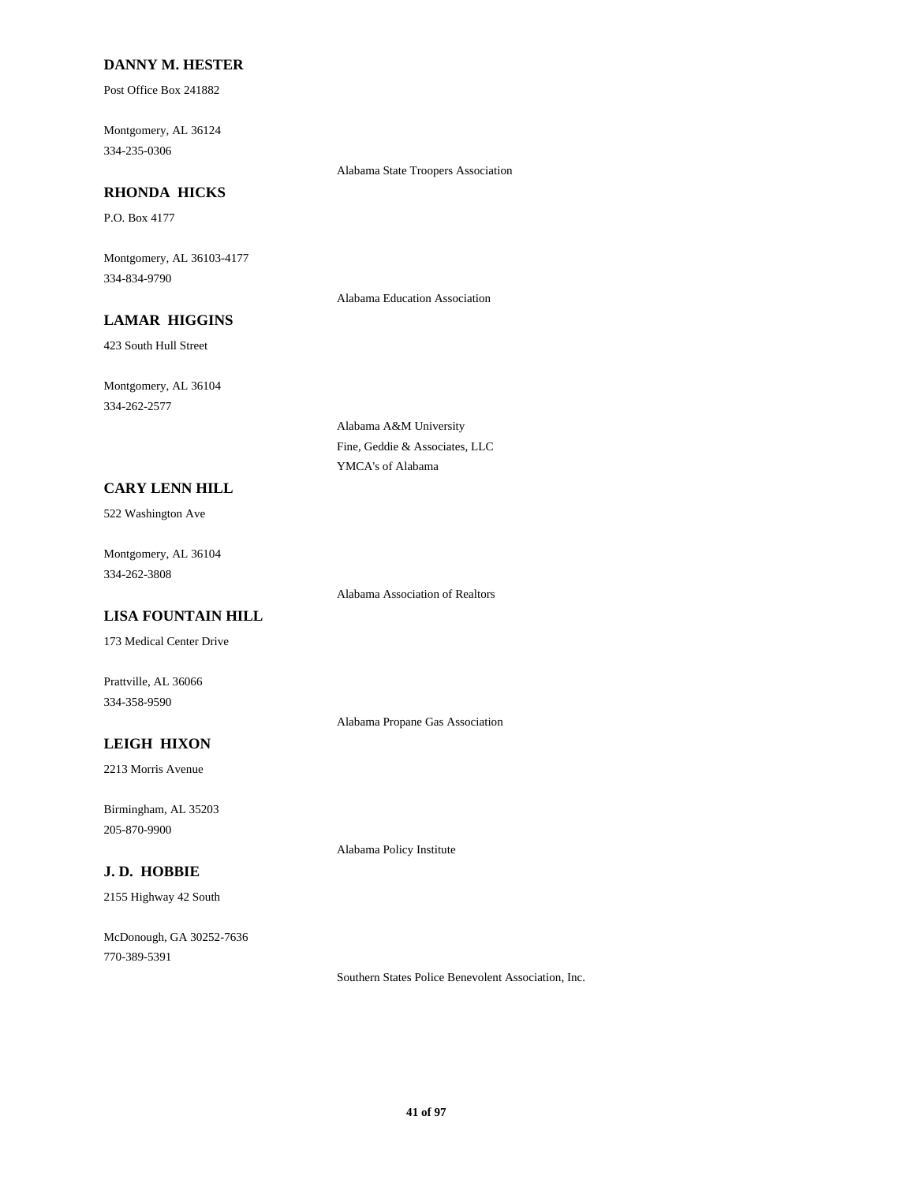**DANNY M. HESTER**

Post Office Box 241882

Montgomery, AL 36124

334-235-0306

Alabama State Troopers Association

**RHONDA HICKS**

P.O. Box 4177

Montgomery, AL 36103-4177

334-834-9790

Alabama Education Association

**LAMAR HIGGINS**

423 South Hull Street

Montgomery, AL 36104

334-262-2577

Alabama A&M University

Fine, Geddie & Associates, LLC

YMCA's of Alabama

**CARY LENN HILL**

522 Washington Ave

Montgomery, AL 36104

334-262-3808

Alabama Association of Realtors

**LISA FOUNTAIN HILL**

173 Medical Center Drive

Prattville, AL 36066

334-358-9590

Alabama Propane Gas Association

**LEIGH HIXON**

2213 Morris Avenue

Birmingham, AL 35203

205-870-9900

Alabama Policy Institute

**J. D. HOBBIE**

2155 Highway 42 South

McDonough, GA 30252-7636

770-389-5391

Southern States Police Benevolent Association, Inc.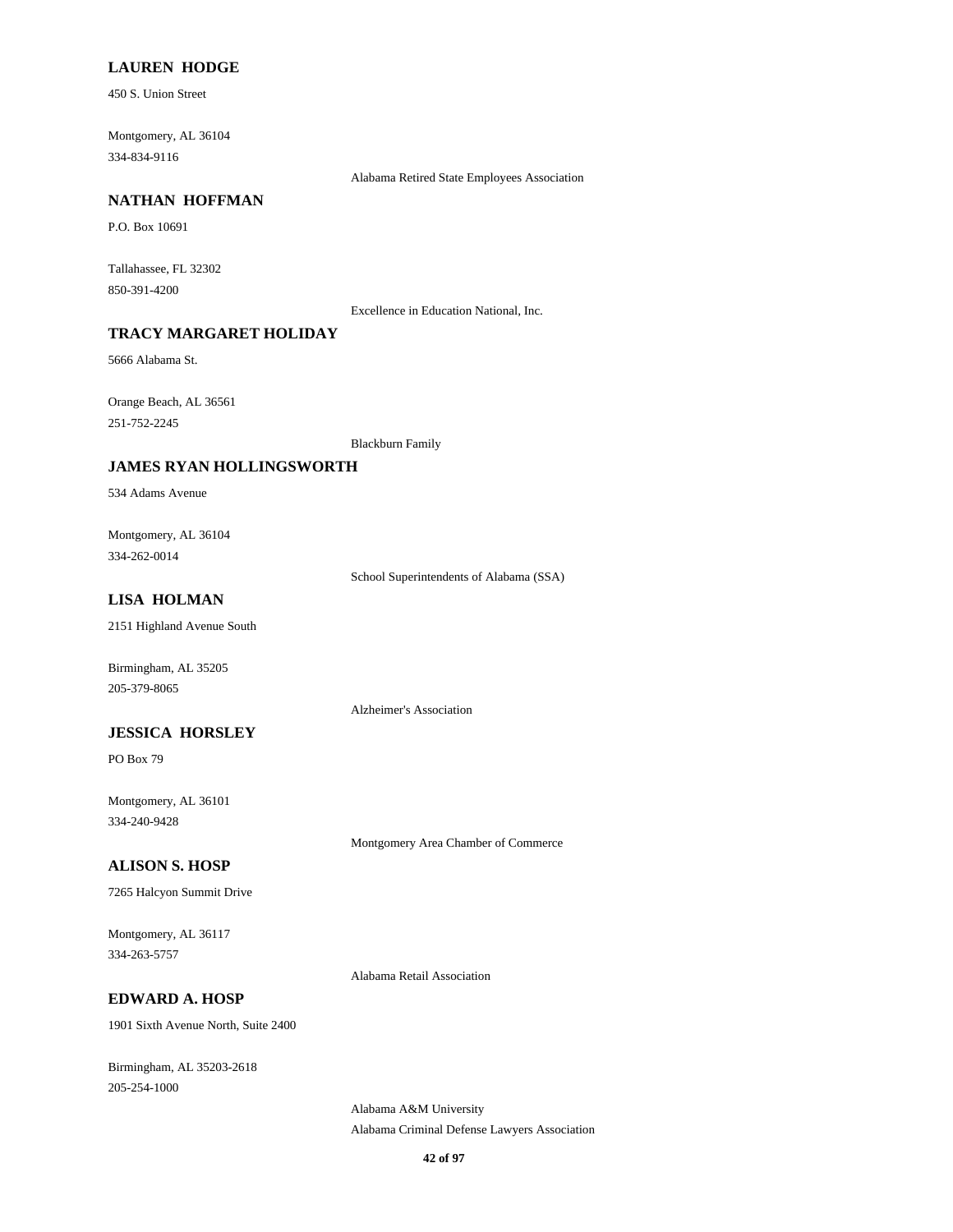**LAUREN HODGE**

450 S. Union Street

Montgomery, AL 36104
334-834-9116

Alabama Retired State Employees Association

**NATHAN HOFFMAN**

P.O. Box 10691

Tallahassee, FL 32302
850-391-4200

Excellence in Education National, Inc.

**TRACY MARGARET HOLIDAY**

5666 Alabama St.

Orange Beach, AL 36561
251-752-2245

Blackburn Family

**JAMES RYAN HOLLINGSWORTH**

534 Adams Avenue

Montgomery, AL 36104
334-262-0014

School Superintendents of Alabama (SSA)

**LISA HOLMAN**

2151 Highland Avenue South

Birmingham, AL 35205
205-379-8065

Alzheimer's Association

**JESSICA HORSLEY**

PO Box 79

Montgomery, AL 36101
334-240-9428

Montgomery Area Chamber of Commerce

**ALISON S. HOSP**

7265 Halcyon Summit Drive

Montgomery, AL 36117
334-263-5757

Alabama Retail Association

**EDWARD A. HOSP**

1901 Sixth Avenue North, Suite 2400

Birmingham, AL 35203-2618
205-254-1000

Alabama A&M University
Alabama Criminal Defense Lawyers Association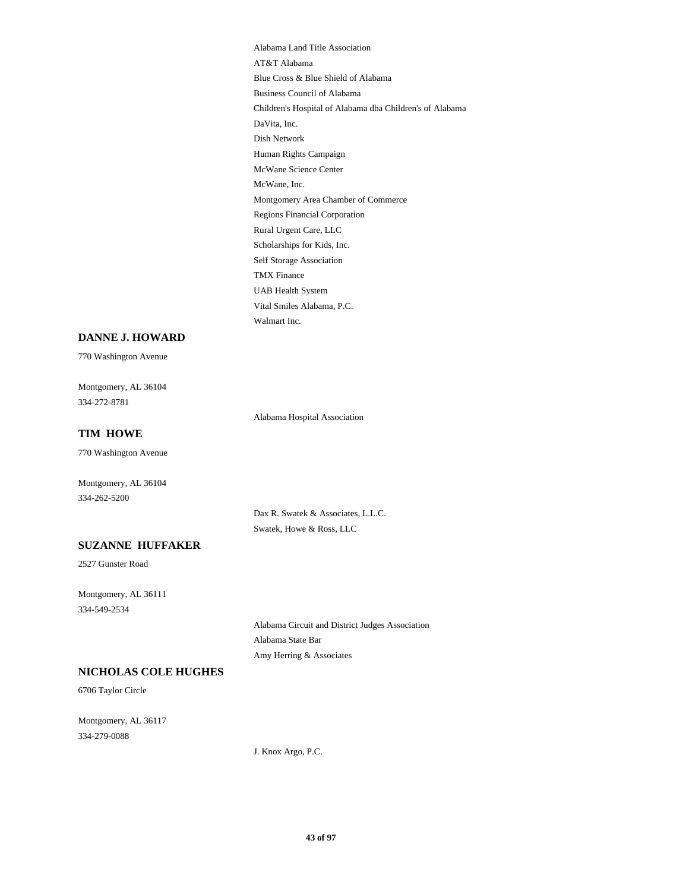Alabama Land Title Association

AT&T Alabama

Blue Cross & Blue Shield of Alabama

Business Council of Alabama

Children's Hospital of Alabama dba Children's of Alabama

DaVita, Inc.

Dish Network

Human Rights Campaign

McWane Science Center

McWane, Inc.

Montgomery Area Chamber of Commerce

Regions Financial Corporation

Rural Urgent Care, LLC

Scholarships for Kids, Inc.

Self Storage Association

TMX Finance

UAB Health System

Vital Smiles Alabama, P.C.

Walmart Inc.

**DANNE J. HOWARD**

770 Washington Avenue

Montgomery, AL 36104

334-272-8781

Alabama Hospital Association

**TIM HOWE**

770 Washington Avenue

Montgomery, AL 36104

334-262-5200

Dax R. Swatek & Associates, L.L.C.

Swatek, Howe & Ross, LLC

**SUZANNE HUFFAKER**

2527 Gunster Road

Montgomery, AL 36111

334-549-2534

Alabama Circuit and District Judges Association

Alabama State Bar

Amy Herring & Associates

**NICHOLAS COLE HUGHES**

6706 Taylor Circle

Montgomery, AL 36117

334-279-0088

J. Knox Argo, P.C.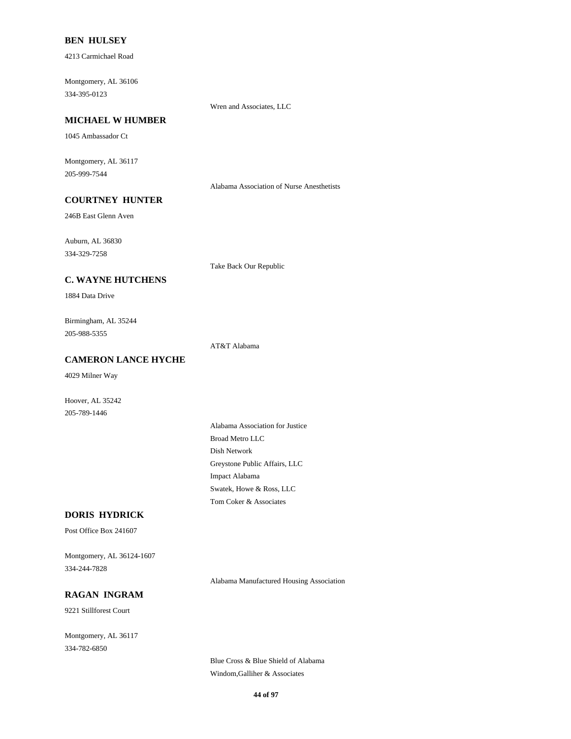**BEN HULSEY**

4213 Carmichael Road

Montgomery, AL 36106
334-395-0123

Wren and Associates, LLC

**MICHAEL W HUMBER**

1045 Ambassador Ct

Montgomery, AL 36117
205-999-7544

Alabama Association of Nurse Anesthetists

**COURTNEY HUNTER**

246B East Glenn Aven

Auburn, AL 36830
334-329-7258

Take Back Our Republic

**C. WAYNE HUTCHENS**

1884 Data Drive

Birmingham, AL 35244
205-988-5355

AT&T Alabama

**CAMERON LANCE HYCHE**

4029 Milner Way

Hoover, AL 35242
205-789-1446

Alabama Association for Justice
Broad Metro LLC
Dish Network
Greystone Public Affairs, LLC
Impact Alabama
Swatek, Howe & Ross, LLC
Tom Coker & Associates

**DORIS HYDRICK**

Post Office Box 241607

Montgomery, AL 36124-1607
334-244-7828

Alabama Manufactured Housing Association

**RAGAN INGRAM**

9221 Stillforest Court

Montgomery, AL 36117
334-782-6850

Blue Cross & Blue Shield of Alabama
Windom,Galliher & Associates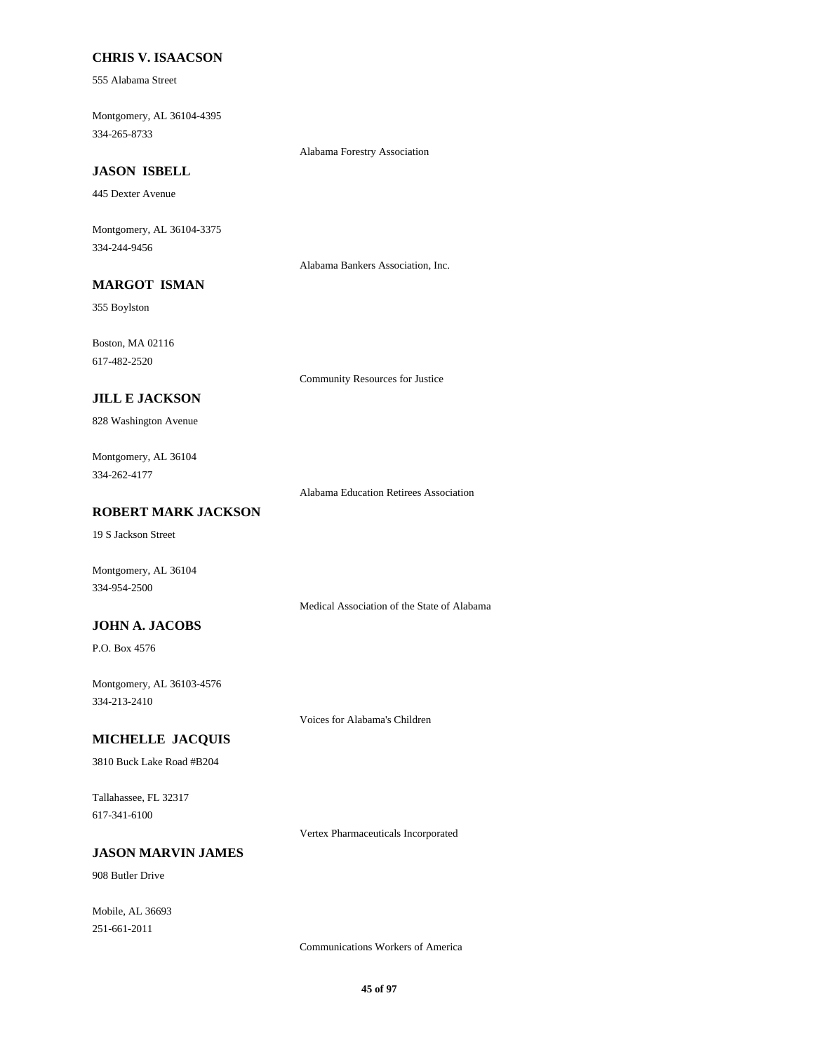**CHRIS V. ISAACSON**

555 Alabama Street

Montgomery, AL 36104-4395
334-265-8733

Alabama Forestry Association

**JASON ISBELL**

445 Dexter Avenue

Montgomery, AL 36104-3375
334-244-9456

Alabama Bankers Association, Inc.

**MARGOT ISMAN**

355 Boylston

Boston, MA 02116
617-482-2520

Community Resources for Justice

**JILL E JACKSON**

828 Washington Avenue

Montgomery, AL 36104
334-262-4177

Alabama Education Retirees Association

**ROBERT MARK JACKSON**

19 S Jackson Street

Montgomery, AL 36104
334-954-2500

Medical Association of the State of Alabama

**JOHN A. JACOBS**

P.O. Box 4576

Montgomery, AL 36103-4576
334-213-2410

Voices for Alabama's Children

**MICHELLE JACQUIS**

3810 Buck Lake Road #B204

Tallahassee, FL 32317
617-341-6100

Vertex Pharmaceuticals Incorporated

**JASON MARVIN JAMES**

908 Butler Drive

Mobile, AL 36693
251-661-2011

Communications Workers of America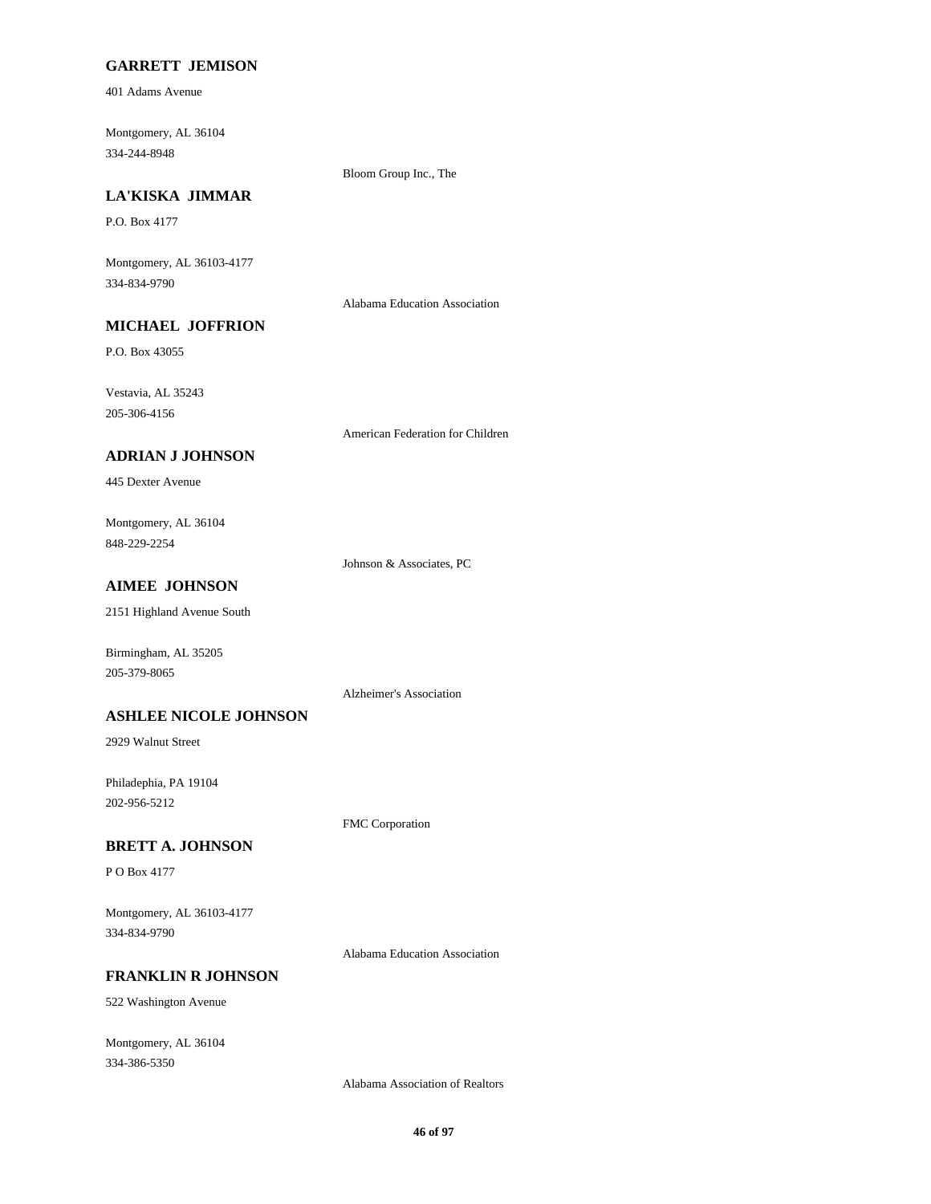**GARRETT JEMISON**

401 Adams Avenue

Montgomery, AL 36104
334-244-8948

Bloom Group Inc., The

**LA'KISKA JIMMAR**

P.O. Box 4177

Montgomery, AL 36103-4177
334-834-9790

Alabama Education Association

**MICHAEL JOFFRION**

P.O. Box 43055

Vestavia, AL 35243
205-306-4156

American Federation for Children

**ADRIAN J JOHNSON**

445 Dexter Avenue

Montgomery, AL 36104
848-229-2254

Johnson & Associates, PC

**AIMEE JOHNSON**

2151 Highland Avenue South

Birmingham, AL 35205
205-379-8065

Alzheimer's Association

**ASHLEE NICOLE JOHNSON**

2929 Walnut Street

Philadephia, PA 19104
202-956-5212

FMC Corporation

**BRETT A. JOHNSON**

P O Box 4177

Montgomery, AL 36103-4177
334-834-9790

Alabama Education Association

**FRANKLIN R JOHNSON**

522 Washington Avenue

Montgomery, AL 36104
334-386-5350

Alabama Association of Realtors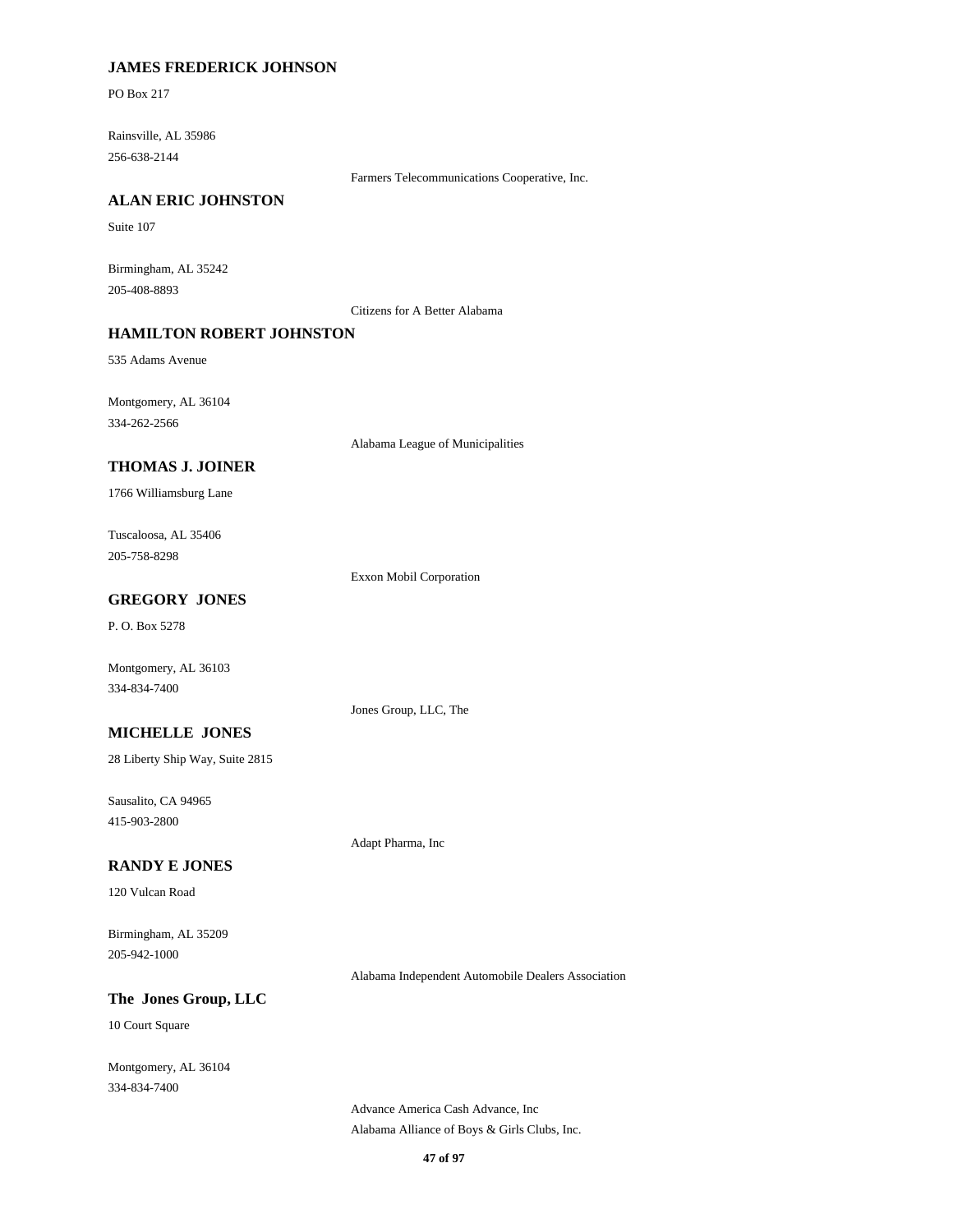**JAMES FREDERICK JOHNSON**

PO Box 217

Rainsville, AL 35986

256-638-2144

Farmers Telecommunications Cooperative, Inc.

**ALAN ERIC JOHNSTON**

Suite 107

Birmingham, AL 35242

205-408-8893

Citizens for A Better Alabama

**HAMILTON ROBERT JOHNSTON**

535 Adams Avenue

Montgomery, AL 36104

334-262-2566

Alabama League of Municipalities

**THOMAS J. JOINER**

1766 Williamsburg Lane

Tuscaloosa, AL 35406

205-758-8298

Exxon Mobil Corporation

**GREGORY JONES**

P. O. Box 5278

Montgomery, AL 36103

334-834-7400

Jones Group, LLC, The

**MICHELLE JONES**

28 Liberty Ship Way, Suite 2815

Sausalito, CA 94965

415-903-2800

Adapt Pharma, Inc

**RANDY E JONES**

120 Vulcan Road

Birmingham, AL 35209

205-942-1000

Alabama Independent Automobile Dealers Association

**The Jones Group, LLC**

10 Court Square

Montgomery, AL 36104

334-834-7400

Advance America Cash Advance, Inc

Alabama Alliance of Boys & Girls Clubs, Inc.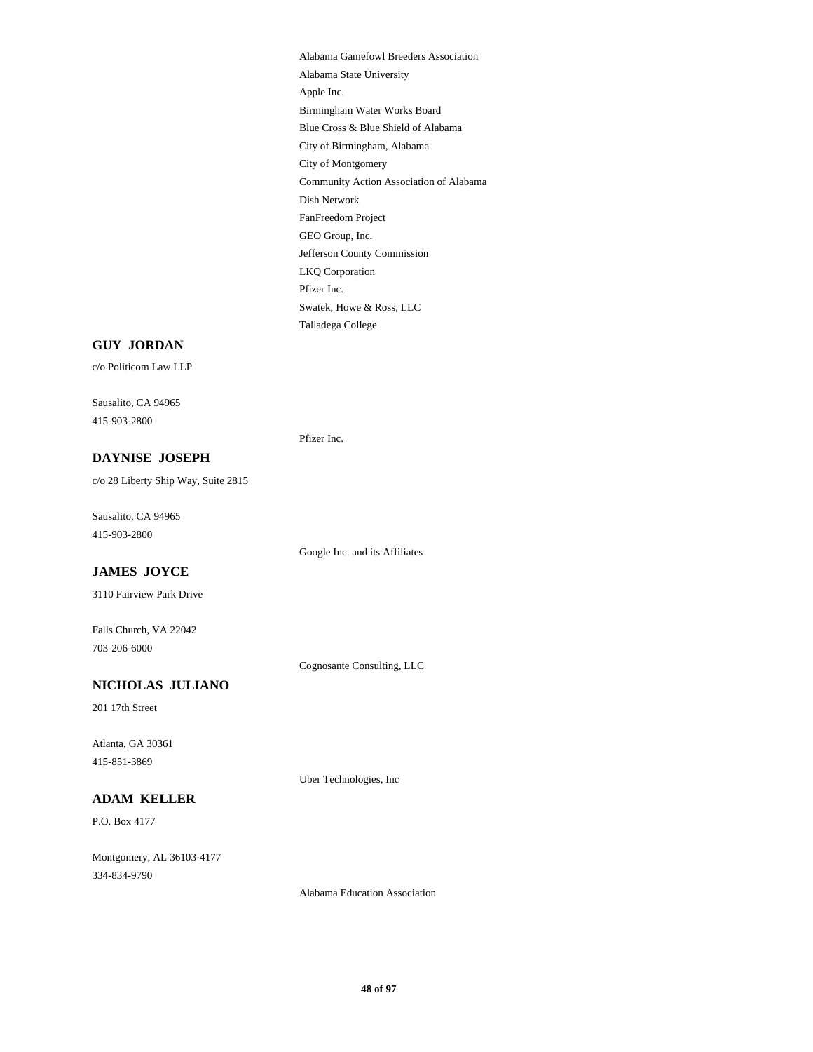Alabama Gamefowl Breeders Association
Alabama State University
Apple Inc.
Birmingham Water Works Board
Blue Cross & Blue Shield of Alabama
City of Birmingham, Alabama
City of Montgomery
Community Action Association of Alabama
Dish Network
FanFreedom Project
GEO Group, Inc.
Jefferson County Commission
LKQ Corporation
Pfizer Inc.
Swatek, Howe & Ross, LLC
Talladega College

**GUY JORDAN**

c/o Politicom Law LLP

Sausalito, CA 94965
415-903-2800

Pfizer Inc.

**DAYNISE JOSEPH**

c/o 28 Liberty Ship Way, Suite 2815

Sausalito, CA 94965
415-903-2800

Google Inc. and its Affiliates

**JAMES JOYCE**

3110 Fairview Park Drive

Falls Church, VA 22042
703-206-6000

Cognosante Consulting, LLC

**NICHOLAS JULIANO**

201 17th Street

Atlanta, GA 30361
415-851-3869

Uber Technologies, Inc

**ADAM KELLER**

P.O. Box 4177

Montgomery, AL 36103-4177
334-834-9790

Alabama Education Association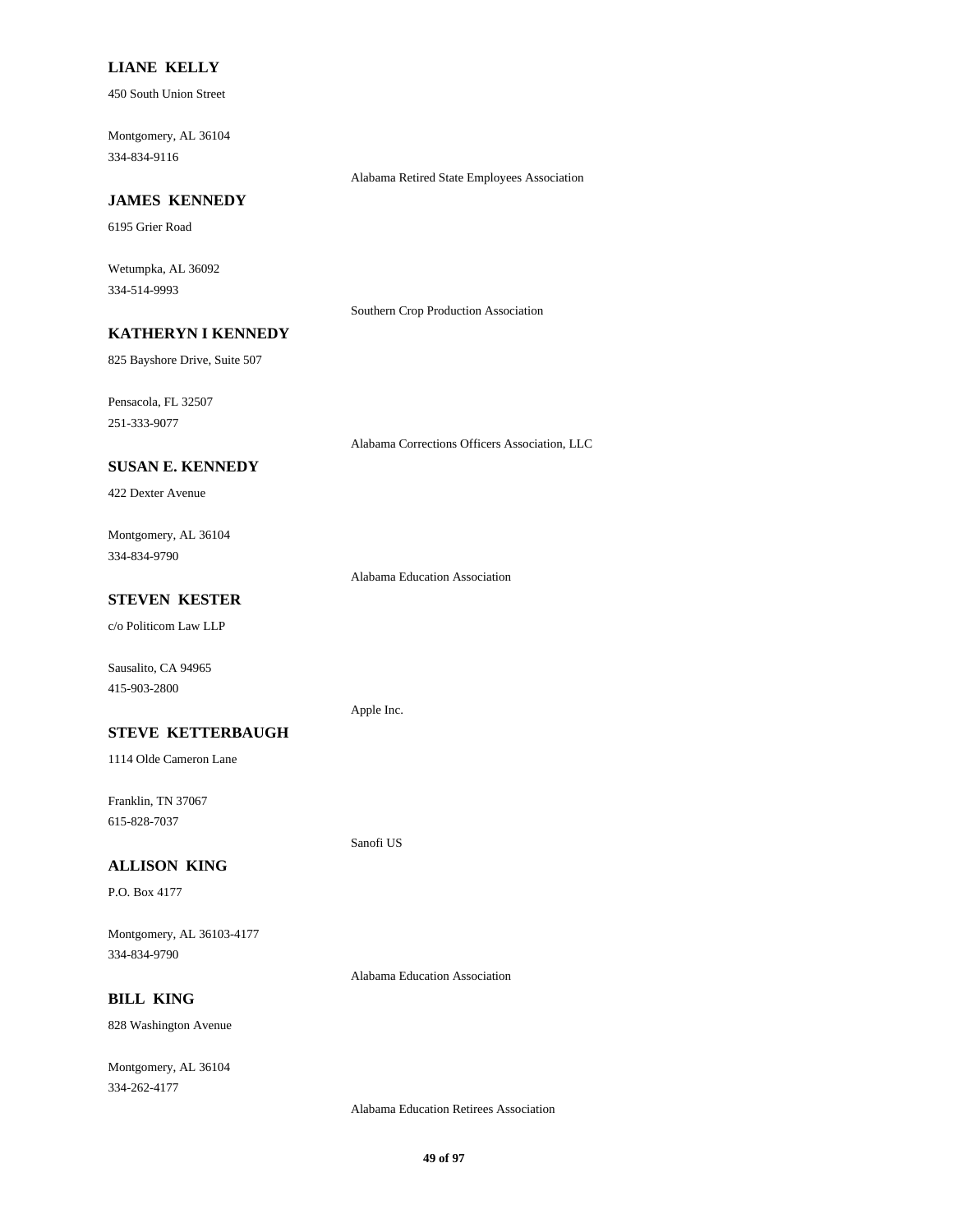**LIANE KELLY**

450 South Union Street

Montgomery, AL 36104
334-834-9116

Alabama Retired State Employees Association

**JAMES KENNEDY**

6195 Grier Road

Wetumpka, AL 36092
334-514-9993

Southern Crop Production Association

**KATHERYN I KENNEDY**

825 Bayshore Drive, Suite 507

Pensacola, FL 32507
251-333-9077

Alabama Corrections Officers Association, LLC

**SUSAN E. KENNEDY**

422 Dexter Avenue

Montgomery, AL 36104
334-834-9790

Alabama Education Association

**STEVEN KESTER**

c/o Politicom Law LLP

Sausalito, CA 94965
415-903-2800

Apple Inc.

**STEVE KETTERBAUGH**

1114 Olde Cameron Lane

Franklin, TN 37067
615-828-7037

Sanofi US

**ALLISON KING**

P.O. Box 4177

Montgomery, AL 36103-4177
334-834-9790

Alabama Education Association

**BILL KING**

828 Washington Avenue

Montgomery, AL 36104
334-262-4177

Alabama Education Retirees Association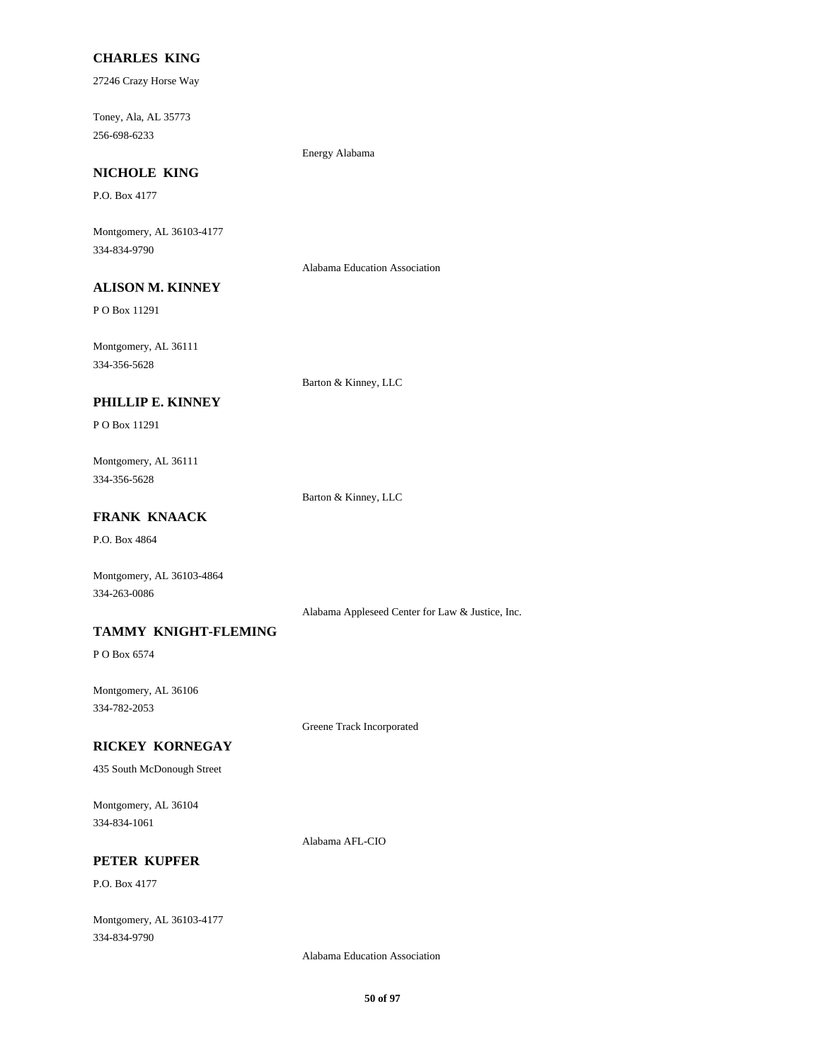**CHARLES KING**

27246 Crazy Horse Way

Toney, Ala, AL 35773
256-698-6233

Energy Alabama

**NICHOLE KING**

P.O. Box 4177

Montgomery, AL 36103-4177
334-834-9790

Alabama Education Association

**ALISON M. KINNEY**

P O Box 11291

Montgomery, AL 36111
334-356-5628

Barton & Kinney, LLC

**PHILLIP E. KINNEY**

P O Box 11291

Montgomery, AL 36111
334-356-5628

Barton & Kinney, LLC

**FRANK KNAACK**

P.O. Box 4864

Montgomery, AL 36103-4864
334-263-0086

Alabama Appleseed Center for Law & Justice, Inc.

**TAMMY KNIGHT-FLEMING**

P O Box 6574

Montgomery, AL 36106
334-782-2053

Greene Track Incorporated

**RICKEY KORNEGAY**

435 South McDonough Street

Montgomery, AL 36104
334-834-1061

Alabama AFL-CIO

**PETER KUPFER**

P.O. Box 4177

Montgomery, AL 36103-4177
334-834-9790

Alabama Education Association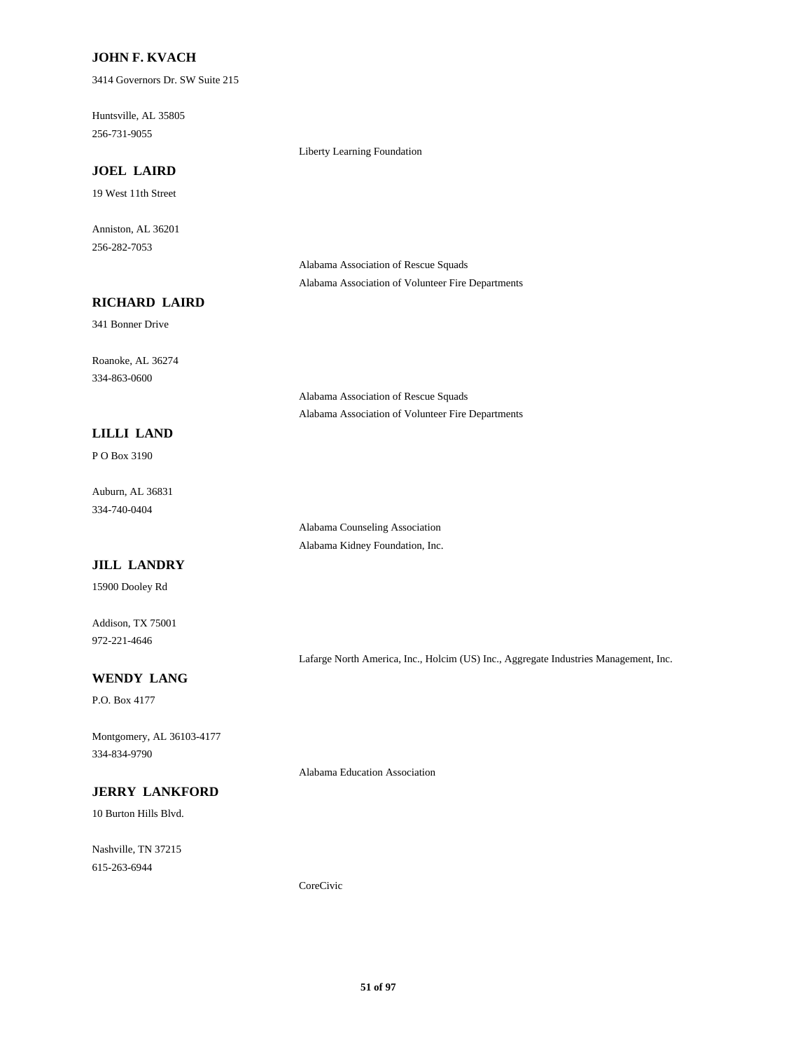**JOHN F. KVACH**

3414 Governors Dr. SW Suite 215

Huntsville, AL 35805
256-731-9055

Liberty Learning Foundation

**JOEL LAIRD**

19 West 11th Street

Anniston, AL 36201
256-282-7053

Alabama Association of Rescue Squads
Alabama Association of Volunteer Fire Departments

**RICHARD LAIRD**

341 Bonner Drive

Roanoke, AL 36274
334-863-0600

Alabama Association of Rescue Squads
Alabama Association of Volunteer Fire Departments

**LILLI LAND**

P O Box 3190

Auburn, AL 36831
334-740-0404

Alabama Counseling Association
Alabama Kidney Foundation, Inc.

**JILL LANDRY**

15900 Dooley Rd

Addison, TX 75001
972-221-4646

Lafarge North America, Inc., Holcim (US) Inc., Aggregate Industries Management, Inc.

**WENDY LANG**

P.O. Box 4177

Montgomery, AL 36103-4177
334-834-9790

Alabama Education Association

**JERRY LANKFORD**

10 Burton Hills Blvd.

Nashville, TN 37215
615-263-6944

CoreCivic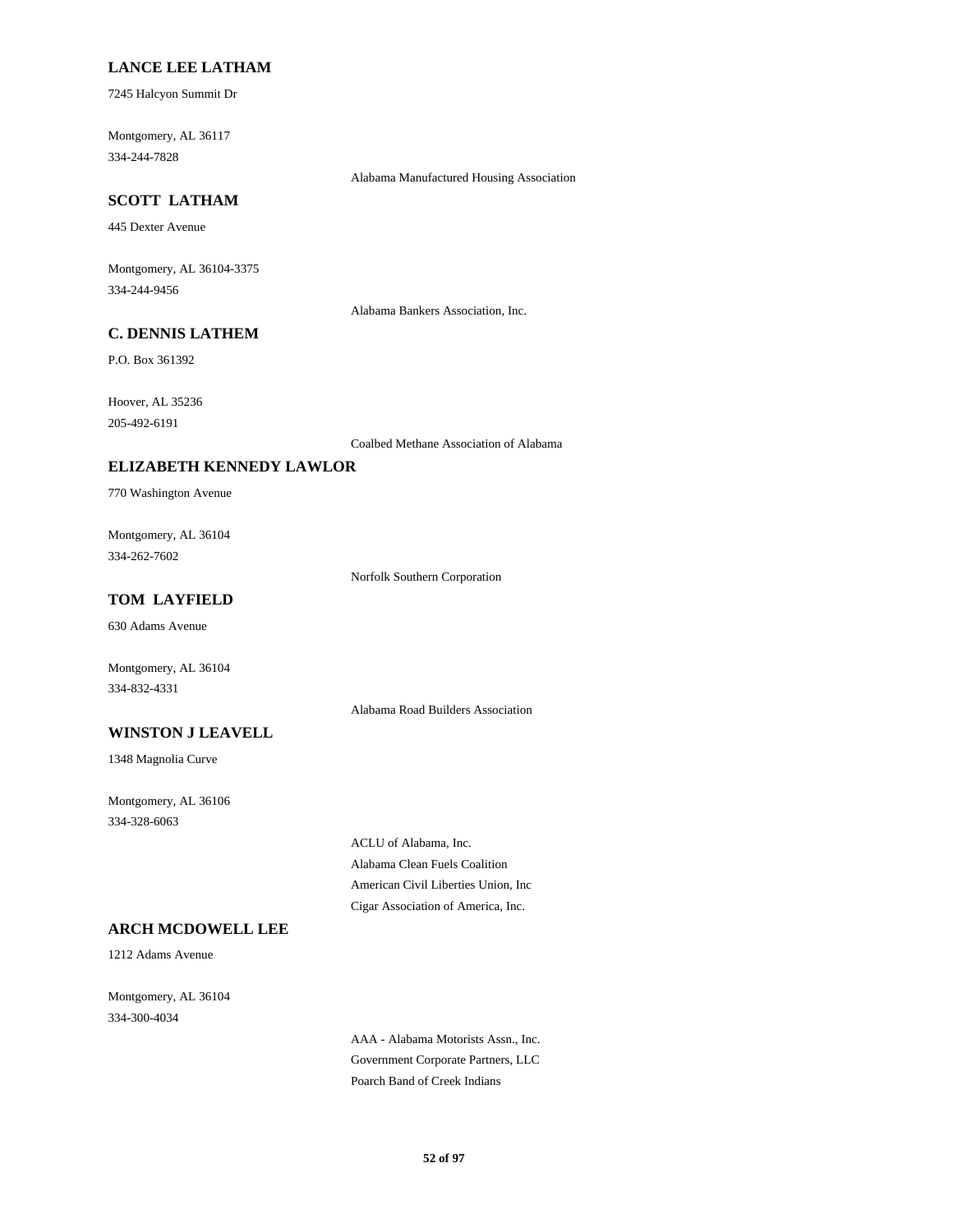**LANCE LEE LATHAM**

7245 Halcyon Summit Dr

Montgomery, AL 36117

334-244-7828

Alabama Manufactured Housing Association

**SCOTT LATHAM**

445 Dexter Avenue

Montgomery, AL 36104-3375

334-244-9456

Alabama Bankers Association, Inc.

**C. DENNIS LATHEM**

P.O. Box 361392

Hoover, AL 35236

205-492-6191

Coalbed Methane Association of Alabama

**ELIZABETH KENNEDY LAWLOR**

770 Washington Avenue

Montgomery, AL 36104

334-262-7602

Norfolk Southern Corporation

**TOM LAYFIELD**

630 Adams Avenue

Montgomery, AL 36104

334-832-4331

Alabama Road Builders Association

**WINSTON J LEAVELL**

1348 Magnolia Curve

Montgomery, AL 36106

334-328-6063

ACLU of Alabama, Inc.

Alabama Clean Fuels Coalition

American Civil Liberties Union, Inc

Cigar Association of America, Inc.

**ARCH MCDOWELL LEE**

1212 Adams Avenue

Montgomery, AL 36104

334-300-4034

AAA - Alabama Motorists Assn., Inc.

Government Corporate Partners, LLC

Poarch Band of Creek Indians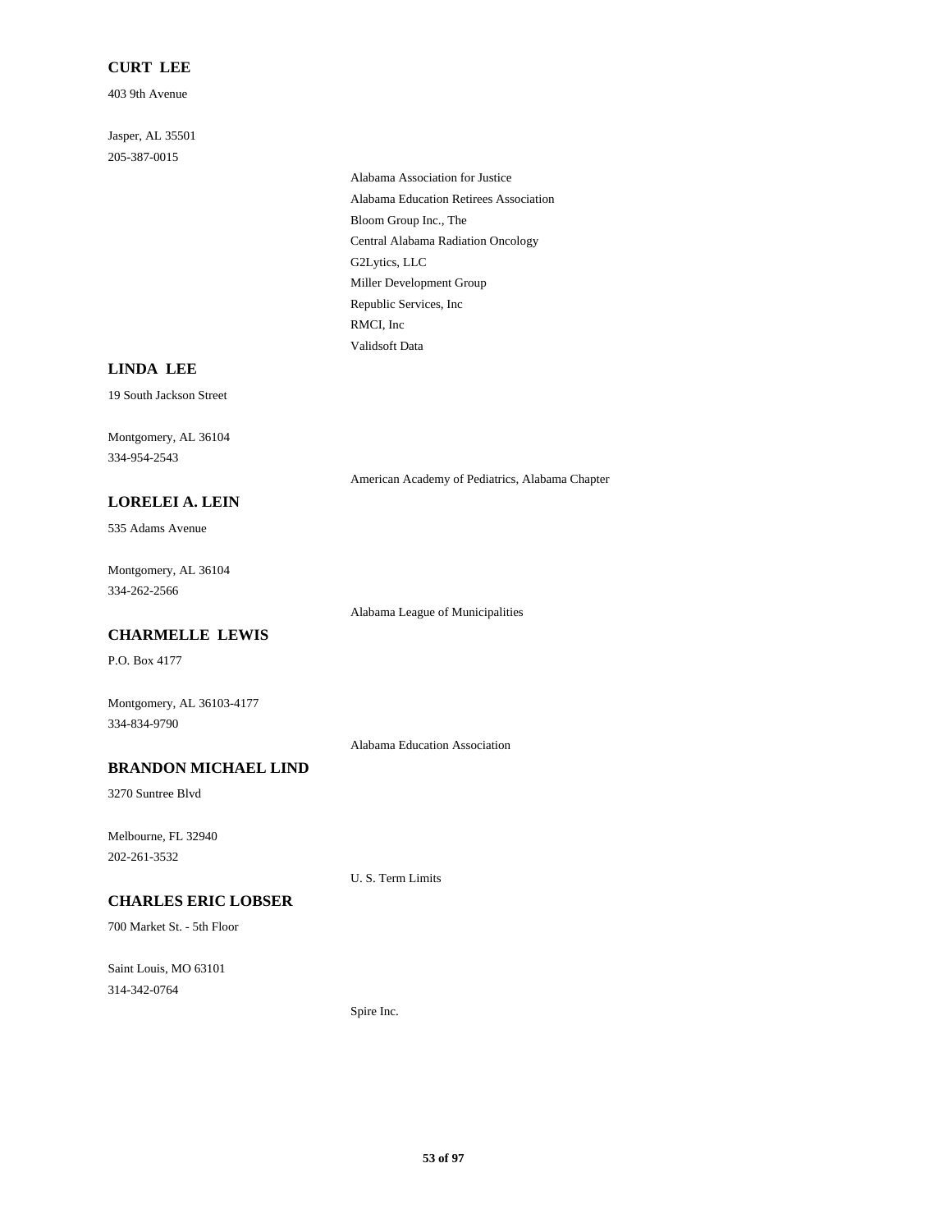**CURT LEE**

403 9th Avenue

Jasper, AL 35501
205-387-0015

Alabama Association for Justice
Alabama Education Retirees Association
Bloom Group Inc., The
Central Alabama Radiation Oncology
G2Lytics, LLC
Miller Development Group
Republic Services, Inc
RMCI, Inc
Validsoft Data

**LINDA LEE**

19 South Jackson Street

Montgomery, AL 36104
334-954-2543

American Academy of Pediatrics, Alabama Chapter

**LORELEI A. LEIN**

535 Adams Avenue

Montgomery, AL 36104
334-262-2566

Alabama League of Municipalities

**CHARMELLE LEWIS**

P.O. Box 4177

Montgomery, AL 36103-4177
334-834-9790

Alabama Education Association

**BRANDON MICHAEL LIND**

3270 Suntree Blvd

Melbourne, FL 32940
202-261-3532

U. S. Term Limits

**CHARLES ERIC LOBSER**

700 Market St. - 5th Floor

Saint Louis, MO 63101
314-342-0764

Spire Inc.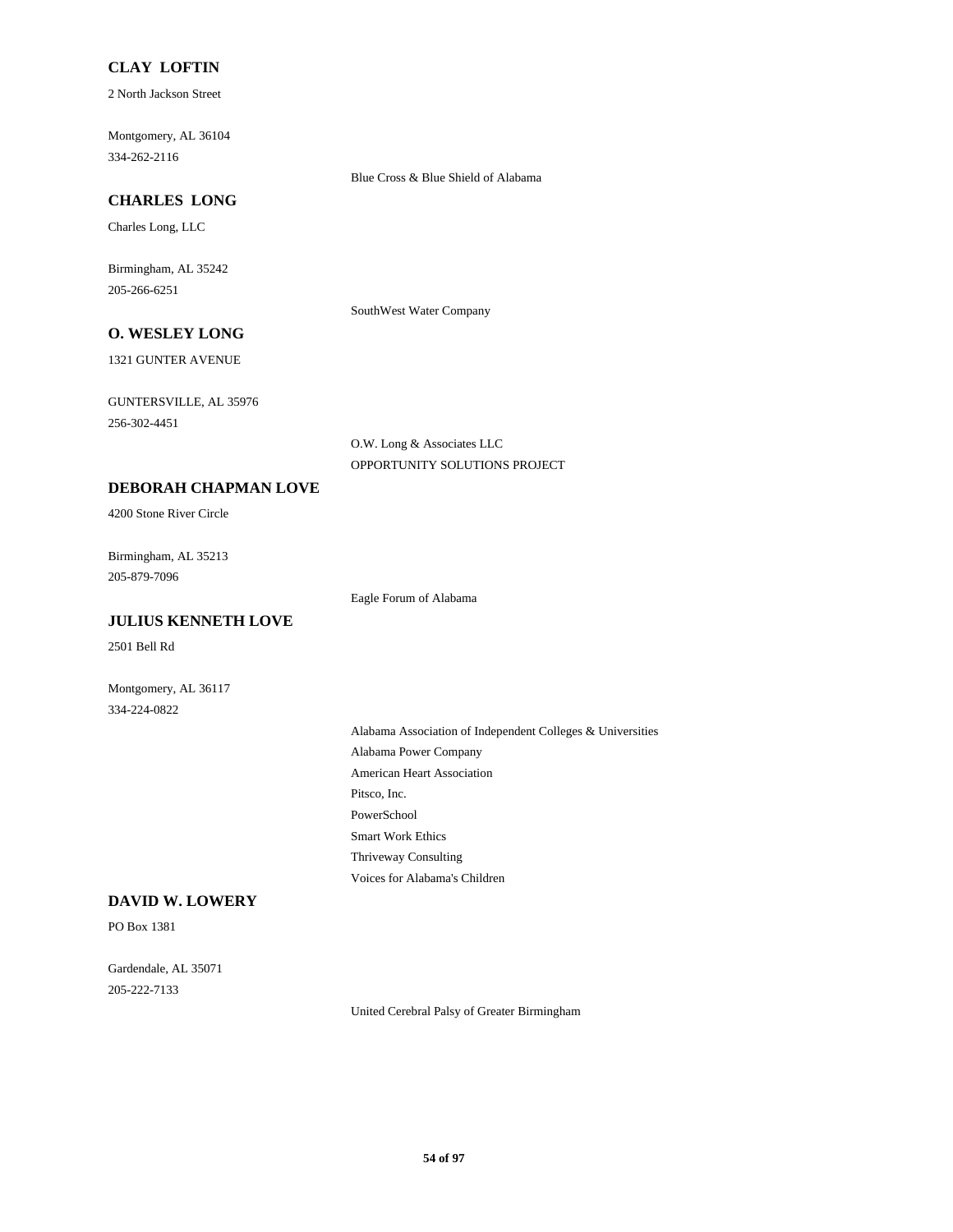### CLAY LOFTIN

2 North Jackson Street

Montgomery, AL 36104
334-262-2116

Blue Cross & Blue Shield of Alabama

### CHARLES LONG

Charles Long, LLC

Birmingham, AL 35242
205-266-6251

SouthWest Water Company

### O. WESLEY LONG

1321 GUNTER AVENUE

GUNTERSVILLE, AL 35976
256-302-4451

O.W. Long & Associates LLC
OPPORTUNITY SOLUTIONS PROJECT

### DEBORAH CHAPMAN LOVE

4200 Stone River Circle

Birmingham, AL 35213
205-879-7096

Eagle Forum of Alabama

### JULIUS KENNETH LOVE

2501 Bell Rd

Montgomery, AL 36117
334-224-0822

Alabama Association of Independent Colleges & Universities
Alabama Power Company
American Heart Association
Pitsco, Inc.
PowerSchool
Smart Work Ethics
Thriveway Consulting
Voices for Alabama's Children

### DAVID W. LOWERY

PO Box 1381

Gardendale, AL 35071
205-222-7133

United Cerebral Palsy of Greater Birmingham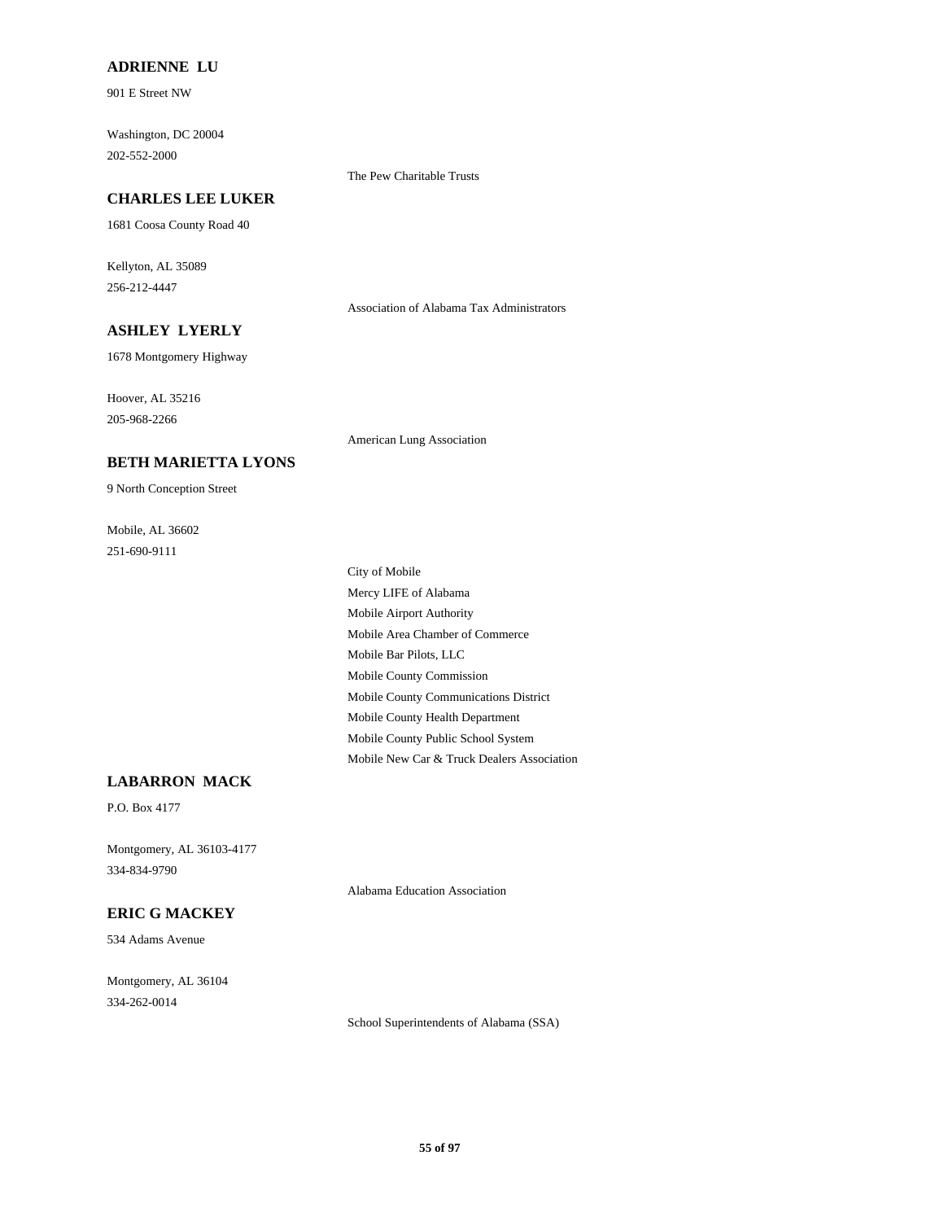**ADRIENNE LU**

901 E Street NW

Washington, DC 20004
202-552-2000

The Pew Charitable Trusts

**CHARLES LEE LUKER**

1681 Coosa County Road 40

Kellyton, AL 35089
256-212-4447

Association of Alabama Tax Administrators

**ASHLEY LYERLY**

1678 Montgomery Highway

Hoover, AL 35216
205-968-2266

American Lung Association

**BETH MARIETTA LYONS**

9 North Conception Street

Mobile, AL 36602
251-690-9111

City of Mobile
Mercy LIFE of Alabama
Mobile Airport Authority
Mobile Area Chamber of Commerce
Mobile Bar Pilots, LLC
Mobile County Commission
Mobile County Communications District
Mobile County Health Department
Mobile County Public School System
Mobile New Car & Truck Dealers Association

**LABARRON MACK**

P.O. Box 4177

Montgomery, AL 36103-4177
334-834-9790

Alabama Education Association

**ERIC G MACKEY**

534 Adams Avenue

Montgomery, AL 36104
334-262-0014

School Superintendents of Alabama (SSA)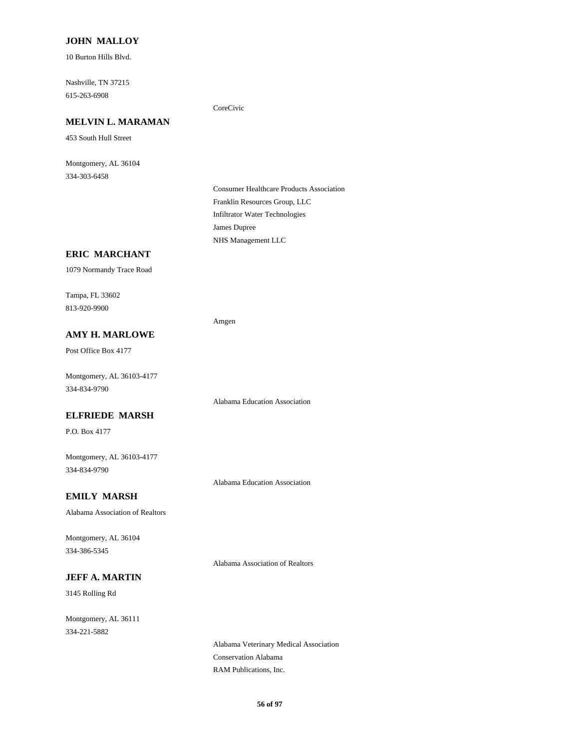**JOHN MALLOY**

10 Burton Hills Blvd.

Nashville, TN 37215
615-263-6908

CoreCivic

**MELVIN L. MARAMAN**

453 South Hull Street

Montgomery, AL 36104
334-303-6458

Consumer Healthcare Products Association
Franklin Resources Group, LLC
Infiltrator Water Technologies
James Dupree
NHS Management LLC

**ERIC MARCHANT**

1079 Normandy Trace Road

Tampa, FL 33602
813-920-9900

Amgen

**AMY H. MARLOWE**

Post Office Box 4177

Montgomery, AL 36103-4177
334-834-9790

Alabama Education Association

**ELFRIEDE MARSH**

P.O. Box 4177

Montgomery, AL 36103-4177
334-834-9790

Alabama Education Association

**EMILY MARSH**

Alabama Association of Realtors

Montgomery, AL 36104
334-386-5345

Alabama Association of Realtors

**JEFF A. MARTIN**

3145 Rolling Rd

Montgomery, AL 36111
334-221-5882

Alabama Veterinary Medical Association
Conservation Alabama
RAM Publications, Inc.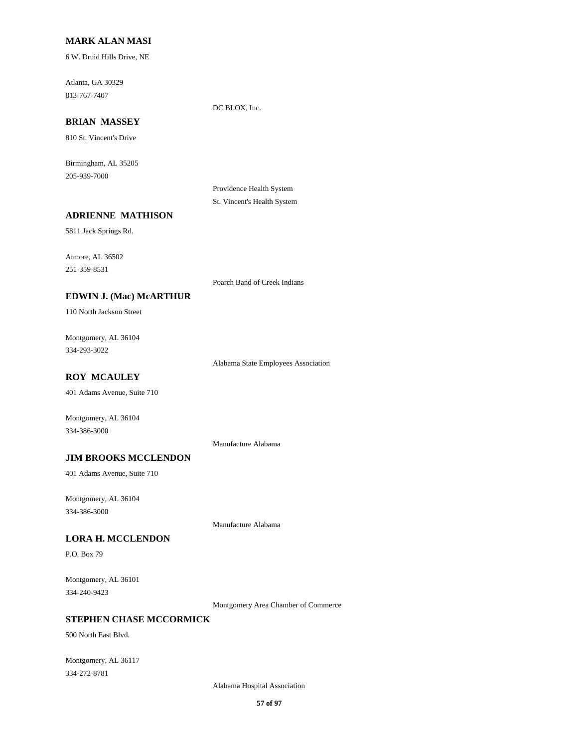**MARK ALAN MASI**

6 W. Druid Hills Drive, NE

Atlanta, GA 30329
813-767-7407

DC BLOX, Inc.

**BRIAN MASSEY**

810 St. Vincent's Drive

Birmingham, AL 35205
205-939-7000

Providence Health System
St. Vincent's Health System

**ADRIENNE MATHISON**

5811 Jack Springs Rd.

Atmore, AL 36502
251-359-8531

Poarch Band of Creek Indians

**EDWIN J. (Mac) McARTHUR**

110 North Jackson Street

Montgomery, AL 36104
334-293-3022

Alabama State Employees Association

**ROY MCAULEY**

401 Adams Avenue, Suite 710

Montgomery, AL 36104
334-386-3000

Manufacture Alabama

**JIM BROOKS MCCLENDON**

401 Adams Avenue, Suite 710

Montgomery, AL 36104
334-386-3000

Manufacture Alabama

**LORA H. MCCLENDON**

P.O. Box 79

Montgomery, AL 36101
334-240-9423

Montgomery Area Chamber of Commerce

**STEPHEN CHASE MCCORMICK**

500 North East Blvd.

Montgomery, AL 36117
334-272-8781

Alabama Hospital Association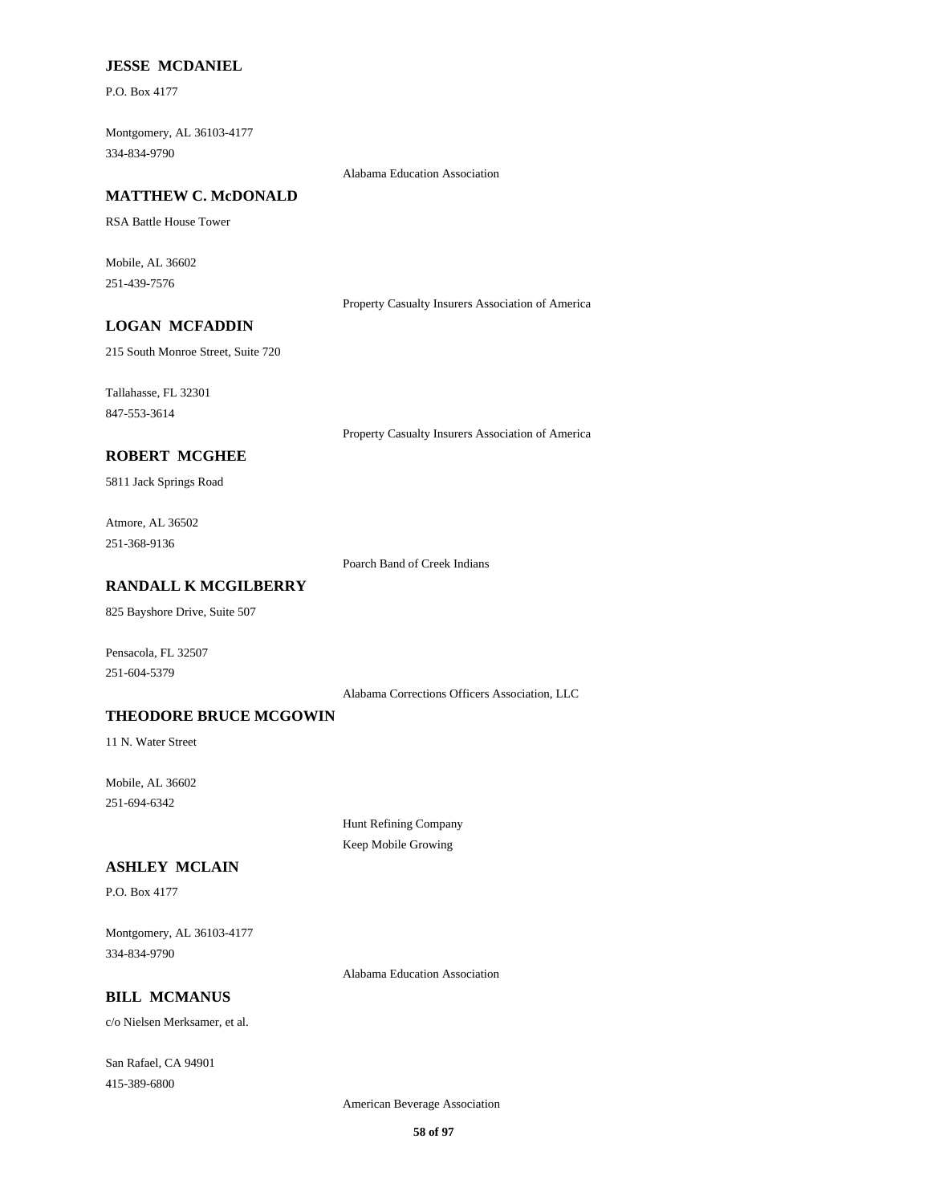**JESSE MCDANIEL**

P.O. Box 4177

Montgomery, AL 36103-4177
334-834-9790

Alabama Education Association

**MATTHEW C. McDONALD**

RSA Battle House Tower

Mobile, AL 36602
251-439-7576

Property Casualty Insurers Association of America

**LOGAN MCFADDIN**

215 South Monroe Street, Suite 720

Tallahasse, FL 32301
847-553-3614

Property Casualty Insurers Association of America

**ROBERT MCGHEE**

5811 Jack Springs Road

Atmore, AL 36502
251-368-9136

Poarch Band of Creek Indians

**RANDALL K MCGILBERRY**

825 Bayshore Drive, Suite 507

Pensacola, FL 32507
251-604-5379

Alabama Corrections Officers Association, LLC

**THEODORE BRUCE MCGOWIN**

11 N. Water Street

Mobile, AL 36602
251-694-6342

Hunt Refining Company
Keep Mobile Growing

**ASHLEY MCLAIN**

P.O. Box 4177

Montgomery, AL 36103-4177
334-834-9790

Alabama Education Association

**BILL MCMANUS**

c/o Nielsen Merksamer, et al.

San Rafael, CA 94901
415-389-6800

American Beverage Association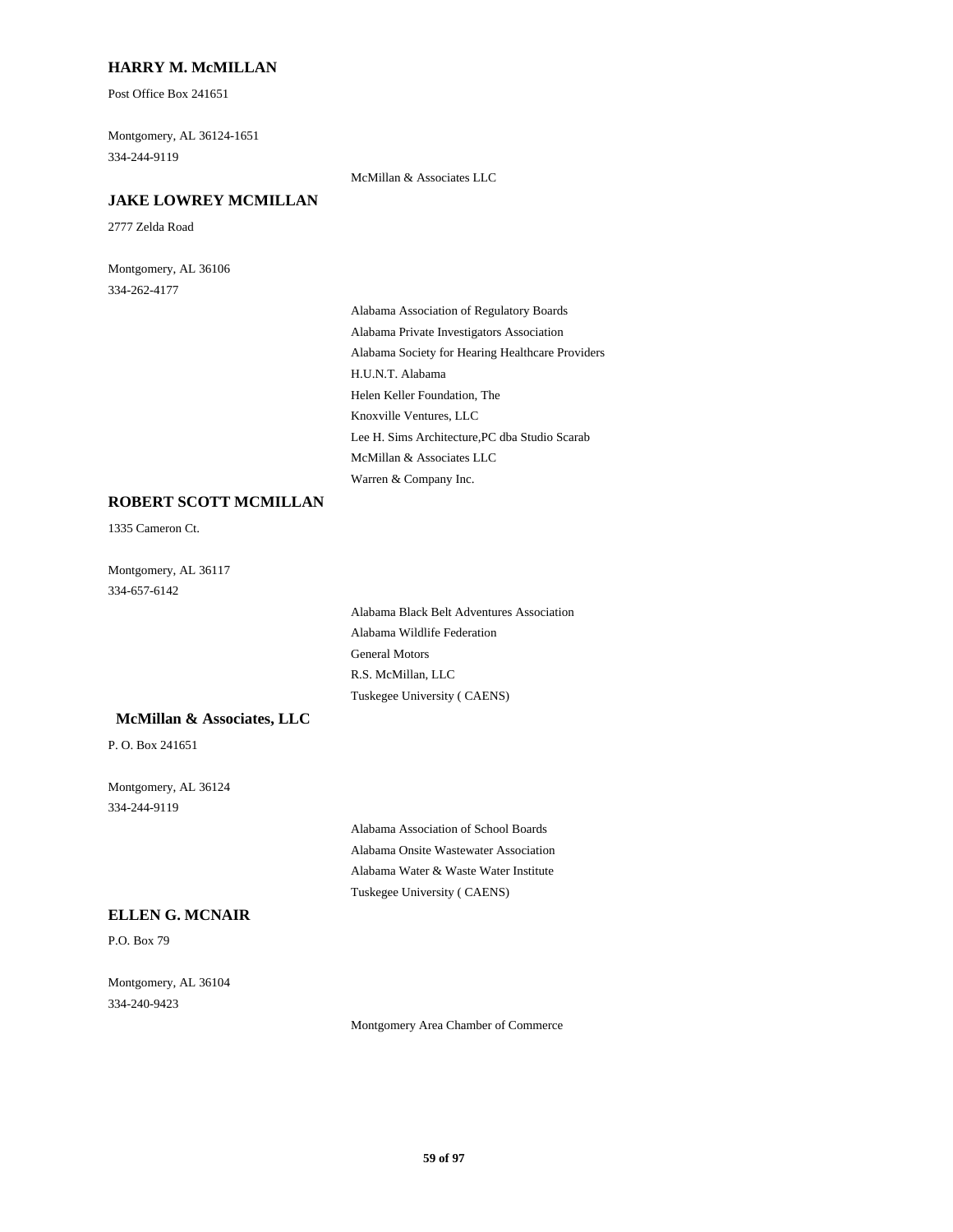**HARRY M. McMILLAN**

Post Office Box 241651

Montgomery, AL 36124-1651
334-244-9119

McMillan & Associates LLC

**JAKE LOWREY MCMILLAN**

2777 Zelda Road

Montgomery, AL 36106
334-262-4177

Alabama Association of Regulatory Boards
Alabama Private Investigators Association
Alabama Society for Hearing Healthcare Providers
H.U.N.T. Alabama
Helen Keller Foundation, The
Knoxville Ventures, LLC
Lee H. Sims Architecture,PC dba Studio Scarab
McMillan & Associates LLC
Warren & Company Inc.

**ROBERT SCOTT MCMILLAN**

1335 Cameron Ct.

Montgomery, AL 36117
334-657-6142

Alabama Black Belt Adventures Association
Alabama Wildlife Federation
General Motors
R.S. McMillan, LLC
Tuskegee University ( CAENS)

**McMillan & Associates, LLC**

P. O. Box 241651

Montgomery, AL 36124
334-244-9119

Alabama Association of School Boards
Alabama Onsite Wastewater Association
Alabama Water & Waste Water Institute
Tuskegee University ( CAENS)

**ELLEN G. MCNAIR**

P.O. Box 79

Montgomery, AL 36104
334-240-9423

Montgomery Area Chamber of Commerce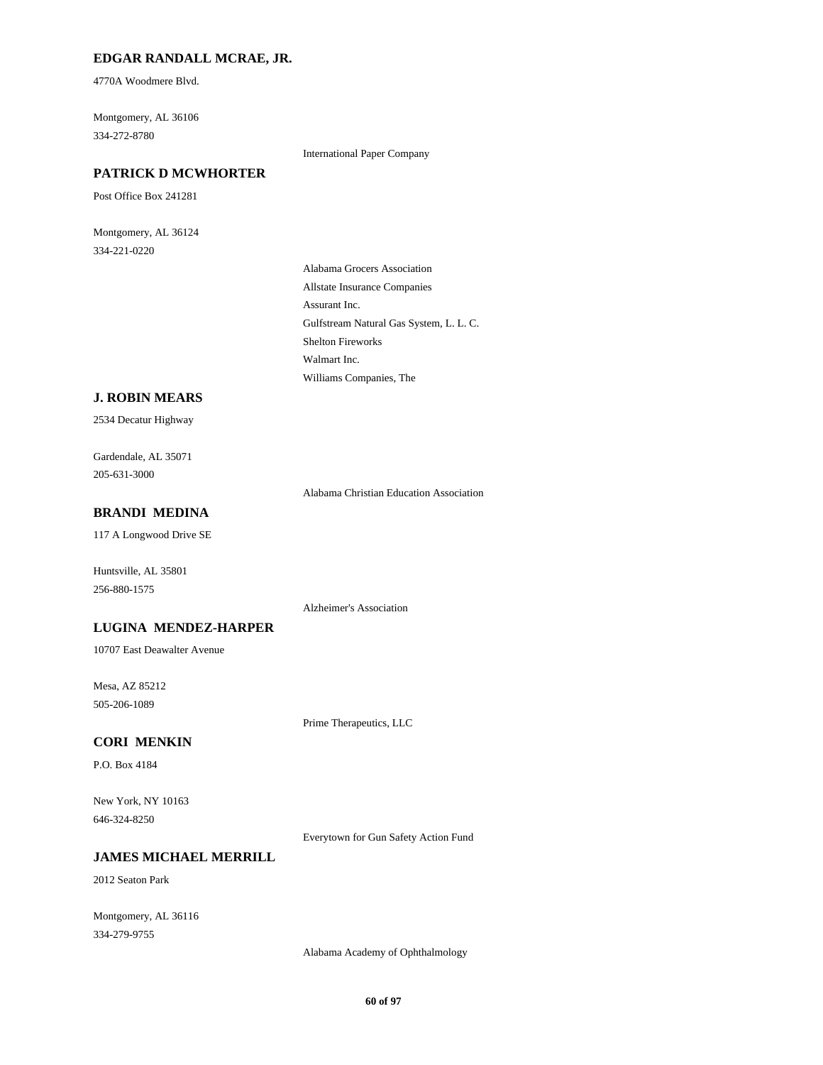**EDGAR RANDALL MCRAE, JR.**

4770A Woodmere Blvd.

Montgomery, AL 36106
334-272-8780

International Paper Company

**PATRICK D MCWHORTER**

Post Office Box 241281

Montgomery, AL 36124
334-221-0220

Alabama Grocers Association
Allstate Insurance Companies
Assurant Inc.
Gulfstream Natural Gas System, L. L. C.
Shelton Fireworks
Walmart Inc.
Williams Companies, The

**J. ROBIN MEARS**

2534 Decatur Highway

Gardendale, AL 35071
205-631-3000

Alabama Christian Education Association

**BRANDI MEDINA**

117 A Longwood Drive SE

Huntsville, AL 35801
256-880-1575

Alzheimer's Association

**LUGINA MENDEZ-HARPER**

10707 East Deawalter Avenue

Mesa, AZ 85212
505-206-1089

Prime Therapeutics, LLC

**CORI MENKIN**

P.O. Box 4184

New York, NY 10163
646-324-8250

Everytown for Gun Safety Action Fund

**JAMES MICHAEL MERRILL**

2012 Seaton Park

Montgomery, AL 36116
334-279-9755

Alabama Academy of Ophthalmology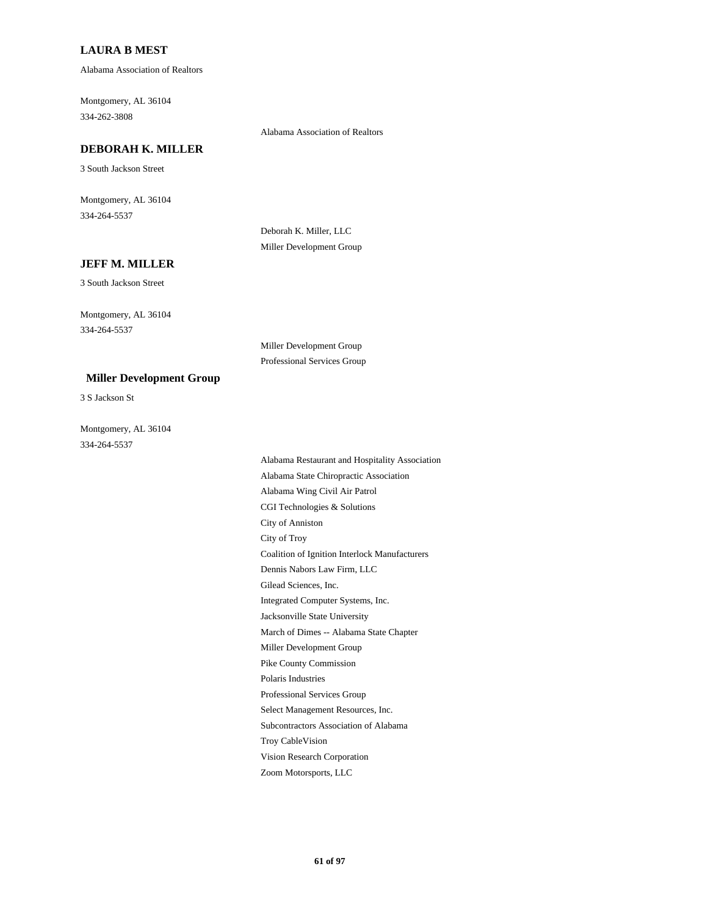**LAURA B MEST**

Alabama Association of Realtors

Montgomery, AL 36104
334-262-3808

- Alabama Association of Realtors

**DEBORAH K. MILLER**

3 South Jackson Street

Montgomery, AL 36104
334-264-5537

- Deborah K. Miller, LLC
- Miller Development Group

**JEFF M. MILLER**

3 South Jackson Street

Montgomery, AL 36104
334-264-5537

- Miller Development Group
- Professional Services Group

**Miller Development Group**

3 S Jackson St

Montgomery, AL 36104
334-264-5537

- Alabama Restaurant and Hospitality Association
- Alabama State Chiropractic Association
- Alabama Wing Civil Air Patrol
- CGI Technologies & Solutions
- City of Anniston
- City of Troy
- Coalition of Ignition Interlock Manufacturers
- Dennis Nabors Law Firm, LLC
- Gilead Sciences, Inc.
- Integrated Computer Systems, Inc.
- Jacksonville State University
- March of Dimes -- Alabama State Chapter
- Miller Development Group
- Pike County Commission
- Polaris Industries
- Professional Services Group
- Select Management Resources, Inc.
- Subcontractors Association of Alabama
- Troy CableVision
- Vision Research Corporation
- Zoom Motorsports, LLC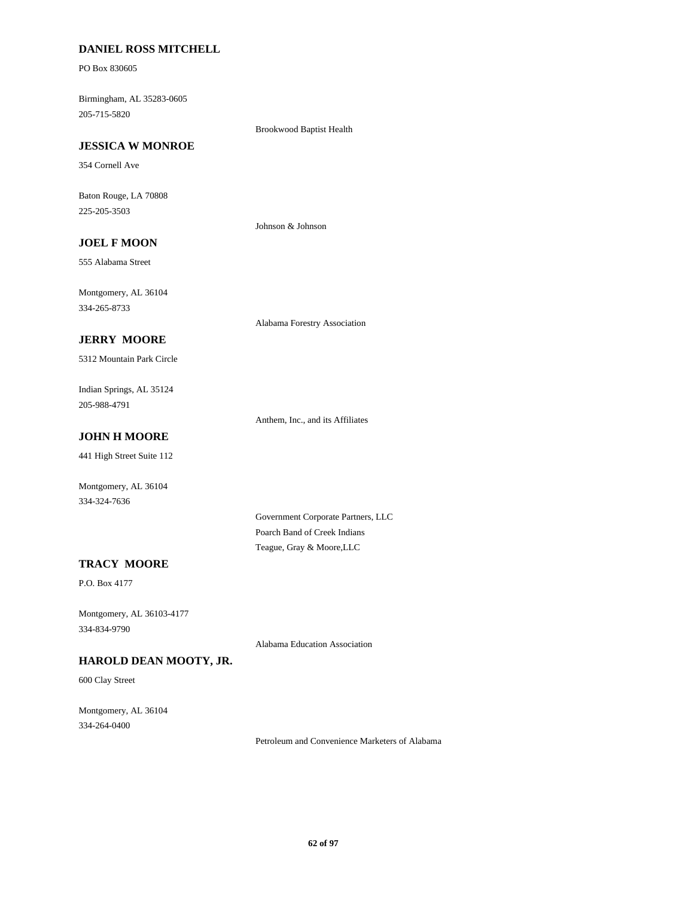**DANIEL ROSS MITCHELL**

PO Box 830605

Birmingham, AL 35283-0605
205-715-5820

Brookwood Baptist Health

**JESSICA W MONROE**

354 Cornell Ave

Baton Rouge, LA 70808
225-205-3503

Johnson & Johnson

**JOEL F MOON**

555 Alabama Street

Montgomery, AL 36104
334-265-8733

Alabama Forestry Association

**JERRY MOORE**

5312 Mountain Park Circle

Indian Springs, AL 35124
205-988-4791

Anthem, Inc., and its Affiliates

**JOHN H MOORE**

441 High Street Suite 112

Montgomery, AL 36104
334-324-7636

Government Corporate Partners, LLC
Poarch Band of Creek Indians
Teague, Gray & Moore,LLC

**TRACY MOORE**

P.O. Box 4177

Montgomery, AL 36103-4177
334-834-9790

Alabama Education Association

**HAROLD DEAN MOOTY, JR.**

600 Clay Street

Montgomery, AL 36104
334-264-0400

Petroleum and Convenience Marketers of Alabama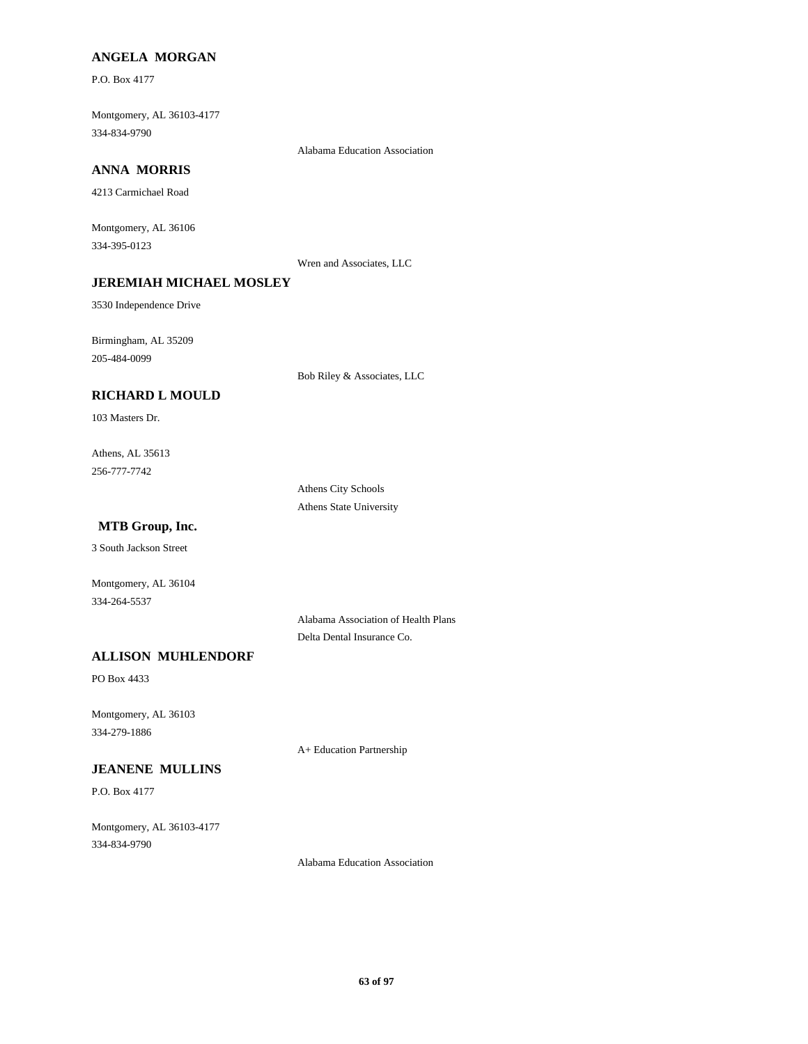**ANGELA MORGAN**

P.O. Box 4177

Montgomery, AL 36103-4177

334-834-9790

Alabama Education Association

**ANNA MORRIS**

4213 Carmichael Road

Montgomery, AL 36106

334-395-0123

Wren and Associates, LLC

**JEREMIAH MICHAEL MOSLEY**

3530 Independence Drive

Birmingham, AL 35209

205-484-0099

Bob Riley & Associates, LLC

**RICHARD L MOULD**

103 Masters Dr.

Athens, AL 35613

256-777-7742

Athens City Schools

Athens State University

**MTB Group, Inc.**

3 South Jackson Street

Montgomery, AL 36104

334-264-5537

Alabama Association of Health Plans

Delta Dental Insurance Co.

**ALLISON MUHLENDORF**

PO Box 4433

Montgomery, AL 36103

334-279-1886

A+ Education Partnership

**JEANENE MULLINS**

P.O. Box 4177

Montgomery, AL 36103-4177

334-834-9790

Alabama Education Association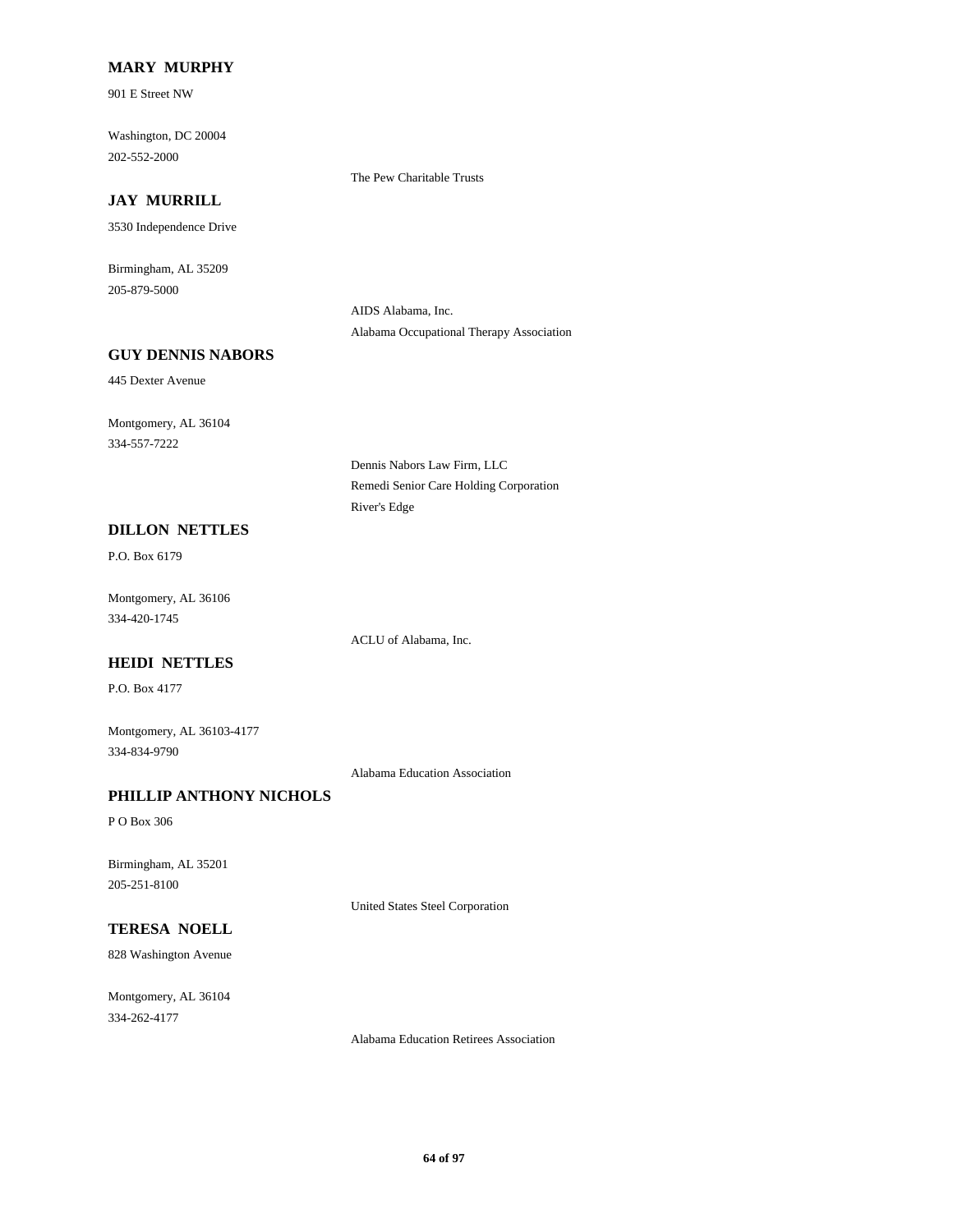**MARY MURPHY**

901 E Street NW

Washington, DC 20004

202-552-2000

The Pew Charitable Trusts

**JAY MURRILL**

3530 Independence Drive

Birmingham, AL 35209

205-879-5000

AIDS Alabama, Inc.

Alabama Occupational Therapy Association

**GUY DENNIS NABORS**

445 Dexter Avenue

Montgomery, AL 36104

334-557-7222

Dennis Nabors Law Firm, LLC

Remedi Senior Care Holding Corporation

River's Edge

**DILLON NETTLES**

P.O. Box 6179

Montgomery, AL 36106

334-420-1745

ACLU of Alabama, Inc.

**HEIDI NETTLES**

P.O. Box 4177

Montgomery, AL 36103-4177

334-834-9790

Alabama Education Association

**PHILLIP ANTHONY NICHOLS**

P O Box 306

Birmingham, AL 35201

205-251-8100

United States Steel Corporation

**TERESA NOELL**

828 Washington Avenue

Montgomery, AL 36104

334-262-4177

Alabama Education Retirees Association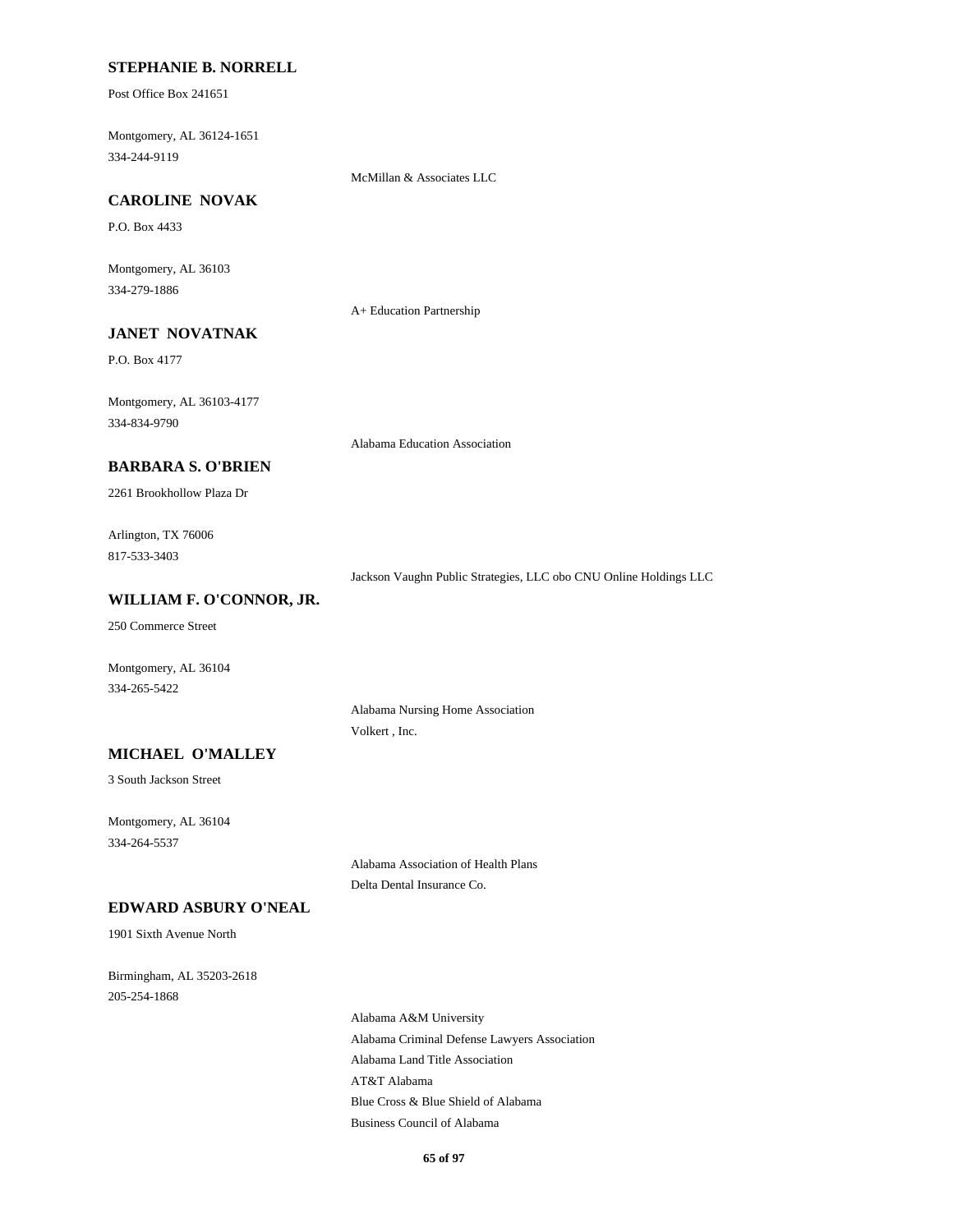**STEPHANIE B. NORRELL**

Post Office Box 241651

Montgomery, AL 36124-1651
334-244-9119

McMillan & Associates LLC

**CAROLINE NOVAK**

P.O. Box 4433

Montgomery, AL 36103
334-279-1886

A+ Education Partnership

**JANET NOVATNAK**

P.O. Box 4177

Montgomery, AL 36103-4177
334-834-9790

Alabama Education Association

**BARBARA S. O'BRIEN**

2261 Brookhollow Plaza Dr

Arlington, TX 76006
817-533-3403

Jackson Vaughn Public Strategies, LLC obo CNU Online Holdings LLC

**WILLIAM F. O'CONNOR, JR.**

250 Commerce Street

Montgomery, AL 36104
334-265-5422

Alabama Nursing Home Association
Volkert , Inc.

**MICHAEL O'MALLEY**

3 South Jackson Street

Montgomery, AL 36104
334-264-5537

Alabama Association of Health Plans
Delta Dental Insurance Co.

**EDWARD ASBURY O'NEAL**

1901 Sixth Avenue North

Birmingham, AL 35203-2618
205-254-1868

Alabama A&M University
Alabama Criminal Defense Lawyers Association
Alabama Land Title Association
AT&T Alabama
Blue Cross & Blue Shield of Alabama
Business Council of Alabama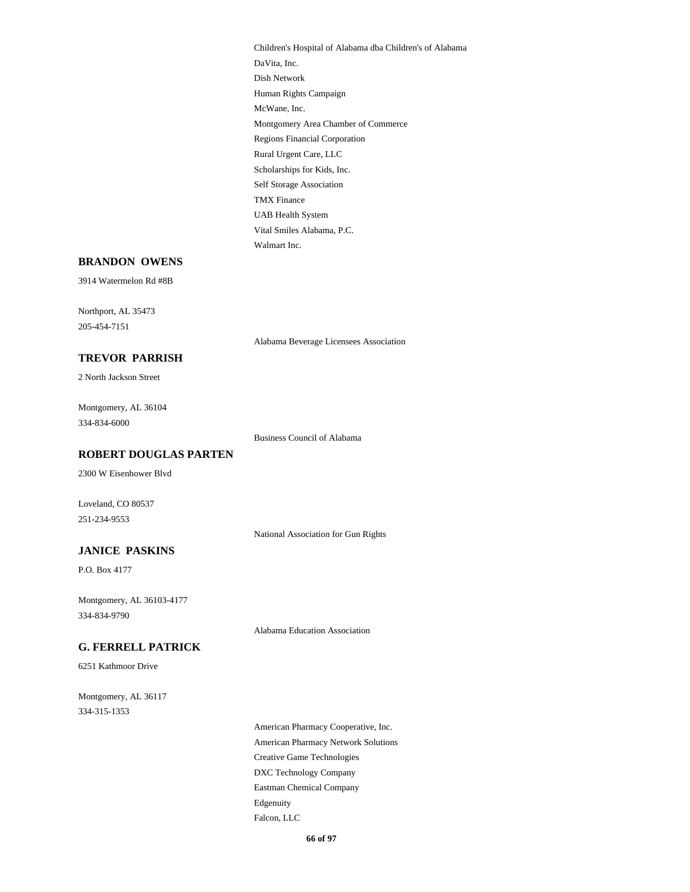Children's Hospital of Alabama dba Children's of Alabama
DaVita, Inc.
Dish Network
Human Rights Campaign
McWane, Inc.
Montgomery Area Chamber of Commerce
Regions Financial Corporation
Rural Urgent Care, LLC
Scholarships for Kids, Inc.
Self Storage Association
TMX Finance
UAB Health System
Vital Smiles Alabama, P.C.
Walmart Inc.

**BRANDON OWENS**

3914 Watermelon Rd #8B

Northport, AL 35473
205-454-7151

Alabama Beverage Licensees Association

**TREVOR PARRISH**

2 North Jackson Street

Montgomery, AL 36104
334-834-6000

Business Council of Alabama

**ROBERT DOUGLAS PARTEN**

2300 W Eisenhower Blvd

Loveland, CO 80537
251-234-9553

National Association for Gun Rights

**JANICE PASKINS**

P.O. Box 4177

Montgomery, AL 36103-4177
334-834-9790

Alabama Education Association

**G. FERRELL PATRICK**

6251 Kathmoor Drive

Montgomery, AL 36117
334-315-1353

American Pharmacy Cooperative, Inc.
American Pharmacy Network Solutions
Creative Game Technologies
DXC Technology Company
Eastman Chemical Company
Edgenuity
Falcon, LLC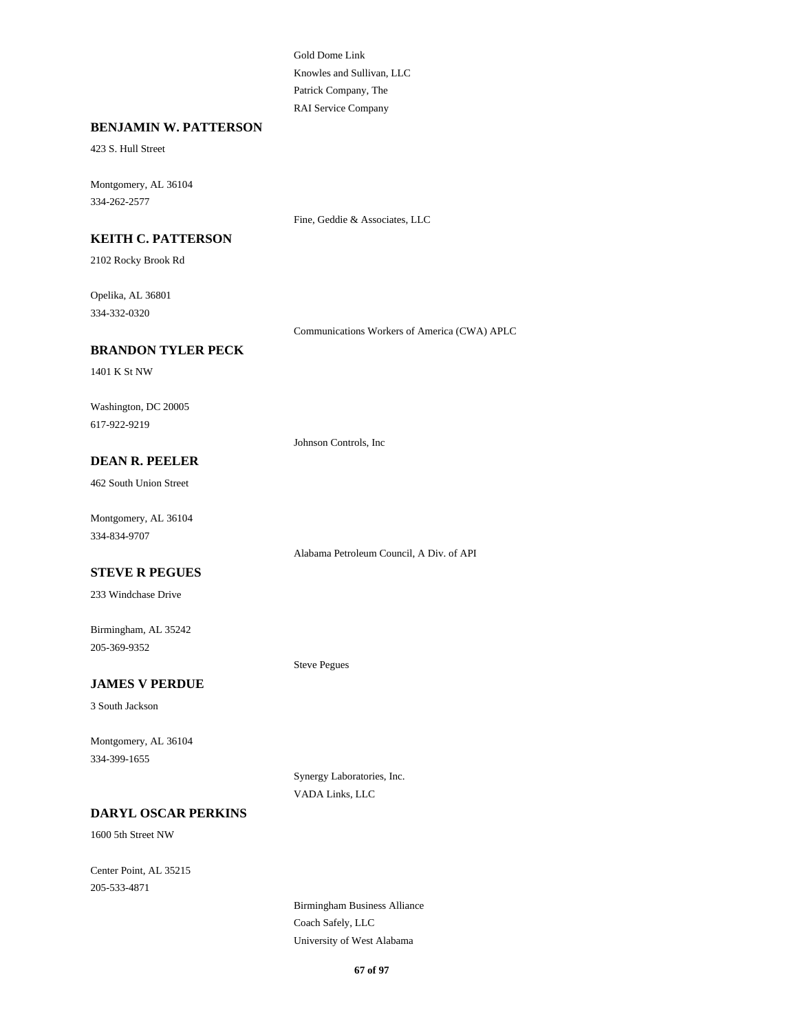Gold Dome Link
Knowles and Sullivan, LLC
Patrick Company, The
RAI Service Company

**BENJAMIN W. PATTERSON**

423 S. Hull Street

Montgomery, AL 36104
334-262-2577

Fine, Geddie & Associates, LLC

**KEITH C. PATTERSON**

2102 Rocky Brook Rd

Opelika, AL 36801
334-332-0320

Communications Workers of America (CWA) APLC

**BRANDON TYLER PECK**

1401 K St NW

Washington, DC 20005
617-922-9219

Johnson Controls, Inc

**DEAN R. PEELER**

462 South Union Street

Montgomery, AL 36104
334-834-9707

Alabama Petroleum Council, A Div. of API

**STEVE R PEGUES**

233 Windchase Drive

Birmingham, AL 35242
205-369-9352

Steve Pegues

**JAMES V PERDUE**

3 South Jackson

Montgomery, AL 36104
334-399-1655

Synergy Laboratories, Inc.
VADA Links, LLC

**DARYL OSCAR PERKINS**

1600 5th Street NW

Center Point, AL 35215
205-533-4871

Birmingham Business Alliance
Coach Safely, LLC
University of West Alabama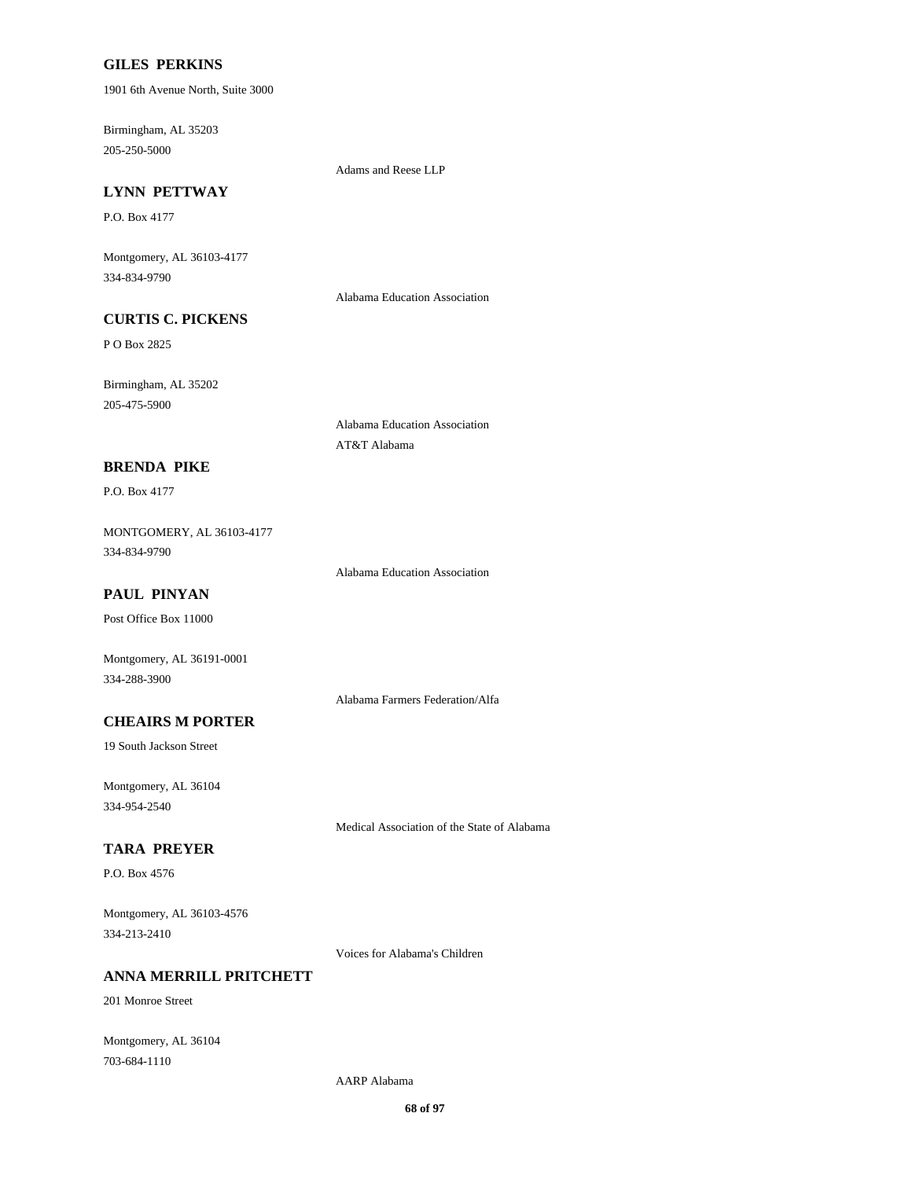**GILES PERKINS**

1901 6th Avenue North, Suite 3000

Birmingham, AL 35203
205-250-5000

Adams and Reese LLP

**LYNN PETTWAY**

P.O. Box 4177

Montgomery, AL 36103-4177
334-834-9790

Alabama Education Association

**CURTIS C. PICKENS**

P O Box 2825

Birmingham, AL 35202
205-475-5900

Alabama Education Association
AT&T Alabama

**BRENDA PIKE**

P.O. Box 4177

MONTGOMERY, AL 36103-4177
334-834-9790

Alabama Education Association

**PAUL PINYAN**

Post Office Box 11000

Montgomery, AL 36191-0001
334-288-3900

Alabama Farmers Federation/Alfa

**CHEAIRS M PORTER**

19 South Jackson Street

Montgomery, AL 36104
334-954-2540

Medical Association of the State of Alabama

**TARA PREYER**

P.O. Box 4576

Montgomery, AL 36103-4576
334-213-2410

Voices for Alabama's Children

**ANNA MERRILL PRITCHETT**

201 Monroe Street

Montgomery, AL 36104
703-684-1110

AARP Alabama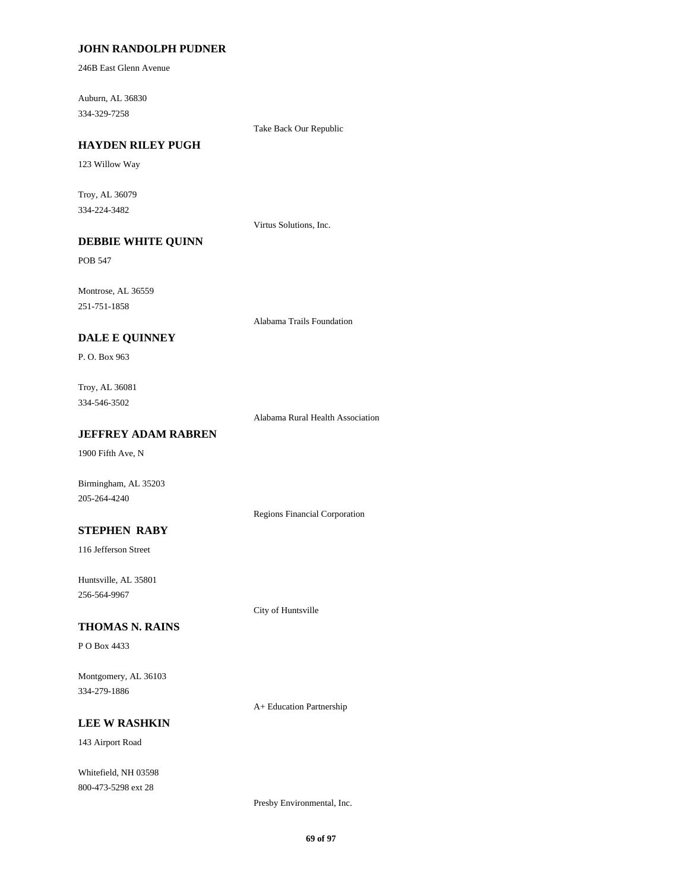**JOHN RANDOLPH PUDNER**

246B East Glenn Avenue

Auburn, AL 36830
334-329-7258

Take Back Our Republic

**HAYDEN RILEY PUGH**

123 Willow Way

Troy, AL 36079
334-224-3482

Virtus Solutions, Inc.

**DEBBIE WHITE QUINN**

POB 547

Montrose, AL 36559
251-751-1858

Alabama Trails Foundation

**DALE E QUINNEY**

P. O. Box 963

Troy, AL 36081
334-546-3502

Alabama Rural Health Association

**JEFFREY ADAM RABREN**

1900 Fifth Ave, N

Birmingham, AL 35203
205-264-4240

Regions Financial Corporation

**STEPHEN RABY**

116 Jefferson Street

Huntsville, AL 35801
256-564-9967

City of Huntsville

**THOMAS N. RAINS**

P O Box 4433

Montgomery, AL 36103
334-279-1886

A+ Education Partnership

**LEE W RASHKIN**

143 Airport Road

Whitefield, NH 03598
800-473-5298 ext 28

Presby Environmental, Inc.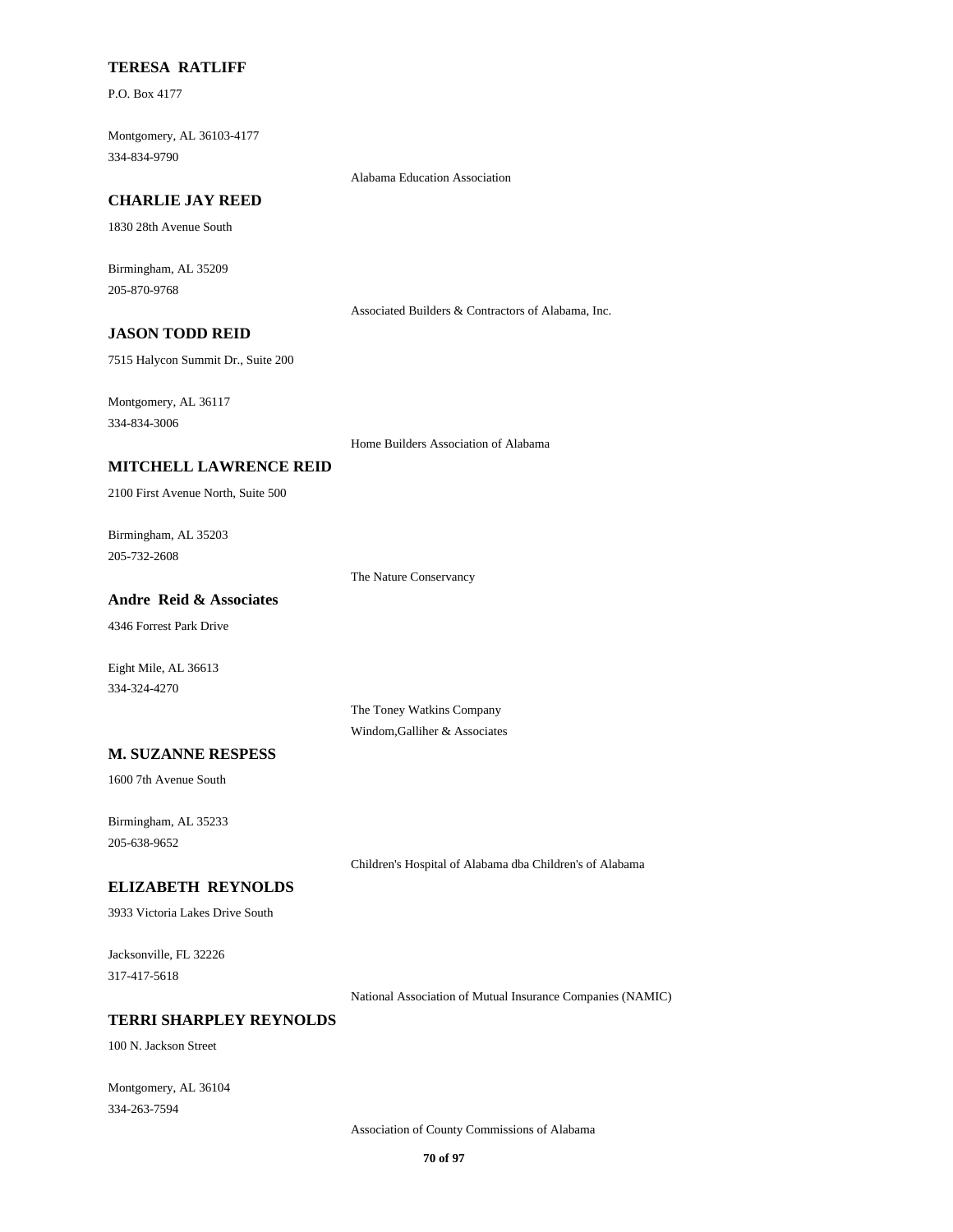**TERESA RATLIFF**

P.O. Box 4177

Montgomery, AL 36103-4177
334-834-9790

Alabama Education Association

**CHARLIE JAY REED**

1830 28th Avenue South

Birmingham, AL 35209
205-870-9768

Associated Builders & Contractors of Alabama, Inc.

**JASON TODD REID**

7515 Halycon Summit Dr., Suite 200

Montgomery, AL 36117
334-834-3006

Home Builders Association of Alabama

**MITCHELL LAWRENCE REID**

2100 First Avenue North, Suite 500

Birmingham, AL 35203
205-732-2608

The Nature Conservancy

**Andre Reid & Associates**

4346 Forrest Park Drive

Eight Mile, AL 36613
334-324-4270

The Toney Watkins Company
Windom,Galliher & Associates

**M. SUZANNE RESPESS**

1600 7th Avenue South

Birmingham, AL 35233
205-638-9652

Children's Hospital of Alabama dba Children's of Alabama

**ELIZABETH REYNOLDS**

3933 Victoria Lakes Drive South

Jacksonville, FL 32226
317-417-5618

National Association of Mutual Insurance Companies (NAMIC)

**TERRI SHARPLEY REYNOLDS**

100 N. Jackson Street

Montgomery, AL 36104
334-263-7594

Association of County Commissions of Alabama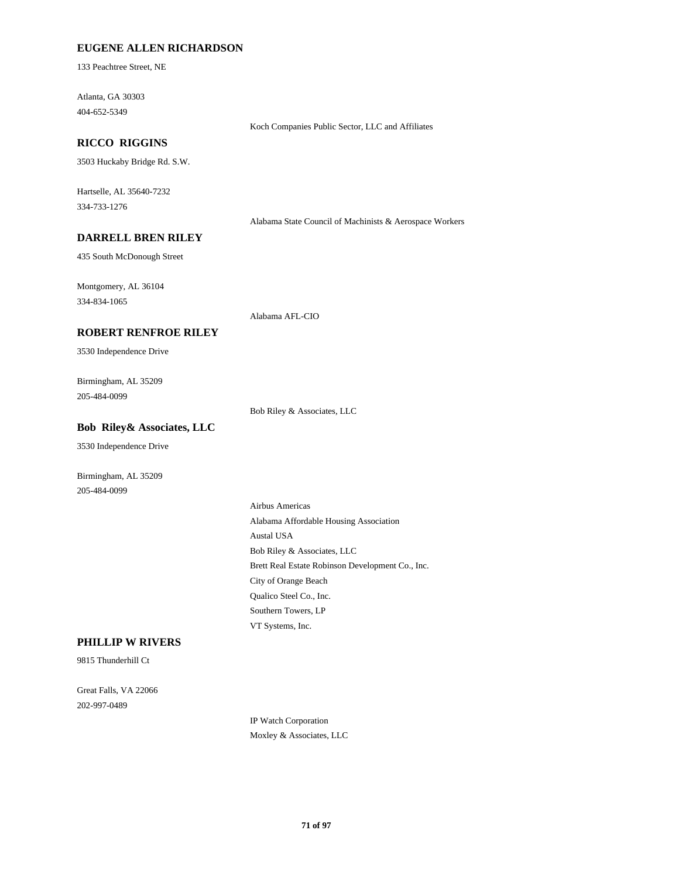**EUGENE ALLEN RICHARDSON**

133 Peachtree Street, NE

Atlanta, GA 30303
404-652-5349

Koch Companies Public Sector, LLC and Affiliates

**RICCO RIGGINS**

3503 Huckaby Bridge Rd. S.W.

Hartselle, AL 35640-7232
334-733-1276

Alabama State Council of Machinists & Aerospace Workers

**DARRELL BREN RILEY**

435 South McDonough Street

Montgomery, AL 36104
334-834-1065

Alabama AFL-CIO

**ROBERT RENFROE RILEY**

3530 Independence Drive

Birmingham, AL 35209
205-484-0099

Bob Riley & Associates, LLC

**Bob Riley& Associates, LLC**

3530 Independence Drive

Birmingham, AL 35209
205-484-0099

Airbus Americas
Alabama Affordable Housing Association
Austal USA
Bob Riley & Associates, LLC
Brett Real Estate Robinson Development Co., Inc.
City of Orange Beach
Qualico Steel Co., Inc.
Southern Towers, LP
VT Systems, Inc.

**PHILLIP W RIVERS**

9815 Thunderhill Ct

Great Falls, VA 22066
202-997-0489

IP Watch Corporation
Moxley & Associates, LLC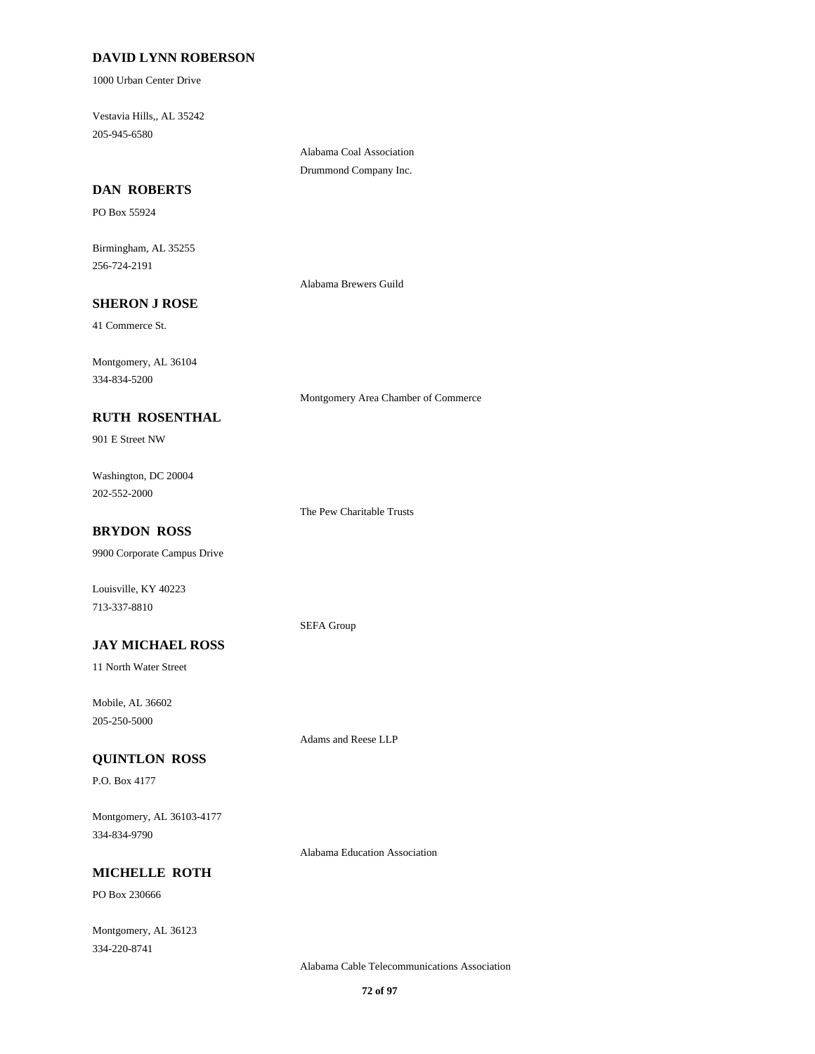**DAVID LYNN ROBERSON**

1000 Urban Center Drive

Vestavia Hills,, AL 35242
205-945-6580

Alabama Coal Association
Drummond Company Inc.

**DAN ROBERTS**

PO Box 55924

Birmingham, AL 35255
256-724-2191

Alabama Brewers Guild

**SHERON J ROSE**

41 Commerce St.

Montgomery, AL 36104
334-834-5200

Montgomery Area Chamber of Commerce

**RUTH ROSENTHAL**

901 E Street NW

Washington, DC 20004
202-552-2000

The Pew Charitable Trusts

**BRYDON ROSS**

9900 Corporate Campus Drive

Louisville, KY 40223
713-337-8810

SEFA Group

**JAY MICHAEL ROSS**

11 North Water Street

Mobile, AL 36602
205-250-5000

Adams and Reese LLP

**QUINTLON ROSS**

P.O. Box 4177

Montgomery, AL 36103-4177
334-834-9790

Alabama Education Association

**MICHELLE ROTH**

PO Box 230666

Montgomery, AL 36123
334-220-8741

Alabama Cable Telecommunications Association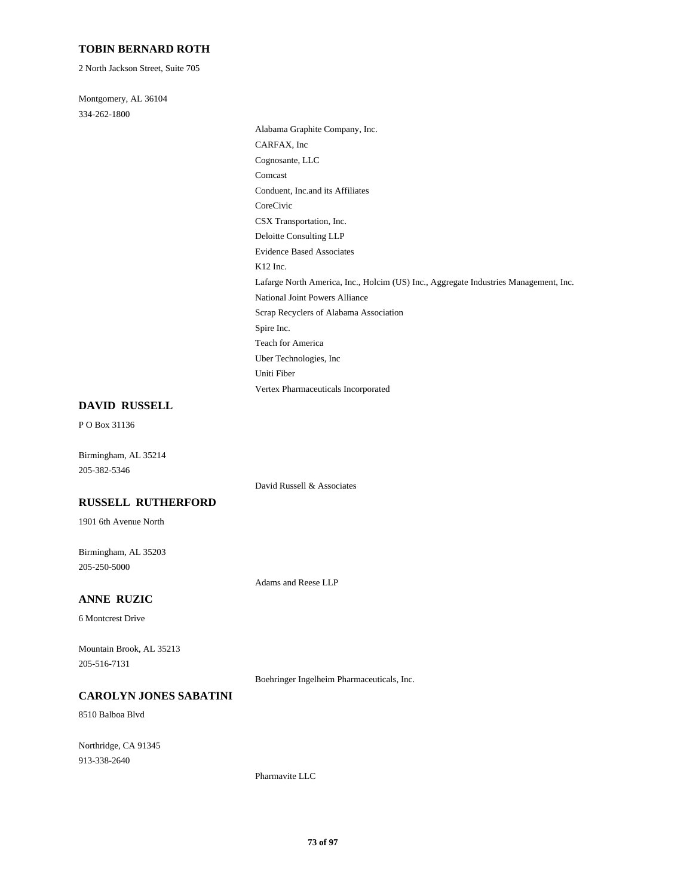### TOBIN BERNARD ROTH

2 North Jackson Street, Suite 705

Montgomery, AL 36104
334-262-1800

- Alabama Graphite Company, Inc.
- CARFAX, Inc
- Cognosante, LLC
- Comcast
- Conduent, Inc.and its Affiliates
- CoreCivic
- CSX Transportation, Inc.
- Deloitte Consulting LLP
- Evidence Based Associates
- K12 Inc.
- Lafarge North America, Inc., Holcim (US) Inc., Aggregate Industries Management, Inc.
- National Joint Powers Alliance
- Scrap Recyclers of Alabama Association
- Spire Inc.
- Teach for America
- Uber Technologies, Inc
- Uniti Fiber
- Vertex Pharmaceuticals Incorporated

### DAVID RUSSELL

P O Box 31136

Birmingham, AL 35214
205-382-5346

- David Russell & Associates

### RUSSELL RUTHERFORD

1901 6th Avenue North

Birmingham, AL 35203
205-250-5000

- Adams and Reese LLP

### ANNE RUZIC

6 Montcrest Drive

Mountain Brook, AL 35213
205-516-7131

- Boehringer Ingelheim Pharmaceuticals, Inc.

### CAROLYN JONES SABATINI

8510 Balboa Blvd

Northridge, CA 91345
913-338-2640

- Pharmavite LLC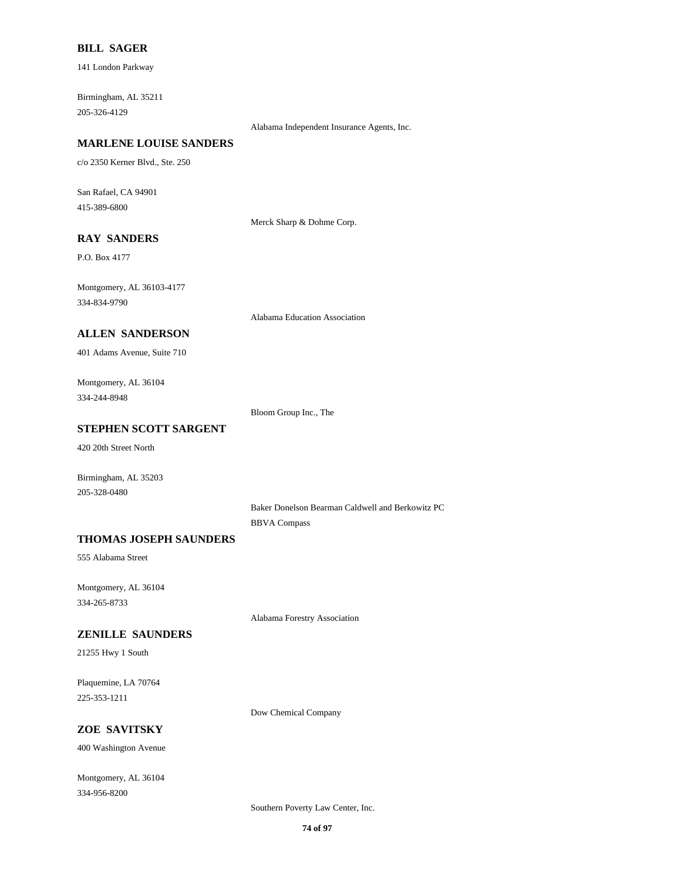**BILL SAGER**

141 London Parkway

Birmingham, AL 35211
205-326-4129

Alabama Independent Insurance Agents, Inc.

**MARLENE LOUISE SANDERS**

c/o 2350 Kerner Blvd., Ste. 250

San Rafael, CA 94901
415-389-6800

Merck Sharp & Dohme Corp.

**RAY SANDERS**

P.O. Box 4177

Montgomery, AL 36103-4177
334-834-9790

Alabama Education Association

**ALLEN SANDERSON**

401 Adams Avenue, Suite 710

Montgomery, AL 36104
334-244-8948

Bloom Group Inc., The

**STEPHEN SCOTT SARGENT**

420 20th Street North

Birmingham, AL 35203
205-328-0480

Baker Donelson Bearman Caldwell and Berkowitz PC
BBVA Compass

**THOMAS JOSEPH SAUNDERS**

555 Alabama Street

Montgomery, AL 36104
334-265-8733

Alabama Forestry Association

**ZENILLE SAUNDERS**

21255 Hwy 1 South

Plaquemine, LA 70764
225-353-1211

Dow Chemical Company

**ZOE SAVITSKY**

400 Washington Avenue

Montgomery, AL 36104
334-956-8200

Southern Poverty Law Center, Inc.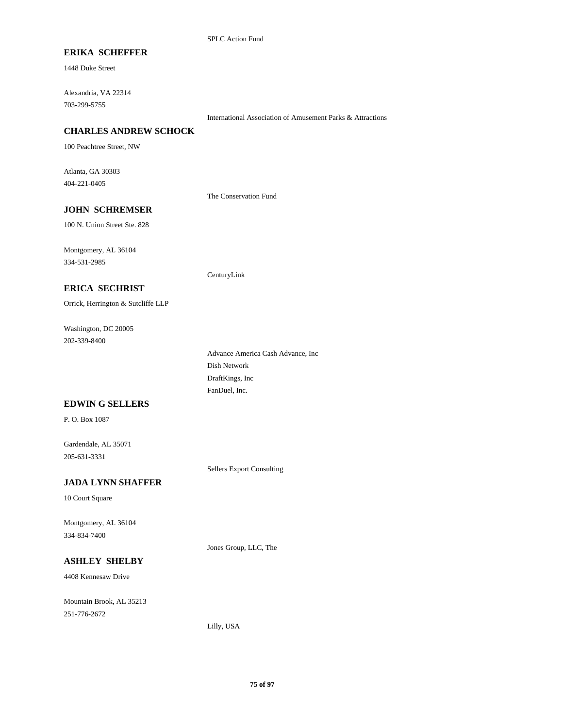SPLC Action Fund

**ERIKA SCHEFFER**

1448 Duke Street

Alexandria, VA 22314

703-299-5755

International Association of Amusement Parks & Attractions

**CHARLES ANDREW SCHOCK**

100 Peachtree Street, NW

Atlanta, GA 30303

404-221-0405

The Conservation Fund

**JOHN SCHREMSER**

100 N. Union Street Ste. 828

Montgomery, AL 36104

334-531-2985

CenturyLink

**ERICA SECHRIST**

Orrick, Herrington & Sutcliffe LLP

Washington, DC 20005

202-339-8400

Advance America Cash Advance, Inc

Dish Network

DraftKings, Inc

FanDuel, Inc.

**EDWIN G SELLERS**

P. O. Box 1087

Gardendale, AL 35071

205-631-3331

Sellers Export Consulting

**JADA LYNN SHAFFER**

10 Court Square

Montgomery, AL 36104

334-834-7400

Jones Group, LLC, The

**ASHLEY SHELBY**

4408 Kennesaw Drive

Mountain Brook, AL 35213

251-776-2672

Lilly, USA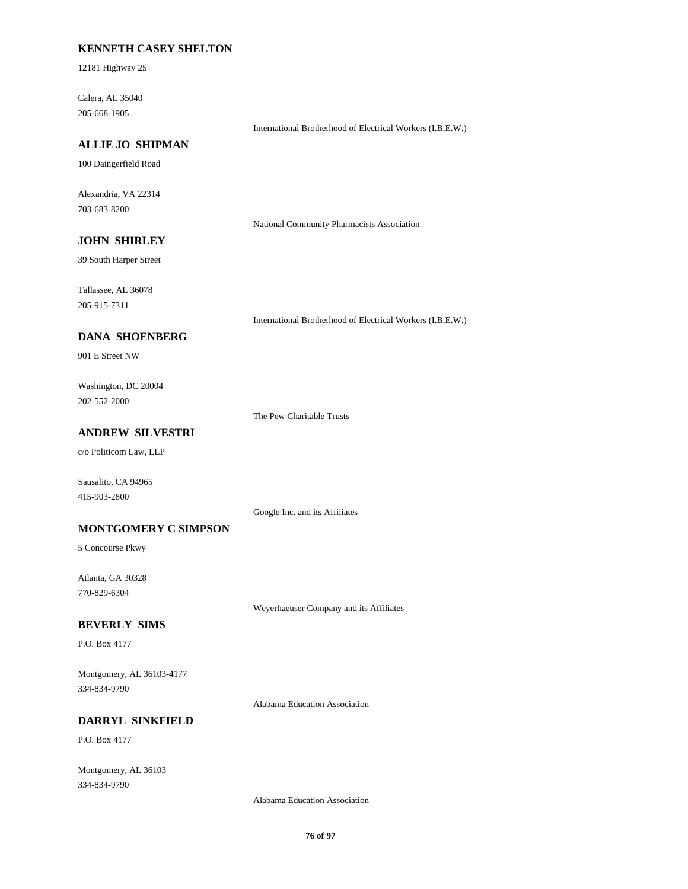**KENNETH CASEY SHELTON**

12181 Highway 25

Calera, AL 35040
205-668-1905

International Brotherhood of Electrical Workers (I.B.E.W.)

**ALLIE JO SHIPMAN**

100 Daingerfield Road

Alexandria, VA 22314
703-683-8200

National Community Pharmacists Association

**JOHN SHIRLEY**

39 South Harper Street

Tallassee, AL 36078
205-915-7311

International Brotherhood of Electrical Workers (I.B.E.W.)

**DANA SHOENBERG**

901 E Street NW

Washington, DC 20004
202-552-2000

The Pew Charitable Trusts

**ANDREW SILVESTRI**

c/o Politicom Law, LLP

Sausalito, CA 94965
415-903-2800

Google Inc. and its Affiliates

**MONTGOMERY C SIMPSON**

5 Concourse Pkwy

Atlanta, GA 30328
770-829-6304

Weyerhaeuser Company and its Affiliates

**BEVERLY SIMS**

P.O. Box 4177

Montgomery, AL 36103-4177
334-834-9790

Alabama Education Association

**DARRYL SINKFIELD**

P.O. Box 4177

Montgomery, AL 36103
334-834-9790

Alabama Education Association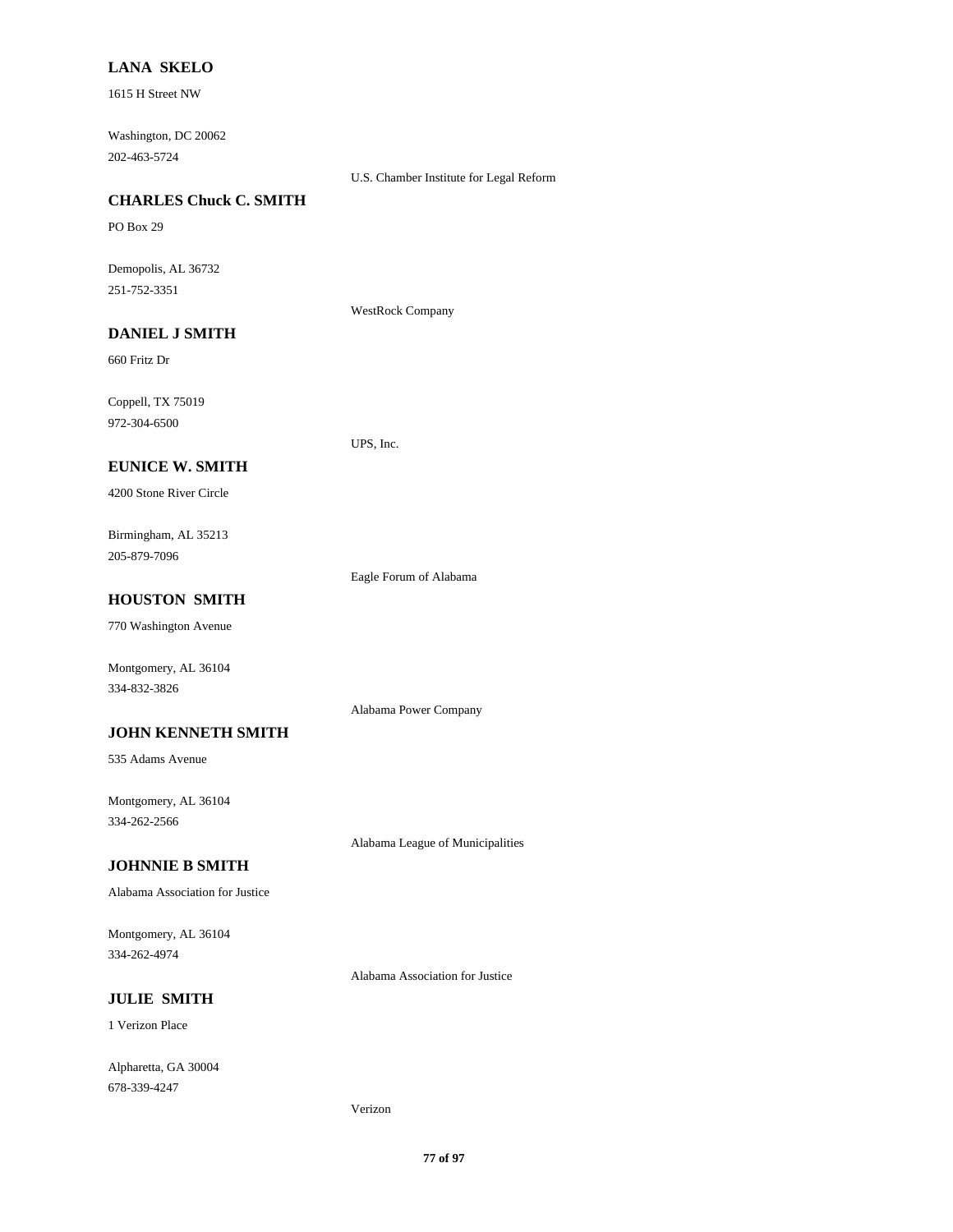**LANA SKELO**

1615 H Street NW

Washington, DC 20062
202-463-5724

U.S. Chamber Institute for Legal Reform

**CHARLES Chuck C. SMITH**

PO Box 29

Demopolis, AL 36732
251-752-3351

WestRock Company

**DANIEL J SMITH**

660 Fritz Dr

Coppell, TX 75019
972-304-6500

UPS, Inc.

**EUNICE W. SMITH**

4200 Stone River Circle

Birmingham, AL 35213
205-879-7096

Eagle Forum of Alabama

**HOUSTON SMITH**

770 Washington Avenue

Montgomery, AL 36104
334-832-3826

Alabama Power Company

**JOHN KENNETH SMITH**

535 Adams Avenue

Montgomery, AL 36104
334-262-2566

Alabama League of Municipalities

**JOHNNIE B SMITH**

Alabama Association for Justice

Montgomery, AL 36104
334-262-4974

Alabama Association for Justice

**JULIE SMITH**

1 Verizon Place

Alpharetta, GA 30004
678-339-4247

Verizon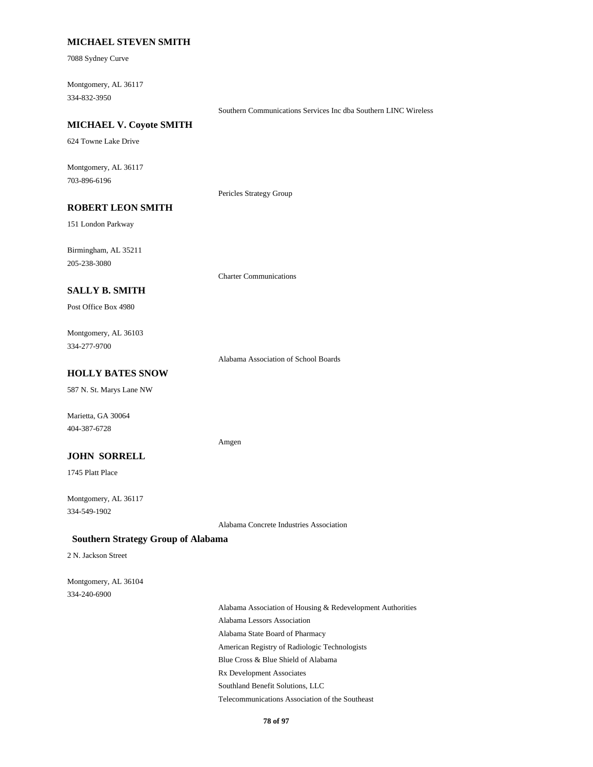**MICHAEL STEVEN SMITH**

7088 Sydney Curve

Montgomery, AL 36117
334-832-3950

Southern Communications Services Inc dba Southern LINC Wireless

**MICHAEL V. Coyote SMITH**

624 Towne Lake Drive

Montgomery, AL 36117
703-896-6196

Pericles Strategy Group

**ROBERT LEON SMITH**

151 London Parkway

Birmingham, AL 35211
205-238-3080

Charter Communications

**SALLY B. SMITH**

Post Office Box 4980

Montgomery, AL 36103
334-277-9700

Alabama Association of School Boards

**HOLLY BATES SNOW**

587 N. St. Marys Lane NW

Marietta, GA 30064
404-387-6728

Amgen

**JOHN SORRELL**

1745 Platt Place

Montgomery, AL 36117
334-549-1902

Alabama Concrete Industries Association

**Southern Strategy Group of Alabama**

2 N. Jackson Street

Montgomery, AL 36104
334-240-6900

Alabama Association of Housing & Redevelopment Authorities
Alabama Lessors Association
Alabama State Board of Pharmacy
American Registry of Radiologic Technologists
Blue Cross & Blue Shield of Alabama
Rx Development Associates
Southland Benefit Solutions, LLC
Telecommunications Association of the Southeast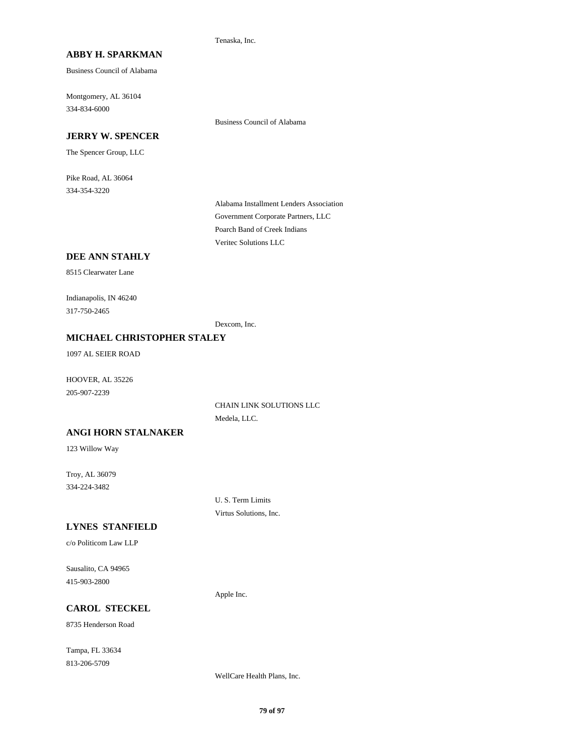Tenaska, Inc.

**ABBY H. SPARKMAN**

Business Council of Alabama

Montgomery, AL 36104
334-834-6000

Business Council of Alabama

**JERRY W. SPENCER**

The Spencer Group, LLC

Pike Road, AL 36064
334-354-3220

Alabama Installment Lenders Association
Government Corporate Partners, LLC
Poarch Band of Creek Indians
Veritec Solutions LLC

**DEE ANN STAHLY**

8515 Clearwater Lane

Indianapolis, IN 46240
317-750-2465

Dexcom, Inc.

**MICHAEL CHRISTOPHER STALEY**

1097 AL SEIER ROAD

HOOVER, AL 35226
205-907-2239

CHAIN LINK SOLUTIONS LLC
Medela, LLC.

**ANGI HORN STALNAKER**

123 Willow Way

Troy, AL 36079
334-224-3482

U. S. Term Limits
Virtus Solutions, Inc.

**LYNES STANFIELD**

c/o Politicom Law LLP

Sausalito, CA 94965
415-903-2800

Apple Inc.

**CAROL STECKEL**

8735 Henderson Road

Tampa, FL 33634
813-206-5709

WellCare Health Plans, Inc.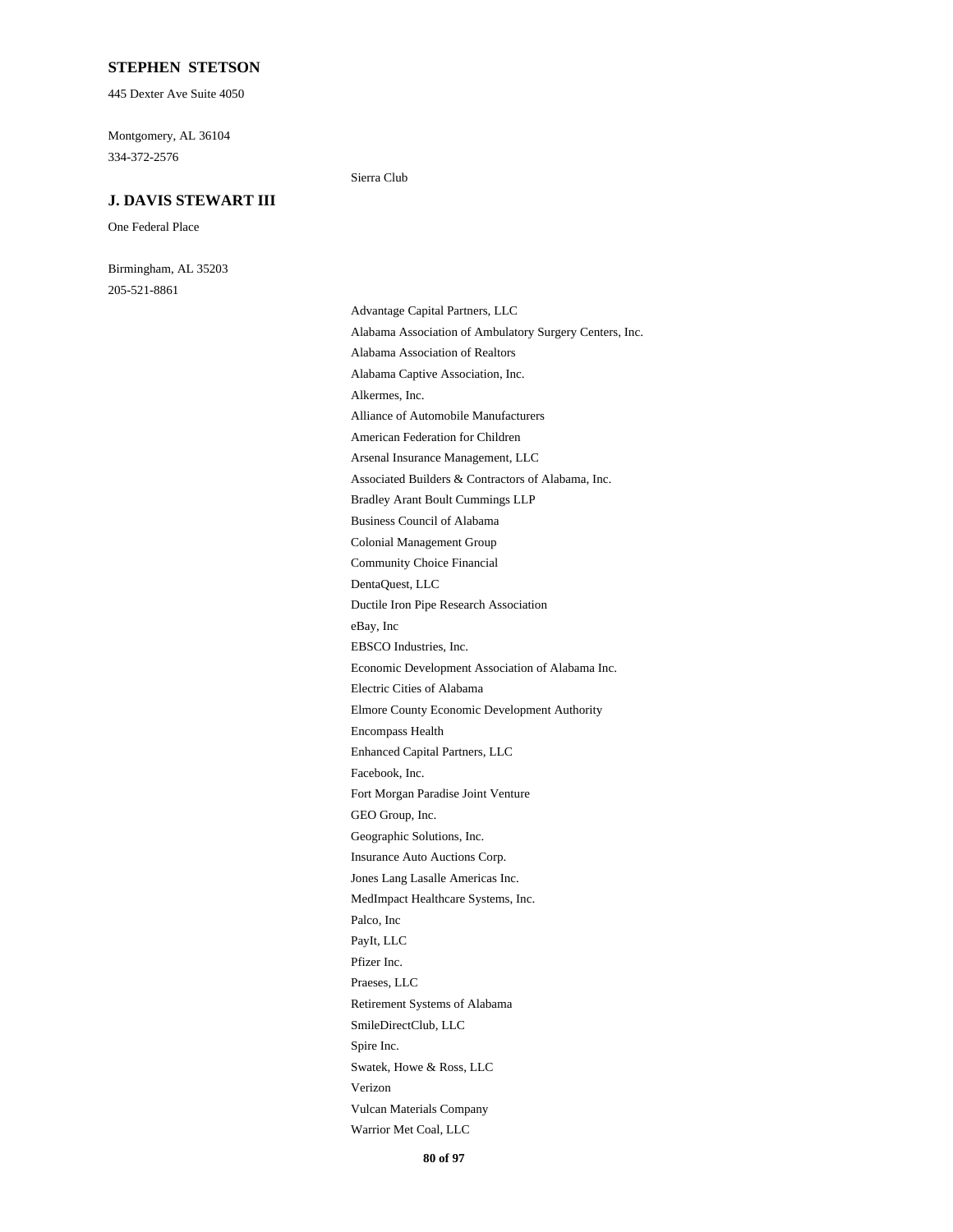### STEPHEN STETSON

445 Dexter Ave Suite 4050

Montgomery, AL 36104

334-372-2576

Sierra Club

### J. DAVIS STEWART III

One Federal Place

Birmingham, AL 35203

205-521-8861

Advantage Capital Partners, LLC

Alabama Association of Ambulatory Surgery Centers, Inc.

Alabama Association of Realtors

Alabama Captive Association, Inc.

Alkermes, Inc.

Alliance of Automobile Manufacturers

American Federation for Children

Arsenal Insurance Management, LLC

Associated Builders & Contractors of Alabama, Inc.

Bradley Arant Boult Cummings LLP

Business Council of Alabama

Colonial Management Group

Community Choice Financial

DentaQuest, LLC

Ductile Iron Pipe Research Association

eBay, Inc

EBSCO Industries, Inc.

Economic Development Association of Alabama Inc.

Electric Cities of Alabama

Elmore County Economic Development Authority

Encompass Health

Enhanced Capital Partners, LLC

Facebook, Inc.

Fort Morgan Paradise Joint Venture

GEO Group, Inc.

Geographic Solutions, Inc.

Insurance Auto Auctions Corp.

Jones Lang Lasalle Americas Inc.

MedImpact Healthcare Systems, Inc.

Palco, Inc

PayIt, LLC

Pfizer Inc.

Praeses, LLC

Retirement Systems of Alabama

SmileDirectClub, LLC

Spire Inc.

Swatek, Howe & Ross, LLC

Verizon

Vulcan Materials Company

Warrior Met Coal, LLC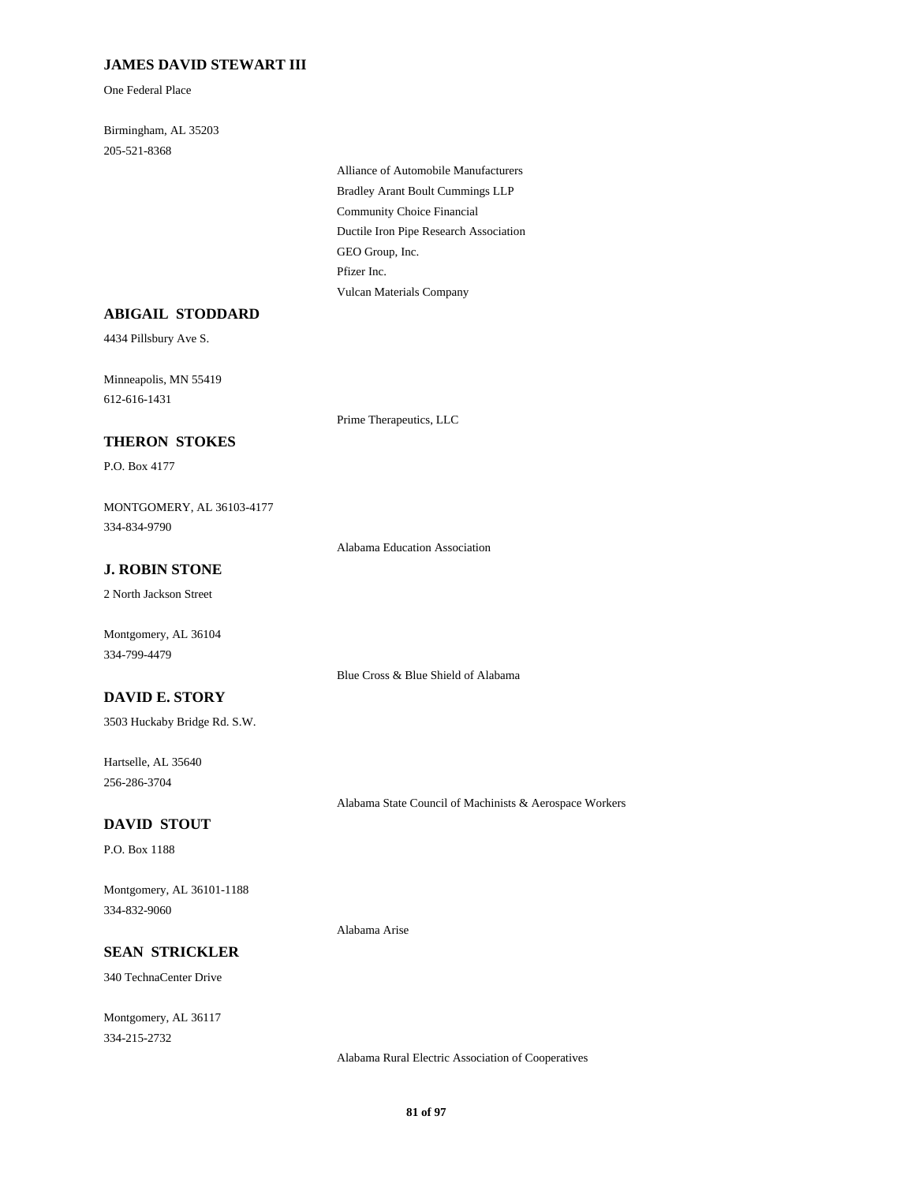**JAMES DAVID STEWART III**

One Federal Place

Birmingham, AL 35203
205-521-8368

Alliance of Automobile Manufacturers
Bradley Arant Boult Cummings LLP
Community Choice Financial
Ductile Iron Pipe Research Association
GEO Group, Inc.
Pfizer Inc.
Vulcan Materials Company

**ABIGAIL STODDARD**

4434 Pillsbury Ave S.

Minneapolis, MN 55419
612-616-1431

Prime Therapeutics, LLC

**THERON STOKES**

P.O. Box 4177

MONTGOMERY, AL 36103-4177
334-834-9790

Alabama Education Association

**J. ROBIN STONE**

2 North Jackson Street

Montgomery, AL 36104
334-799-4479

Blue Cross & Blue Shield of Alabama

**DAVID E. STORY**

3503 Huckaby Bridge Rd. S.W.

Hartselle, AL 35640
256-286-3704

Alabama State Council of Machinists & Aerospace Workers

**DAVID STOUT**

P.O. Box 1188

Montgomery, AL 36101-1188
334-832-9060

Alabama Arise

**SEAN STRICKLER**

340 TechnaCenter Drive

Montgomery, AL 36117
334-215-2732

Alabama Rural Electric Association of Cooperatives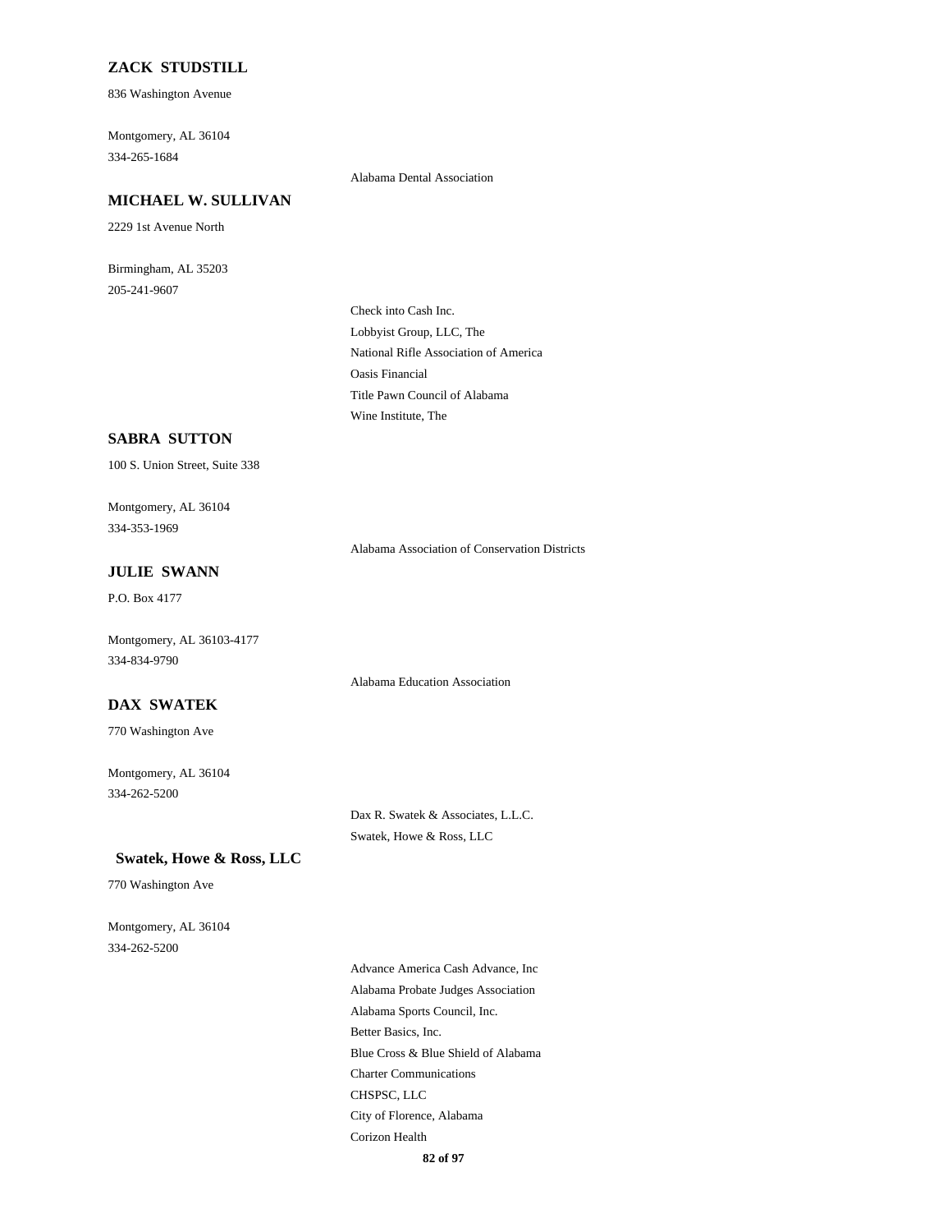### ZACK STUDSTILL

836 Washington Avenue

Montgomery, AL 36104
334-265-1684

Alabama Dental Association

### MICHAEL W. SULLIVAN

2229 1st Avenue North

Birmingham, AL 35203
205-241-9607

Check into Cash Inc.
Lobbyist Group, LLC, The
National Rifle Association of America
Oasis Financial
Title Pawn Council of Alabama
Wine Institute, The

### SABRA SUTTON

100 S. Union Street, Suite 338

Montgomery, AL 36104
334-353-1969

Alabama Association of Conservation Districts

### JULIE SWANN

P.O. Box 4177

Montgomery, AL 36103-4177
334-834-9790

Alabama Education Association

### DAX SWATEK

770 Washington Ave

Montgomery, AL 36104
334-262-5200

Dax R. Swatek & Associates, L.L.C.
Swatek, Howe & Ross, LLC

### Swatek, Howe & Ross, LLC

770 Washington Ave

Montgomery, AL 36104
334-262-5200

Advance America Cash Advance, Inc
Alabama Probate Judges Association
Alabama Sports Council, Inc.
Better Basics, Inc.
Blue Cross & Blue Shield of Alabama
Charter Communications
CHSPSC, LLC
City of Florence, Alabama
Corizon Health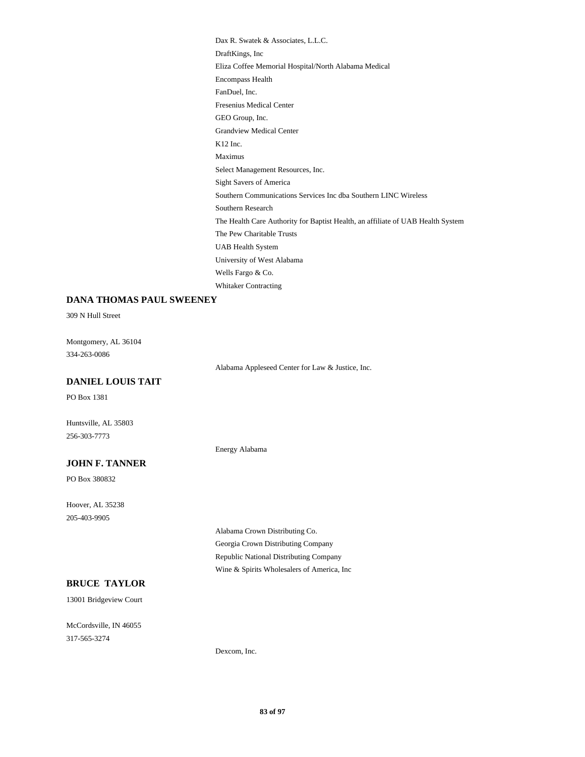Dax R. Swatek & Associates, L.L.C.
DraftKings, Inc
Eliza Coffee Memorial Hospital/North Alabama Medical
Encompass Health
FanDuel, Inc.
Fresenius Medical Center
GEO Group, Inc.
Grandview Medical Center
K12 Inc.
Maximus
Select Management Resources, Inc.
Sight Savers of America
Southern Communications Services Inc dba Southern LINC Wireless
Southern Research
The Health Care Authority for Baptist Health, an affiliate of UAB Health System
The Pew Charitable Trusts
UAB Health System
University of West Alabama
Wells Fargo & Co.
Whitaker Contracting

**DANA THOMAS PAUL SWEENEY**

309 N Hull Street

Montgomery, AL 36104
334-263-0086

Alabama Appleseed Center for Law & Justice, Inc.

**DANIEL LOUIS TAIT**

PO Box 1381

Huntsville, AL 35803
256-303-7773

Energy Alabama

**JOHN F. TANNER**

PO Box 380832

Hoover, AL 35238
205-403-9905

Alabama Crown Distributing Co.
Georgia Crown Distributing Company
Republic National Distributing Company
Wine & Spirits Wholesalers of America, Inc

**BRUCE TAYLOR**

13001 Bridgeview Court

McCordsville, IN 46055
317-565-3274

Dexcom, Inc.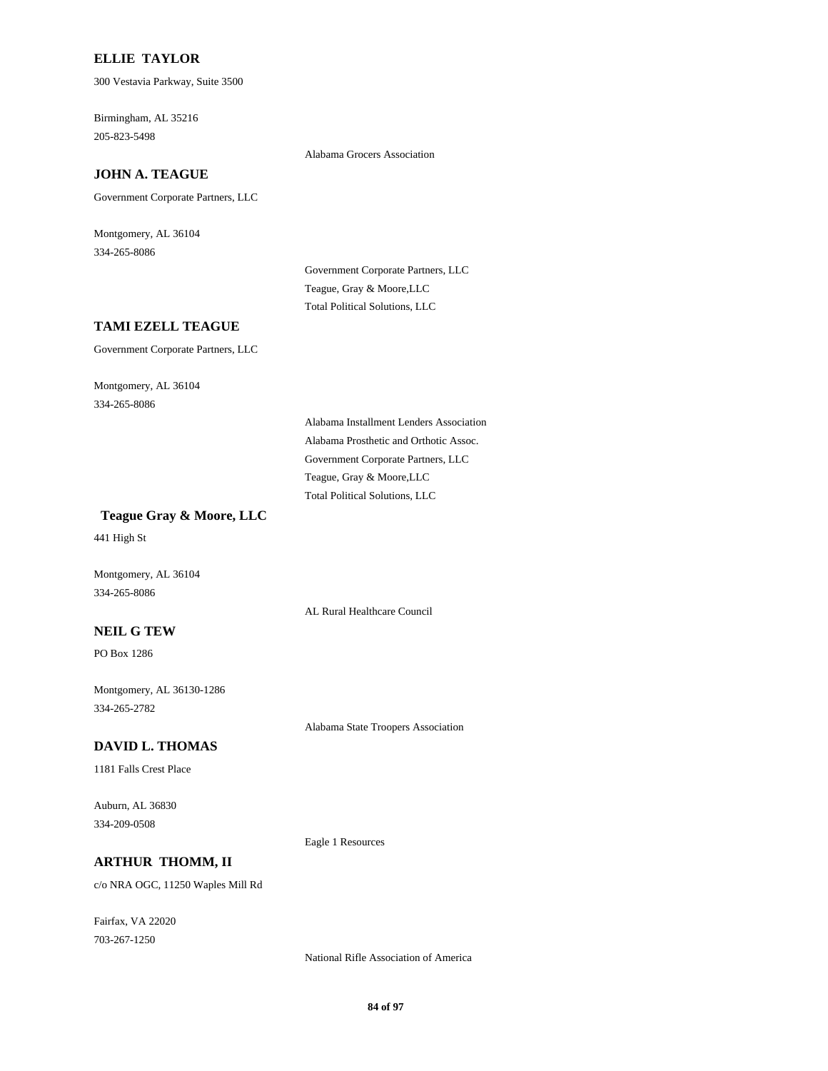**ELLIE TAYLOR**

300 Vestavia Parkway, Suite 3500

Birmingham, AL 35216

205-823-5498

Alabama Grocers Association

**JOHN A. TEAGUE**

Government Corporate Partners, LLC

Montgomery, AL 36104

334-265-8086

Government Corporate Partners, LLC

Teague, Gray & Moore,LLC

Total Political Solutions, LLC

**TAMI EZELL TEAGUE**

Government Corporate Partners, LLC

Montgomery, AL 36104

334-265-8086

Alabama Installment Lenders Association

Alabama Prosthetic and Orthotic Assoc.

Government Corporate Partners, LLC

Teague, Gray & Moore,LLC

Total Political Solutions, LLC

**Teague Gray & Moore, LLC**

441 High St

Montgomery, AL 36104

334-265-8086

AL Rural Healthcare Council

**NEIL G TEW**

PO Box 1286

Montgomery, AL 36130-1286

334-265-2782

Alabama State Troopers Association

**DAVID L. THOMAS**

1181 Falls Crest Place

Auburn, AL 36830

334-209-0508

Eagle 1 Resources

**ARTHUR THOMM, II**

c/o NRA OGC, 11250 Waples Mill Rd

Fairfax, VA 22020

703-267-1250

National Rifle Association of America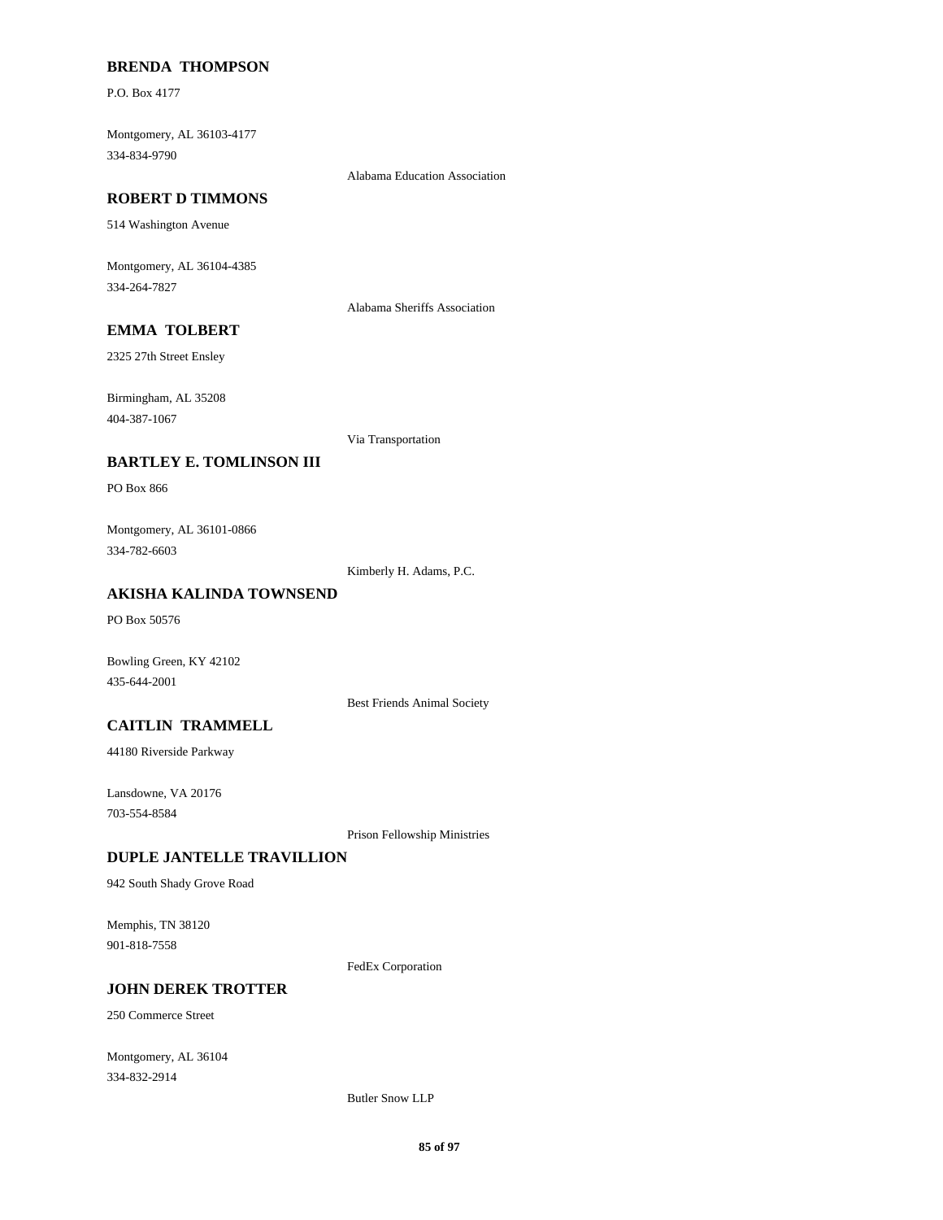**BRENDA THOMPSON**

P.O. Box 4177

Montgomery, AL 36103-4177
334-834-9790

Alabama Education Association

**ROBERT D TIMMONS**

514 Washington Avenue

Montgomery, AL 36104-4385
334-264-7827

Alabama Sheriffs Association

**EMMA TOLBERT**

2325 27th Street Ensley

Birmingham, AL 35208
404-387-1067

Via Transportation

**BARTLEY E. TOMLINSON III**

PO Box 866

Montgomery, AL 36101-0866
334-782-6603

Kimberly H. Adams, P.C.

**AKISHA KALINDA TOWNSEND**

PO Box 50576

Bowling Green, KY 42102
435-644-2001

Best Friends Animal Society

**CAITLIN TRAMMELL**

44180 Riverside Parkway

Lansdowne, VA 20176
703-554-8584

Prison Fellowship Ministries

**DUPLE JANTELLE TRAVILLION**

942 South Shady Grove Road

Memphis, TN 38120
901-818-7558

FedEx Corporation

**JOHN DEREK TROTTER**

250 Commerce Street

Montgomery, AL 36104
334-832-2914

Butler Snow LLP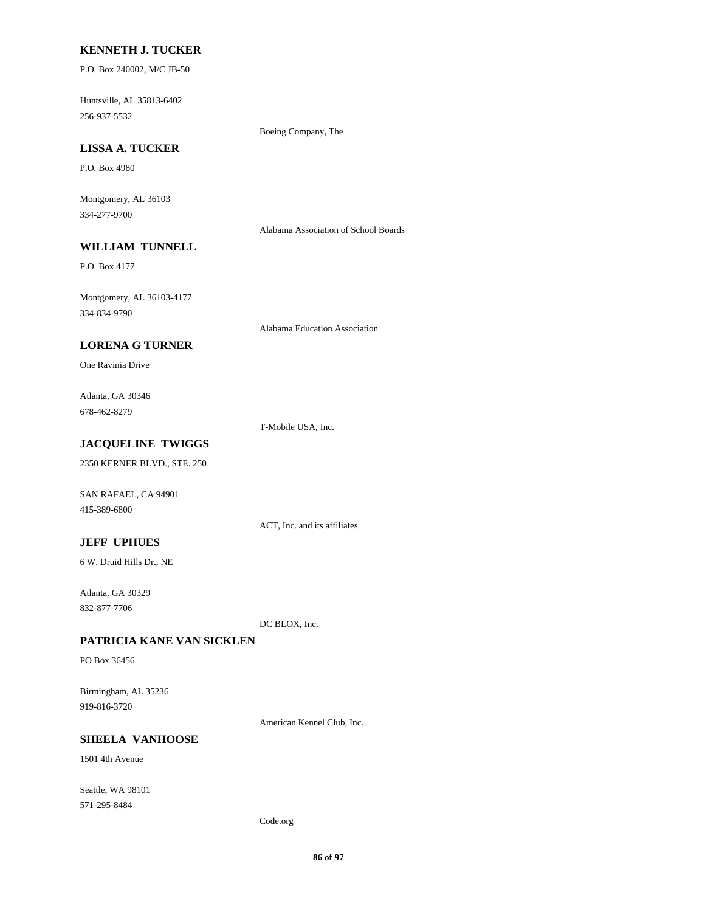**KENNETH J. TUCKER**

P.O. Box 240002, M/C JB-50

Huntsville, AL 35813-6402
256-937-5532

Boeing Company, The

**LISSA A. TUCKER**

P.O. Box 4980

Montgomery, AL 36103
334-277-9700

Alabama Association of School Boards

**WILLIAM TUNNELL**

P.O. Box 4177

Montgomery, AL 36103-4177
334-834-9790

Alabama Education Association

**LORENA G TURNER**

One Ravinia Drive

Atlanta, GA 30346
678-462-8279

T-Mobile USA, Inc.

**JACQUELINE TWIGGS**

2350 KERNER BLVD., STE. 250

SAN RAFAEL, CA 94901
415-389-6800

ACT, Inc. and its affiliates

**JEFF UPHUES**

6 W. Druid Hills Dr., NE

Atlanta, GA 30329
832-877-7706

DC BLOX, Inc.

**PATRICIA KANE VAN SICKLEN**

PO Box 36456

Birmingham, AL 35236
919-816-3720

American Kennel Club, Inc.

**SHEELA VANHOOSE**

1501 4th Avenue

Seattle, WA 98101
571-295-8484

Code.org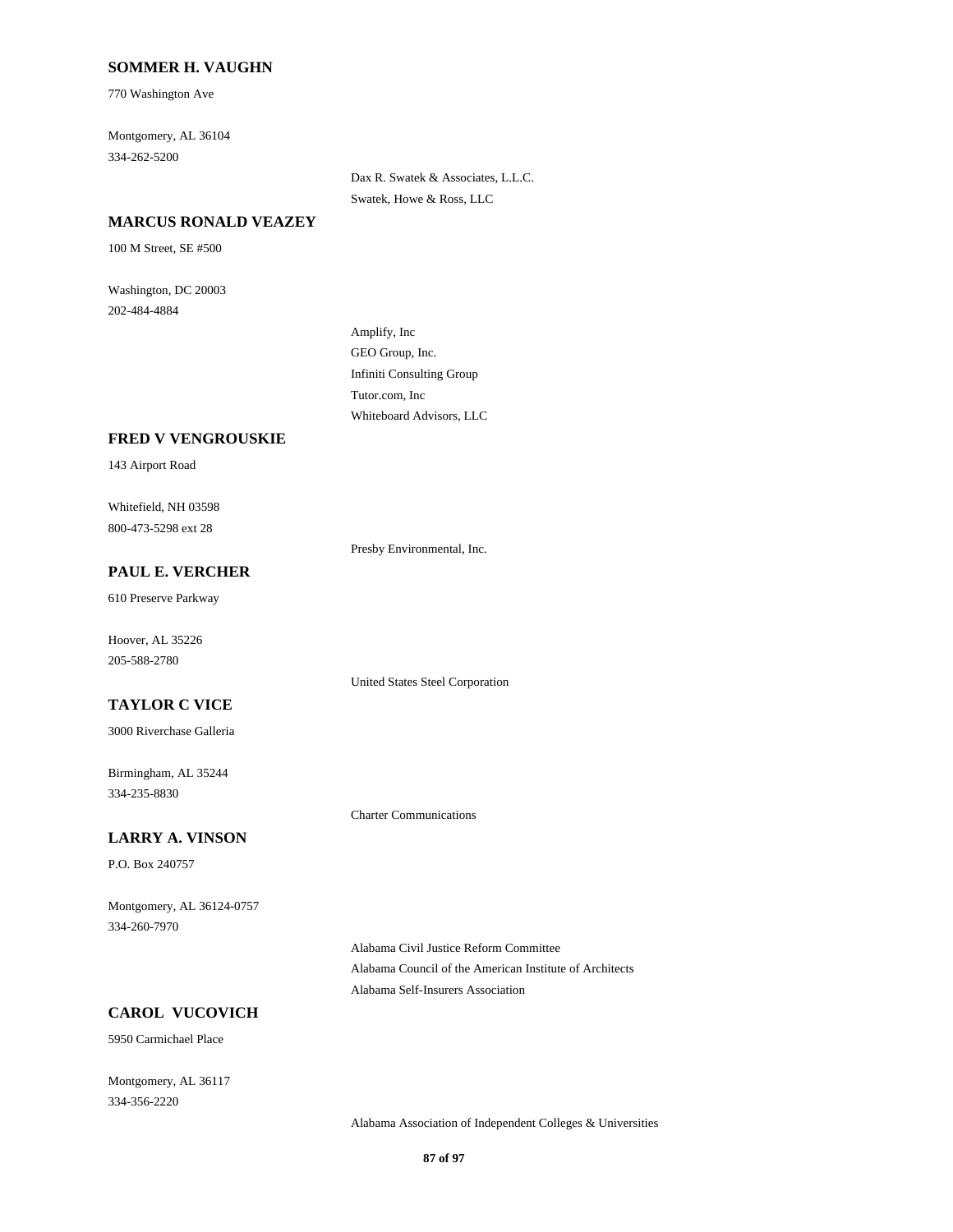**SOMMER H. VAUGHN**

770 Washington Ave

Montgomery, AL 36104
334-262-5200

Dax R. Swatek & Associates, L.L.C.
Swatek, Howe & Ross, LLC

**MARCUS RONALD VEAZEY**

100 M Street, SE #500

Washington, DC 20003
202-484-4884

Amplify, Inc
GEO Group, Inc.
Infiniti Consulting Group
Tutor.com, Inc
Whiteboard Advisors, LLC

**FRED V VENGROUSKIE**

143 Airport Road

Whitefield, NH 03598
800-473-5298 ext 28

Presby Environmental, Inc.

**PAUL E. VERCHER**

610 Preserve Parkway

Hoover, AL 35226
205-588-2780

United States Steel Corporation

**TAYLOR C VICE**

3000 Riverchase Galleria

Birmingham, AL 35244
334-235-8830

Charter Communications

**LARRY A. VINSON**

P.O. Box 240757

Montgomery, AL 36124-0757
334-260-7970

Alabama Civil Justice Reform Committee
Alabama Council of the American Institute of Architects
Alabama Self-Insurers Association

**CAROL VUCOVICH**

5950 Carmichael Place

Montgomery, AL 36117
334-356-2220

Alabama Association of Independent Colleges & Universities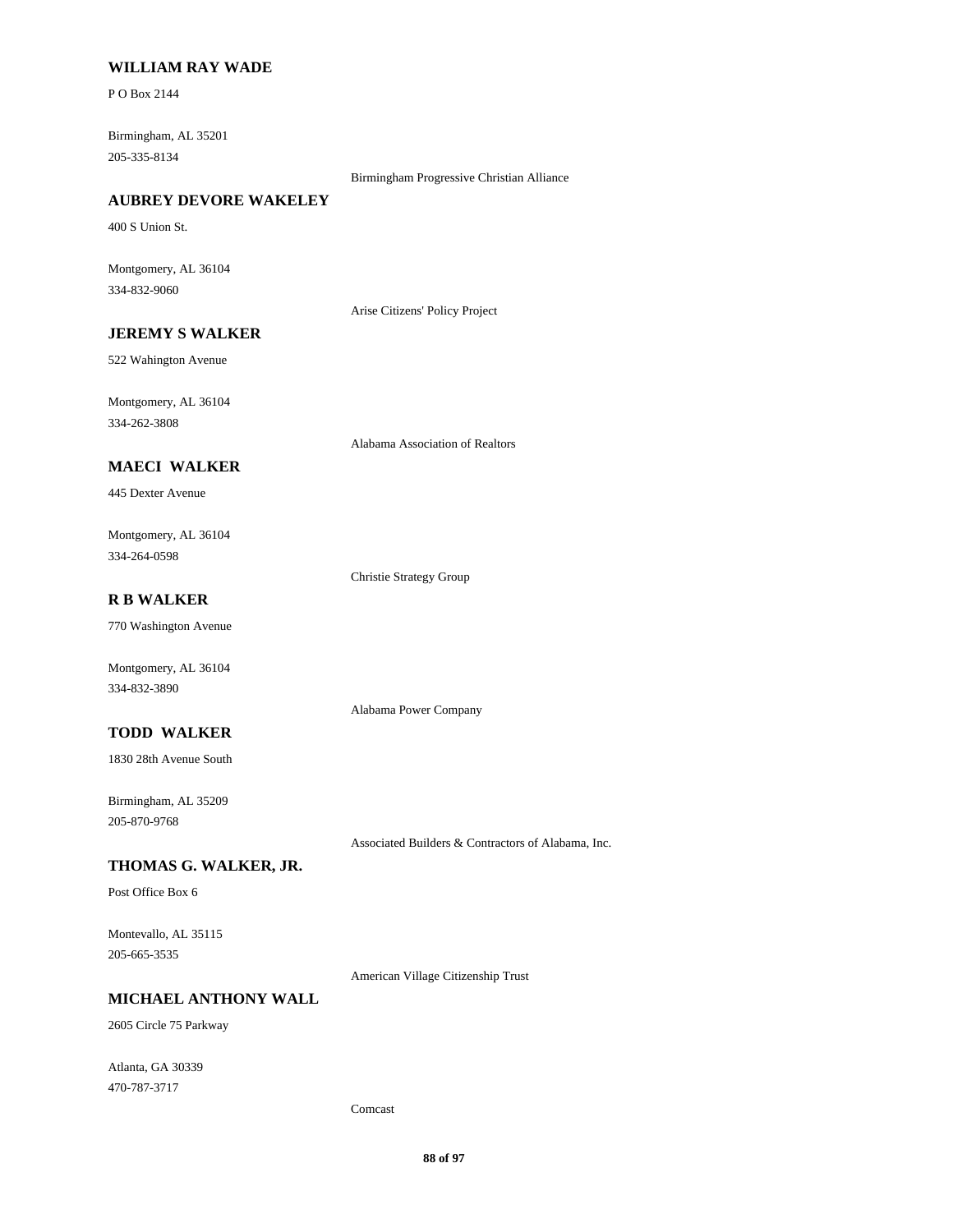**WILLIAM RAY WADE**

P O Box 2144

Birmingham, AL 35201
205-335-8134

Birmingham Progressive Christian Alliance

**AUBREY DEVORE WAKELEY**

400 S Union St.

Montgomery, AL 36104
334-832-9060

Arise Citizens' Policy Project

**JEREMY S WALKER**

522 Wahington Avenue

Montgomery, AL 36104
334-262-3808

Alabama Association of Realtors

**MAECI WALKER**

445 Dexter Avenue

Montgomery, AL 36104
334-264-0598

Christie Strategy Group

**R B WALKER**

770 Washington Avenue

Montgomery, AL 36104
334-832-3890

Alabama Power Company

**TODD WALKER**

1830 28th Avenue South

Birmingham, AL 35209
205-870-9768

Associated Builders & Contractors of Alabama, Inc.

**THOMAS G. WALKER, JR.**

Post Office Box 6

Montevallo, AL 35115
205-665-3535

American Village Citizenship Trust

**MICHAEL ANTHONY WALL**

2605 Circle 75 Parkway

Atlanta, GA 30339
470-787-3717

Comcast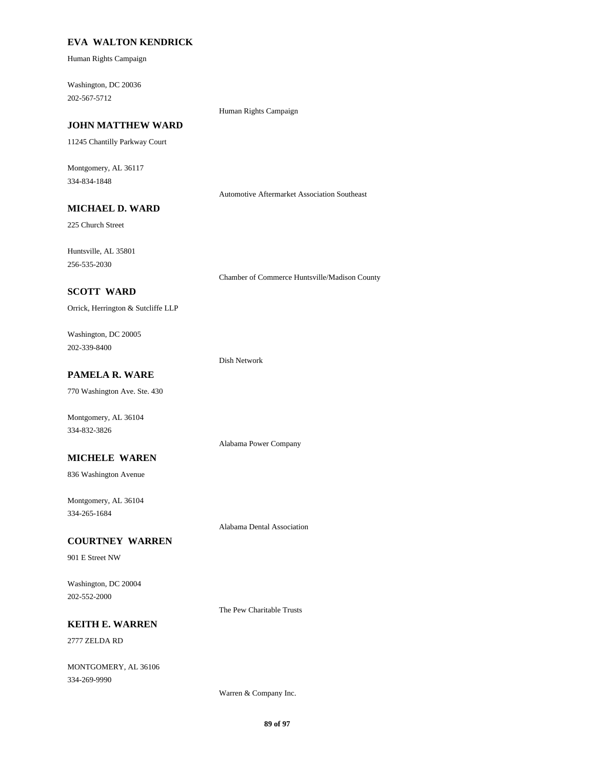**EVA WALTON KENDRICK**

Human Rights Campaign

Washington, DC 20036
202-567-5712

Human Rights Campaign

**JOHN MATTHEW WARD**

11245 Chantilly Parkway Court

Montgomery, AL 36117
334-834-1848

Automotive Aftermarket Association Southeast

**MICHAEL D. WARD**

225 Church Street

Huntsville, AL 35801
256-535-2030

Chamber of Commerce Huntsville/Madison County

**SCOTT WARD**

Orrick, Herrington & Sutcliffe LLP

Washington, DC 20005
202-339-8400

Dish Network

**PAMELA R. WARE**

770 Washington Ave. Ste. 430

Montgomery, AL 36104
334-832-3826

Alabama Power Company

**MICHELE WAREN**

836 Washington Avenue

Montgomery, AL 36104
334-265-1684

Alabama Dental Association

**COURTNEY WARREN**

901 E Street NW

Washington, DC 20004
202-552-2000

The Pew Charitable Trusts

**KEITH E. WARREN**

2777 ZELDA RD

MONTGOMERY, AL 36106
334-269-9990

Warren & Company Inc.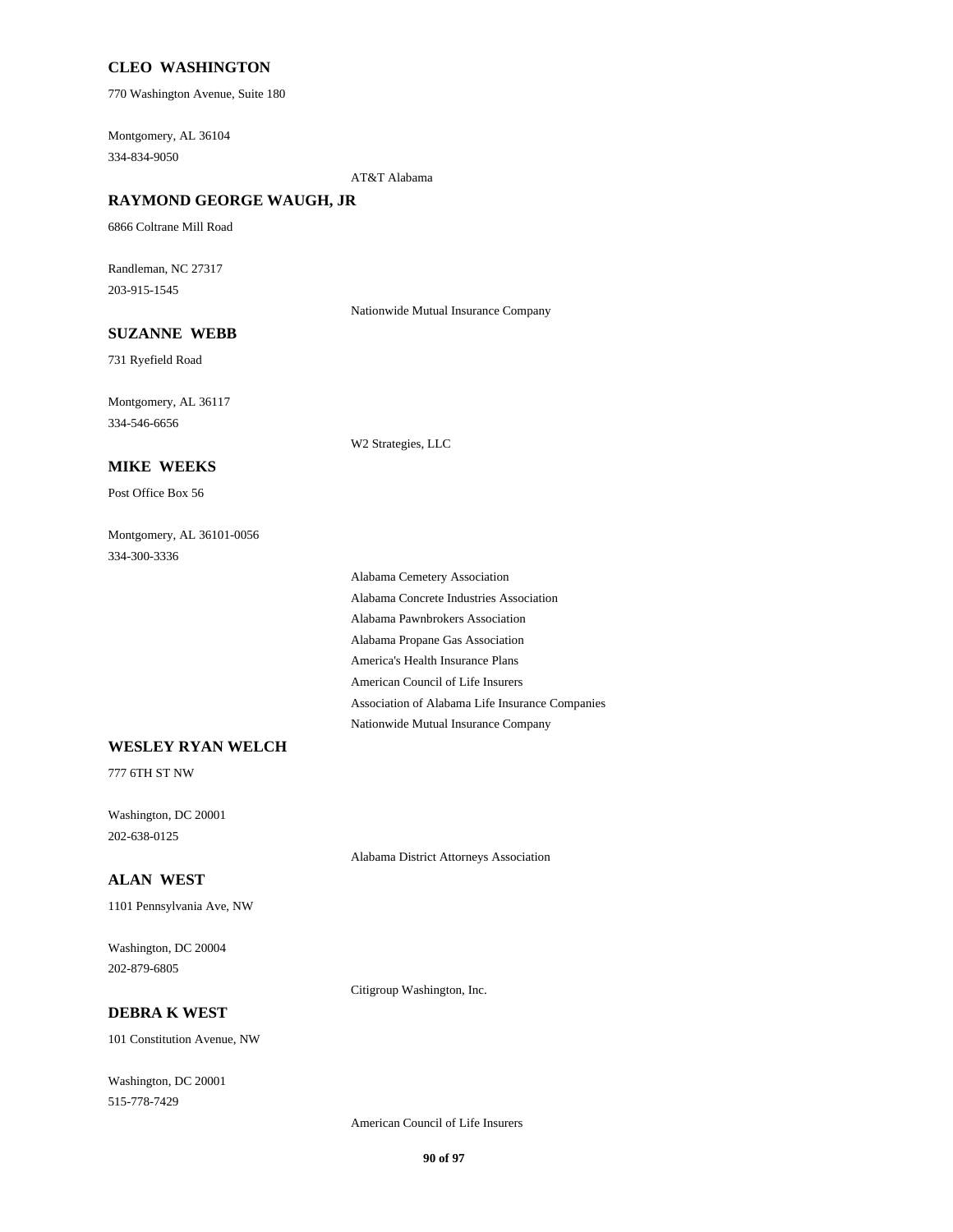**CLEO WASHINGTON**

770 Washington Avenue, Suite 180

Montgomery, AL 36104

334-834-9050

AT&T Alabama

**RAYMOND GEORGE WAUGH, JR**

6866 Coltrane Mill Road

Randleman, NC 27317

203-915-1545

Nationwide Mutual Insurance Company

**SUZANNE WEBB**

731 Ryefield Road

Montgomery, AL 36117

334-546-6656

W2 Strategies, LLC

**MIKE WEEKS**

Post Office Box 56

Montgomery, AL 36101-0056

334-300-3336

Alabama Cemetery Association

Alabama Concrete Industries Association

Alabama Pawnbrokers Association

Alabama Propane Gas Association

America's Health Insurance Plans

American Council of Life Insurers

Association of Alabama Life Insurance Companies

Nationwide Mutual Insurance Company

**WESLEY RYAN WELCH**

777 6TH ST NW

Washington, DC 20001

202-638-0125

Alabama District Attorneys Association

**ALAN WEST**

1101 Pennsylvania Ave, NW

Washington, DC 20004

202-879-6805

Citigroup Washington, Inc.

**DEBRA K WEST**

101 Constitution Avenue, NW

Washington, DC 20001

515-778-7429

American Council of Life Insurers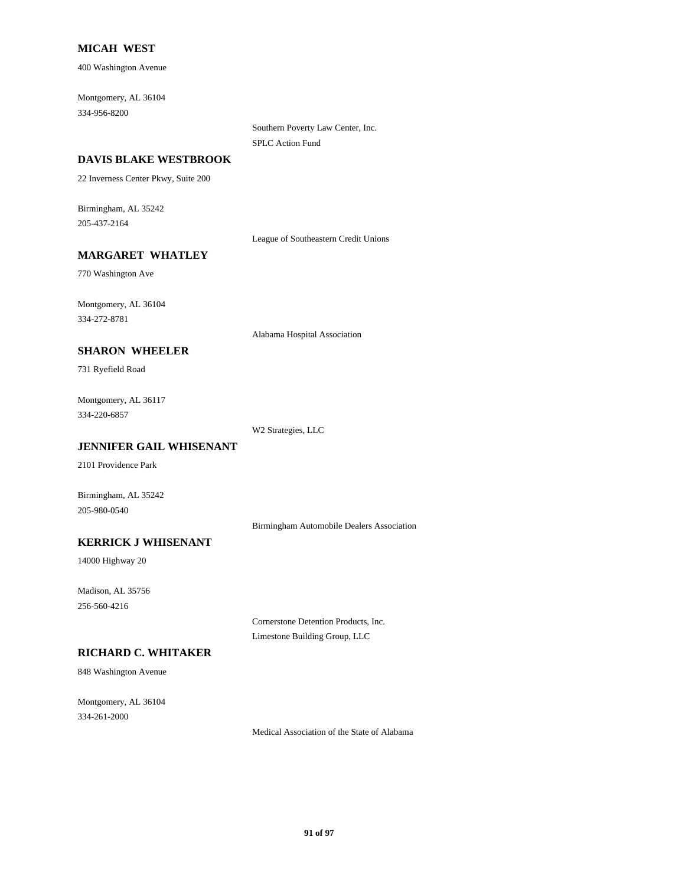**MICAH WEST**

400 Washington Avenue

Montgomery, AL 36104
334-956-8200

Southern Poverty Law Center, Inc.
SPLC Action Fund

**DAVIS BLAKE WESTBROOK**

22 Inverness Center Pkwy, Suite 200

Birmingham, AL 35242
205-437-2164

League of Southeastern Credit Unions

**MARGARET WHATLEY**

770 Washington Ave

Montgomery, AL 36104
334-272-8781

Alabama Hospital Association

**SHARON WHEELER**

731 Ryefield Road

Montgomery, AL 36117
334-220-6857

W2 Strategies, LLC

**JENNIFER GAIL WHISENANT**

2101 Providence Park

Birmingham, AL 35242
205-980-0540

Birmingham Automobile Dealers Association

**KERRICK J WHISENANT**

14000 Highway 20

Madison, AL 35756
256-560-4216

Cornerstone Detention Products, Inc.
Limestone Building Group, LLC

**RICHARD C. WHITAKER**

848 Washington Avenue

Montgomery, AL 36104
334-261-2000

Medical Association of the State of Alabama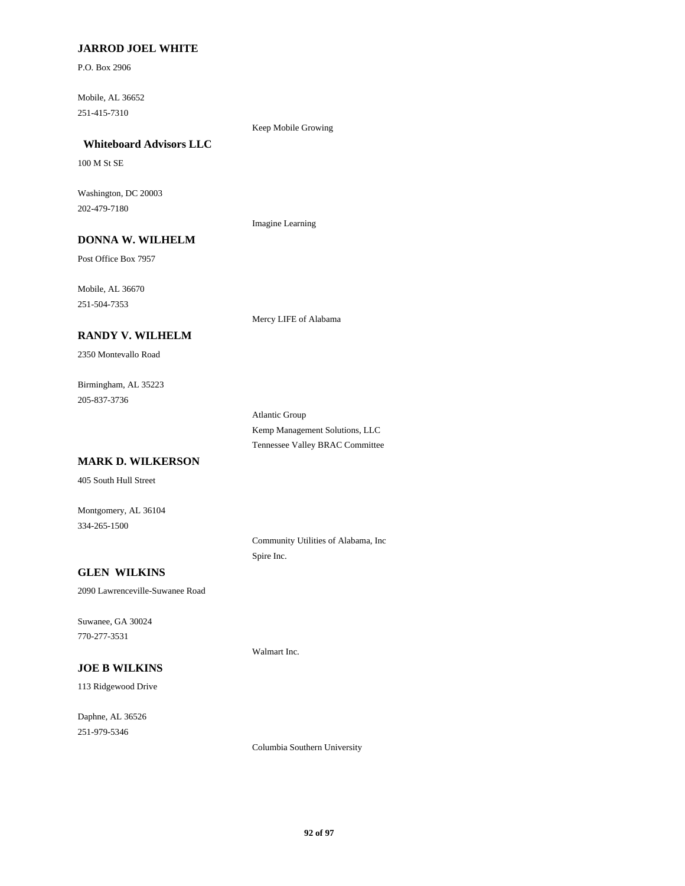**JARROD JOEL WHITE**

P.O. Box 2906

Mobile, AL 36652
251-415-7310

Keep Mobile Growing

**Whiteboard Advisors LLC**

100 M St SE

Washington, DC 20003
202-479-7180

Imagine Learning

**DONNA W. WILHELM**

Post Office Box 7957

Mobile, AL 36670
251-504-7353

Mercy LIFE of Alabama

**RANDY V. WILHELM**

2350 Montevallo Road

Birmingham, AL 35223
205-837-3736

Atlantic Group
Kemp Management Solutions, LLC
Tennessee Valley BRAC Committee

**MARK D. WILKERSON**

405 South Hull Street

Montgomery, AL 36104
334-265-1500

Community Utilities of Alabama, Inc
Spire Inc.

**GLEN WILKINS**

2090 Lawrenceville-Suwanee Road

Suwanee, GA 30024
770-277-3531

Walmart Inc.

**JOE B WILKINS**

113 Ridgewood Drive

Daphne, AL 36526
251-979-5346

Columbia Southern University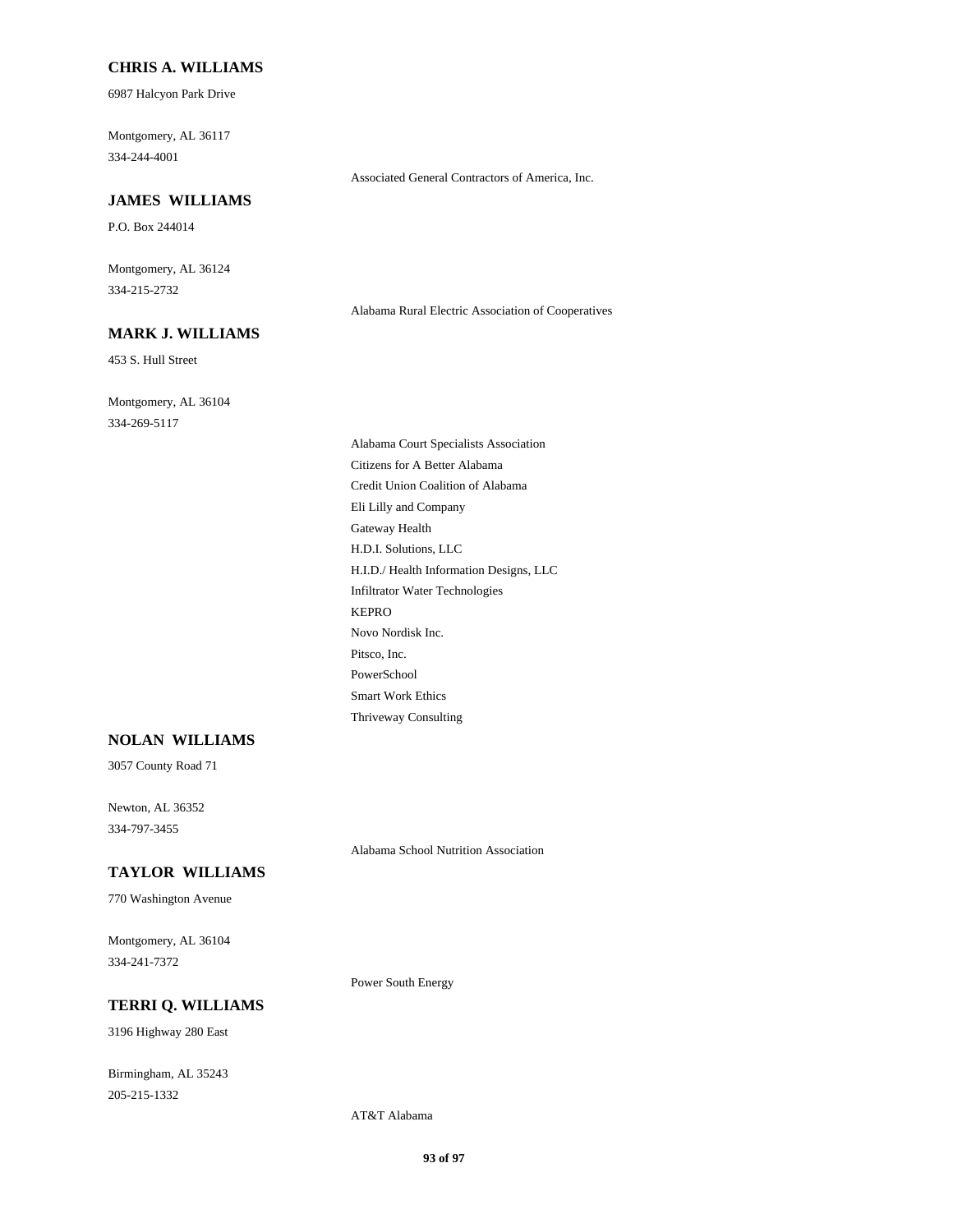### CHRIS A. WILLIAMS

6987 Halcyon Park Drive

Montgomery, AL 36117
334-244-4001

Associated General Contractors of America, Inc.

### JAMES WILLIAMS

P.O. Box 244014

Montgomery, AL 36124
334-215-2732

Alabama Rural Electric Association of Cooperatives

### MARK J. WILLIAMS

453 S. Hull Street

Montgomery, AL 36104
334-269-5117

Alabama Court Specialists Association
Citizens for A Better Alabama
Credit Union Coalition of Alabama
Eli Lilly and Company
Gateway Health
H.D.I. Solutions, LLC
H.I.D./ Health Information Designs, LLC
Infiltrator Water Technologies
KEPRO
Novo Nordisk Inc.
Pitsco, Inc.
PowerSchool
Smart Work Ethics
Thriveway Consulting

### NOLAN WILLIAMS

3057 County Road 71

Newton, AL 36352
334-797-3455

Alabama School Nutrition Association

### TAYLOR WILLIAMS

770 Washington Avenue

Montgomery, AL 36104
334-241-7372

Power South Energy

### TERRI Q. WILLIAMS

3196 Highway 280 East

Birmingham, AL 35243
205-215-1332

AT&T Alabama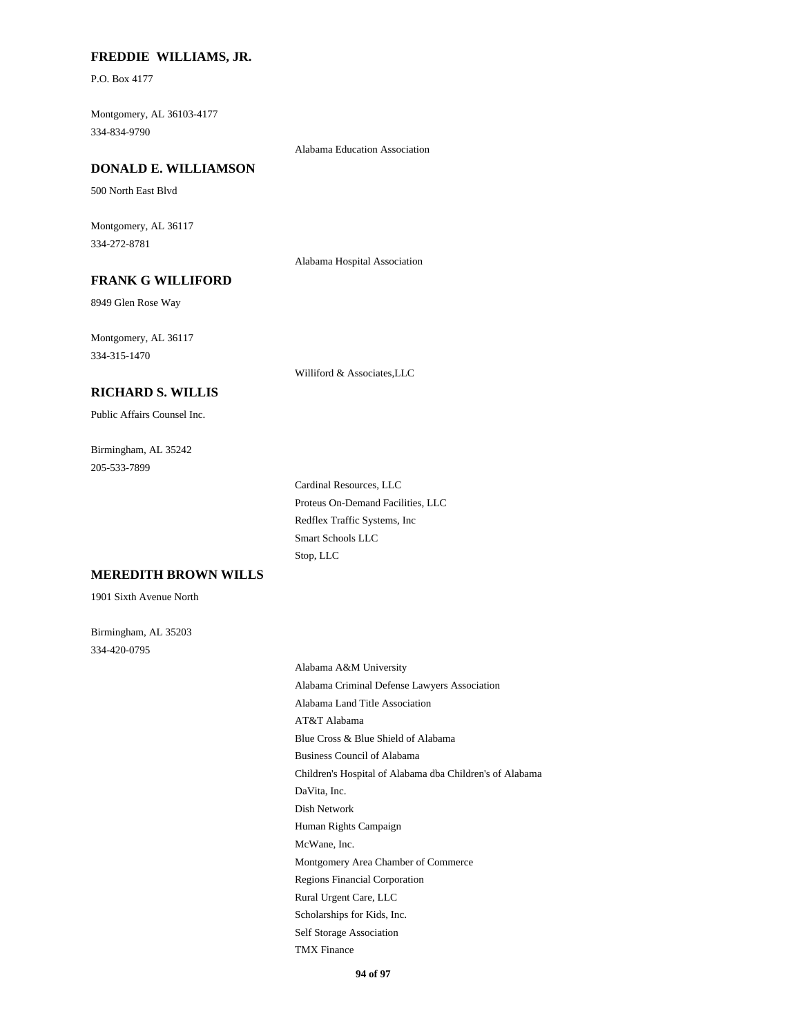**FREDDIE WILLIAMS, JR.**

P.O. Box 4177

Montgomery, AL 36103-4177
334-834-9790

Alabama Education Association

**DONALD E. WILLIAMSON**

500 North East Blvd

Montgomery, AL 36117
334-272-8781

Alabama Hospital Association

**FRANK G WILLIFORD**

8949 Glen Rose Way

Montgomery, AL 36117
334-315-1470

Williford & Associates,LLC

**RICHARD S. WILLIS**

Public Affairs Counsel Inc.

Birmingham, AL 35242
205-533-7899

Cardinal Resources, LLC
Proteus On-Demand Facilities, LLC
Redflex Traffic Systems, Inc
Smart Schools LLC
Stop, LLC

**MEREDITH BROWN WILLS**

1901 Sixth Avenue North

Birmingham, AL 35203
334-420-0795

Alabama A&M University
Alabama Criminal Defense Lawyers Association
Alabama Land Title Association
AT&T Alabama
Blue Cross & Blue Shield of Alabama
Business Council of Alabama
Children's Hospital of Alabama dba Children's of Alabama
DaVita, Inc.
Dish Network
Human Rights Campaign
McWane, Inc.
Montgomery Area Chamber of Commerce
Regions Financial Corporation
Rural Urgent Care, LLC
Scholarships for Kids, Inc.
Self Storage Association
TMX Finance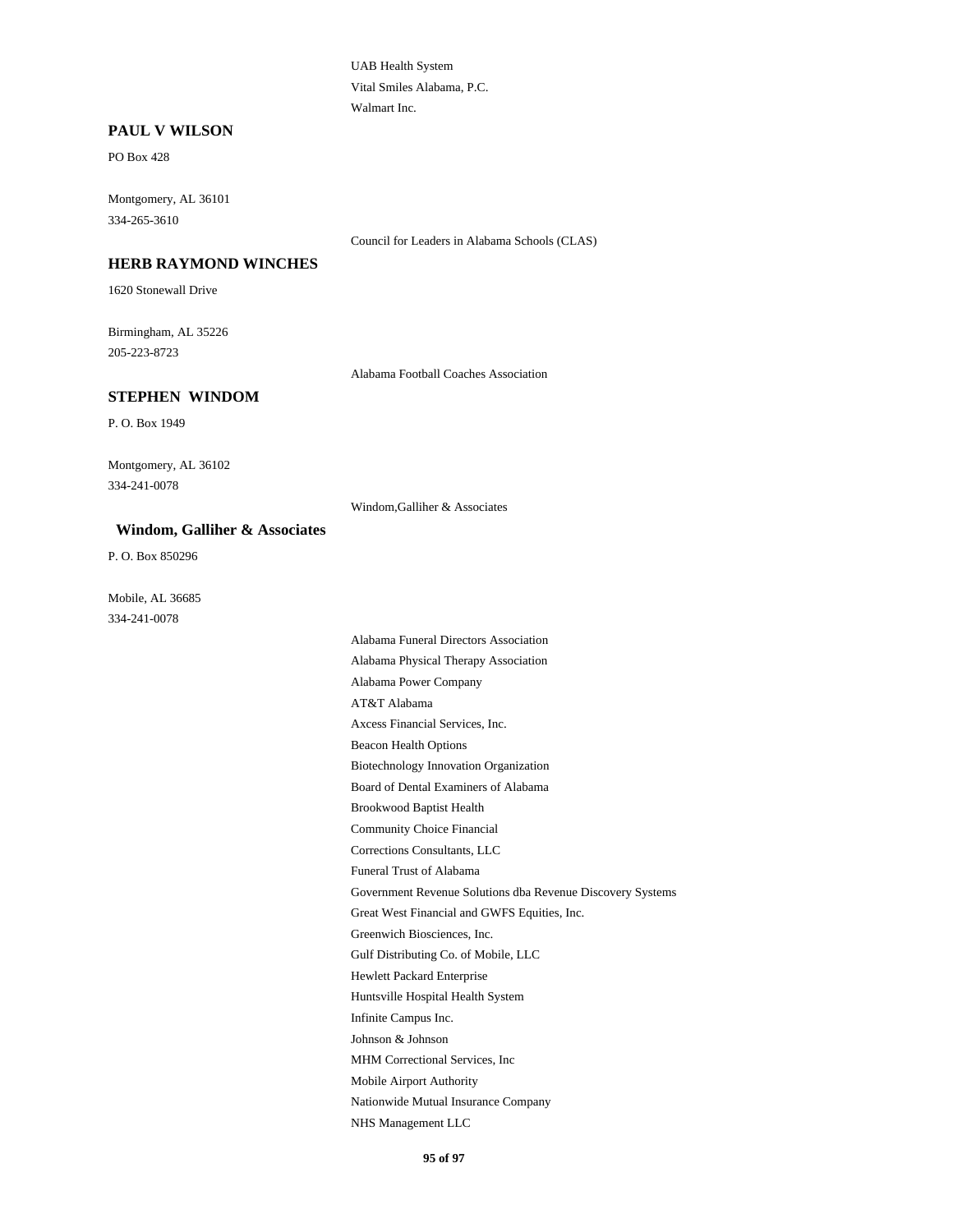UAB Health System

Vital Smiles Alabama, P.C.

Walmart Inc.

**PAUL V WILSON**

PO Box 428

Montgomery, AL 36101

334-265-3610

Council for Leaders in Alabama Schools (CLAS)

**HERB RAYMOND WINCHES**

1620 Stonewall Drive

Birmingham, AL 35226

205-223-8723

Alabama Football Coaches Association

**STEPHEN WINDOM**

P. O. Box 1949

Montgomery, AL 36102

334-241-0078

Windom,Galliher & Associates

**Windom, Galliher & Associates**

P. O. Box 850296

Mobile, AL 36685

334-241-0078

Alabama Funeral Directors Association

Alabama Physical Therapy Association

Alabama Power Company

AT&T Alabama

Axcess Financial Services, Inc.

Beacon Health Options

Biotechnology Innovation Organization

Board of Dental Examiners of Alabama

Brookwood Baptist Health

Community Choice Financial

Corrections Consultants, LLC

Funeral Trust of Alabama

Government Revenue Solutions dba Revenue Discovery Systems

Great West Financial and GWFS Equities, Inc.

Greenwich Biosciences, Inc.

Gulf Distributing Co. of Mobile, LLC

Hewlett Packard Enterprise

Huntsville Hospital Health System

Infinite Campus Inc.

Johnson & Johnson

MHM Correctional Services, Inc

Mobile Airport Authority

Nationwide Mutual Insurance Company

NHS Management LLC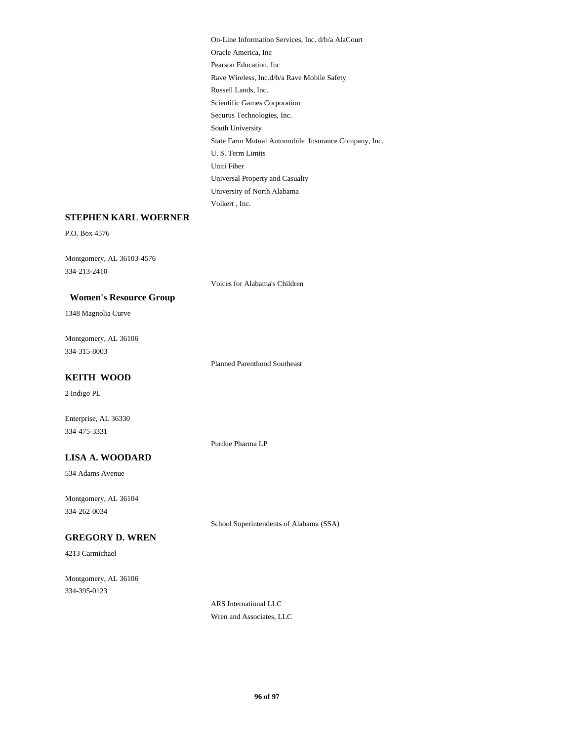On-Line Information Services, Inc. d/b/a AlaCourt
Oracle America, Inc
Pearson Education, Inc
Rave Wireless, Inc.d/b/a Rave Mobile Safety
Russell Lands, Inc.
Scientific Games Corporation
Securus Technologies, Inc.
South University
State Farm Mutual Automobile Insurance Company, Inc.
U. S. Term Limits
Uniti Fiber
Universal Property and Casualty
University of North Alabama
Volkert , Inc.

**STEPHEN KARL WOERNER**

P.O. Box 4576

Montgomery, AL 36103-4576
334-213-2410

Voices for Alabama's Children

**Women's Resource Group**

1348 Magnolia Curve

Montgomery, AL 36106
334-315-8003

Planned Parenthood Southeast

**KEITH WOOD**

2 Indigo PL

Enterprise, AL 36330
334-475-3331

Purdue Pharma LP

**LISA A. WOODARD**

534 Adams Avenue

Montgomery, AL 36104
334-262-0034

School Superintendents of Alabama (SSA)

**GREGORY D. WREN**

4213 Carmichael

Montgomery, AL 36106
334-395-0123

ARS International LLC
Wren and Associates, LLC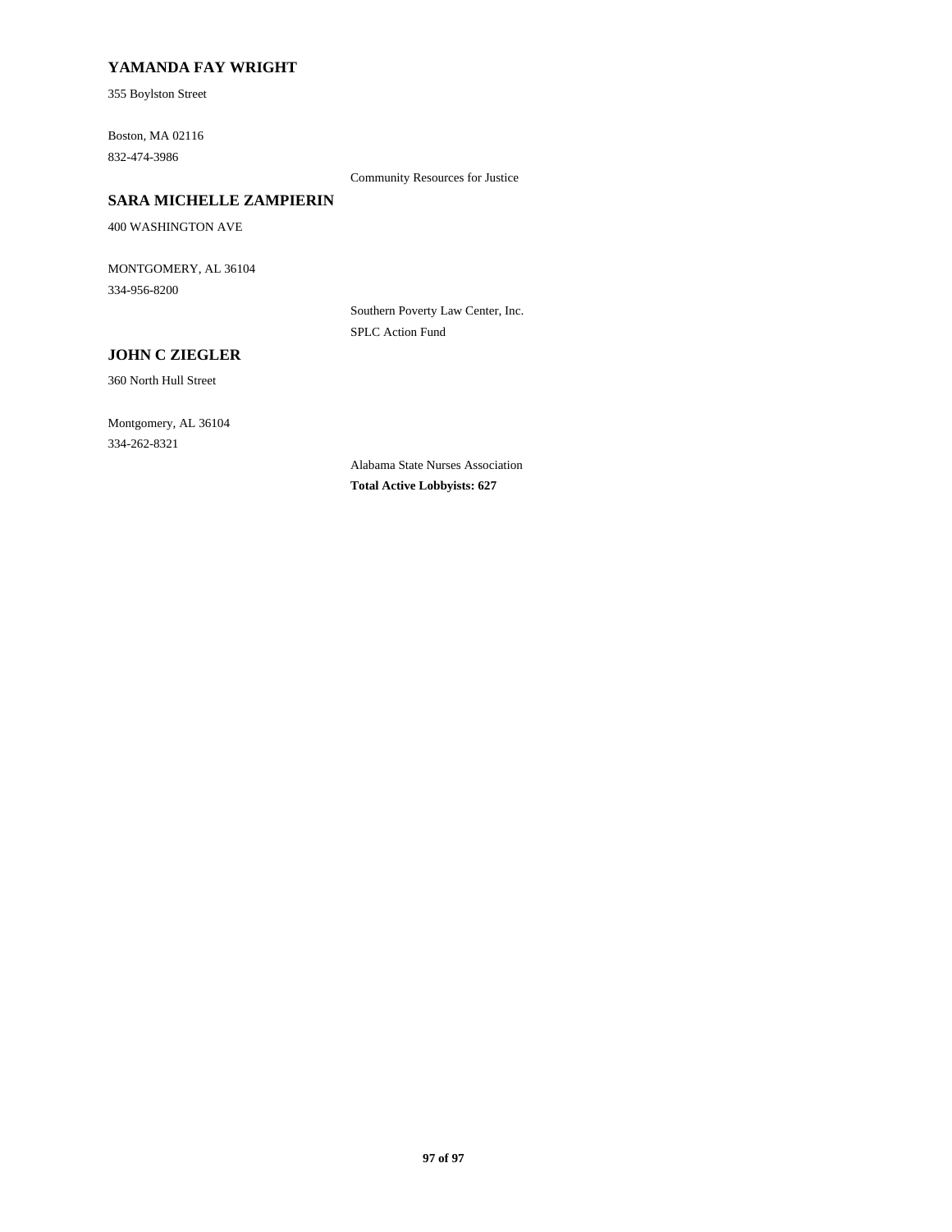**YAMANDA FAY WRIGHT**

355 Boylston Street

Boston, MA 02116

832-474-3986

Community Resources for Justice

**SARA MICHELLE ZAMPIERIN**

400 WASHINGTON AVE

MONTGOMERY, AL 36104

334-956-8200

Southern Poverty Law Center, Inc.

SPLC Action Fund

**JOHN C ZIEGLER**

360 North Hull Street

Montgomery, AL 36104

334-262-8321

Alabama State Nurses Association

**Total Active Lobbyists: 627**